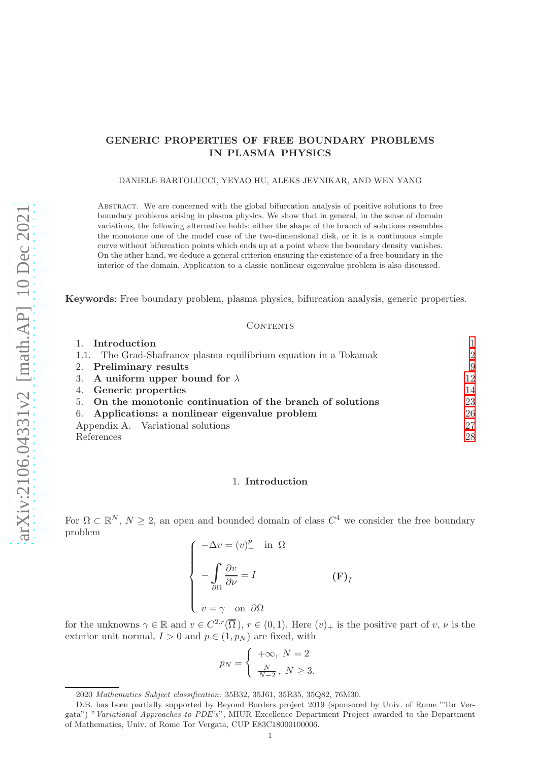# GENERIC PROPERTIES OF FREE BOUNDARY PROBLEMS IN PLASMA PHYSICS

DANIELE BARTOLUCCI, YEYAO HU, ALEKS JEVNIKAR, AND WEN YANG

Abstract. We are concerned with the global bifurcation analysis of positive solutions to free boundary problems arising in plasma physics. We show that in general, in the sense of domain variations, the following alternative holds: either the shape of the branch of solutions resembles the monotone one of the model case of the two-dimensional disk, or it is a continuous simple curve without bifurcation points which ends up at a point where the boundary density vanishes. On the other hand, we deduce a general criterion ensuring the existence of a free boundary in the interior of the domain. Application to a classic nonlinear eigenvalue problem is also discussed.

**Keywords**: Free boundary problem, plasma physics, bifurcation analysis, generic properties.

Contents

1. **Introduction** 1
1.1. The Grad-Shafranov plasma equilibrium equation in a Tokamak 2
2. **Preliminary results** 9
3. **A uniform upper bound for $\lambda$** 12
4. **Generic properties** 14
5. **On the monotonic continuation of the branch of solutions** 23
6. **Applications: a nonlinear eigenvalue problem** 26

Appendix A. Variational solutions 27

References 28

## 1. Introduction

For $\Omega \subset \mathbb{R}^N$, $N \geq 2$, an open and bounded domain of class $C^4$ we consider the free boundary problem

$$
\begin{cases} -\Delta v = (v)_+^p \quad \text{in } \Omega \\ -\displaystyle\int_{\partial\Omega} \frac{\partial v}{\partial \nu} = I \\ v = \gamma \quad \text{on } \partial\Omega \end{cases} \qquad \mathbf{(F)}_I
$$

for the unknowns $\gamma \in \mathbb{R}$ and $v \in C^{2,r}(\overline{\Omega})$, $r \in (0,1)$. Here $(v)_+$ is the positive part of $v$, $\nu$ is the exterior unit normal, $I > 0$ and $p \in (1, p_N)$ are fixed, with

$$
p_N = \begin{cases} +\infty, \; N = 2 \\ \frac{N}{N-2}, \; N \geq 3. \end{cases}
$$

2020 *Mathematics Subject classification:* 35B32, 35J61, 35R35, 35Q82, 76M30.

D.B. has been partially supported by Beyond Borders project 2019 (sponsored by Univ. of Rome "Tor Vergata") "*Variational Approaches to PDE's*", MIUR Excellence Department Project awarded to the Department of Mathematics, Univ. of Rome Tor Vergata, CUP E83C18000100006.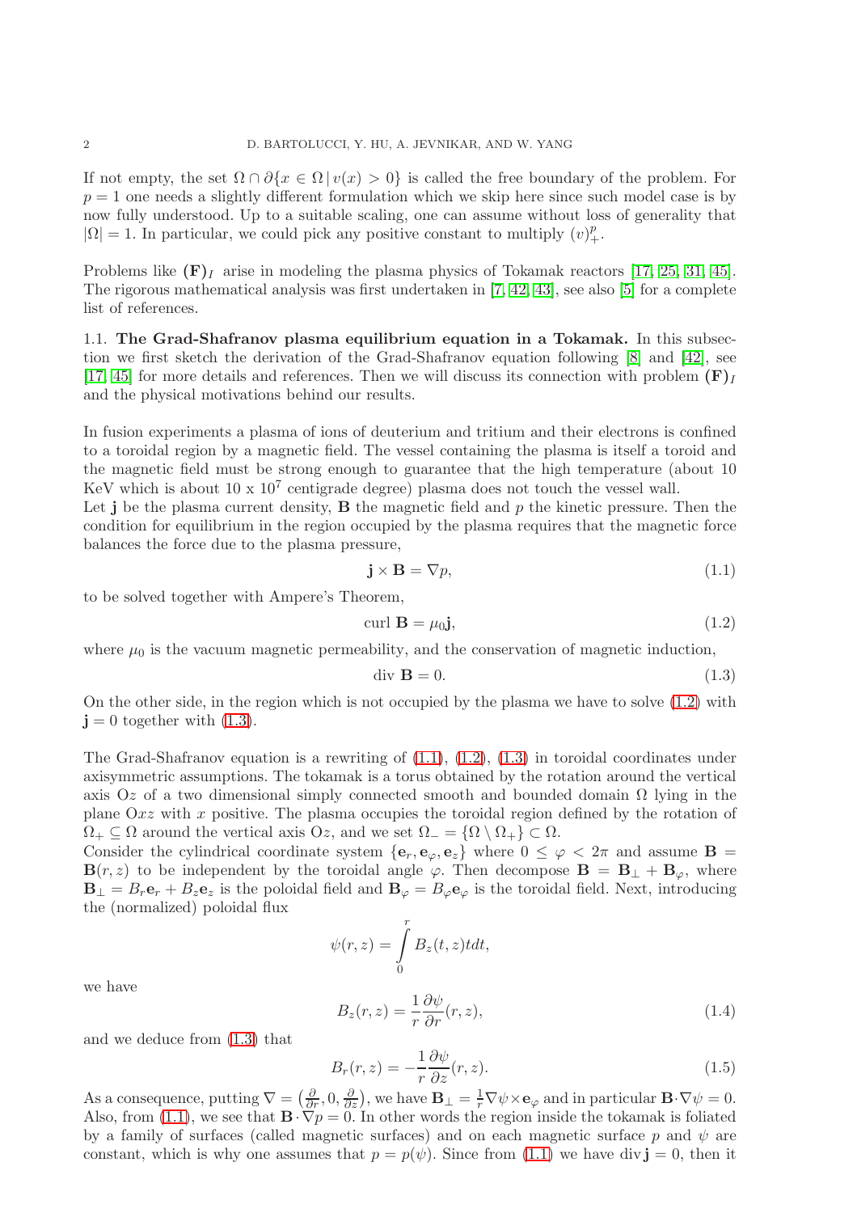If not empty, the set $\Omega \cap \partial\{x \in \Omega \,|\, v(x) > 0\}$ is called the free boundary of the problem. For $p = 1$ one needs a slightly different formulation which we skip here since such model case is by now fully understood. Up to a suitable scaling, one can assume without loss of generality that $|\Omega| = 1$. In particular, we could pick any positive constant to multiply $(v)_+^p$.

Problems like $\mathbf{(F)}_I$ arise in modeling the plasma physics of Tokamak reactors [17, 25, 31, 45]. The rigorous mathematical analysis was first undertaken in [7, 42, 43], see also [5] for a complete list of references.

## 1.1. The Grad-Shafranov plasma equilibrium equation in a Tokamak.

In this subsection we first sketch the derivation of the Grad-Shafranov equation following [8] and [42], see [17, 45] for more details and references. Then we will discuss its connection with problem $\mathbf{(F)}_I$ and the physical motivations behind our results.

In fusion experiments a plasma of ions of deuterium and tritium and their electrons is confined to a toroidal region by a magnetic field. The vessel containing the plasma is itself a toroid and the magnetic field must be strong enough to guarantee that the high temperature (about 10 KeV which is about 10 x $10^7$ centigrade degree) plasma does not touch the vessel wall.
Let $\mathbf{j}$ be the plasma current density, $\mathbf{B}$ the magnetic field and $p$ the kinetic pressure. Then the condition for equilibrium in the region occupied by the plasma requires that the magnetic force balances the force due to the plasma pressure,

$$\mathbf{j} \times \mathbf{B} = \nabla p, \tag{1.1}$$

to be solved together with Ampere's Theorem,

$$\text{curl } \mathbf{B} = \mu_0 \mathbf{j}, \tag{1.2}$$

where $\mu_0$ is the vacuum magnetic permeability, and the conservation of magnetic induction,

$$\text{div } \mathbf{B} = 0. \tag{1.3}$$

On the other side, in the region which is not occupied by the plasma we have to solve (1.2) with $\mathbf{j} = 0$ together with (1.3).

The Grad-Shafranov equation is a rewriting of (1.1), (1.2), (1.3) in toroidal coordinates under axisymmetric assumptions. The tokamak is a torus obtained by the rotation around the vertical axis O$z$ of a two dimensional simply connected smooth and bounded domain $\Omega$ lying in the plane O$xz$ with $x$ positive. The plasma occupies the toroidal region defined by the rotation of $\Omega_+ \subseteq \Omega$ around the vertical axis O$z$, and we set $\Omega_- = \{\Omega \setminus \Omega_+\} \subset \Omega$.
Consider the cylindrical coordinate system $\{\mathbf{e}_r, \mathbf{e}_\varphi, \mathbf{e}_z\}$ where $0 \leq \varphi < 2\pi$ and assume $\mathbf{B} = \mathbf{B}(r, z)$ to be independent by the toroidal angle $\varphi$. Then decompose $\mathbf{B} = \mathbf{B}_\perp + \mathbf{B}_\varphi$, where $\mathbf{B}_\perp = B_r \mathbf{e}_r + B_z \mathbf{e}_z$ is the poloidal field and $\mathbf{B}_\varphi = B_\varphi \mathbf{e}_\varphi$ is the toroidal field. Next, introducing the (normalized) poloidal flux

$$\psi(r, z) = \int_0^r B_z(t, z) t dt,$$

we have

$$B_z(r, z) = \frac{1}{r} \frac{\partial \psi}{\partial r}(r, z), \tag{1.4}$$

and we deduce from (1.3) that

$$B_r(r, z) = -\frac{1}{r} \frac{\partial \psi}{\partial z}(r, z). \tag{1.5}$$

As a consequence, putting $\nabla = \left(\frac{\partial}{\partial r}, 0, \frac{\partial}{\partial z}\right)$, we have $\mathbf{B}_\perp = \frac{1}{r} \nabla \psi \times \mathbf{e}_\varphi$ and in particular $\mathbf{B} \cdot \nabla \psi = 0$. Also, from (1.1), we see that $\mathbf{B} \cdot \nabla p = 0$. In other words the region inside the tokamak is foliated by a family of surfaces (called magnetic surfaces) and on each magnetic surface $p$ and $\psi$ are constant, which is why one assumes that $p = p(\psi)$. Since from (1.1) we have $\text{div}\, \mathbf{j} = 0$, then it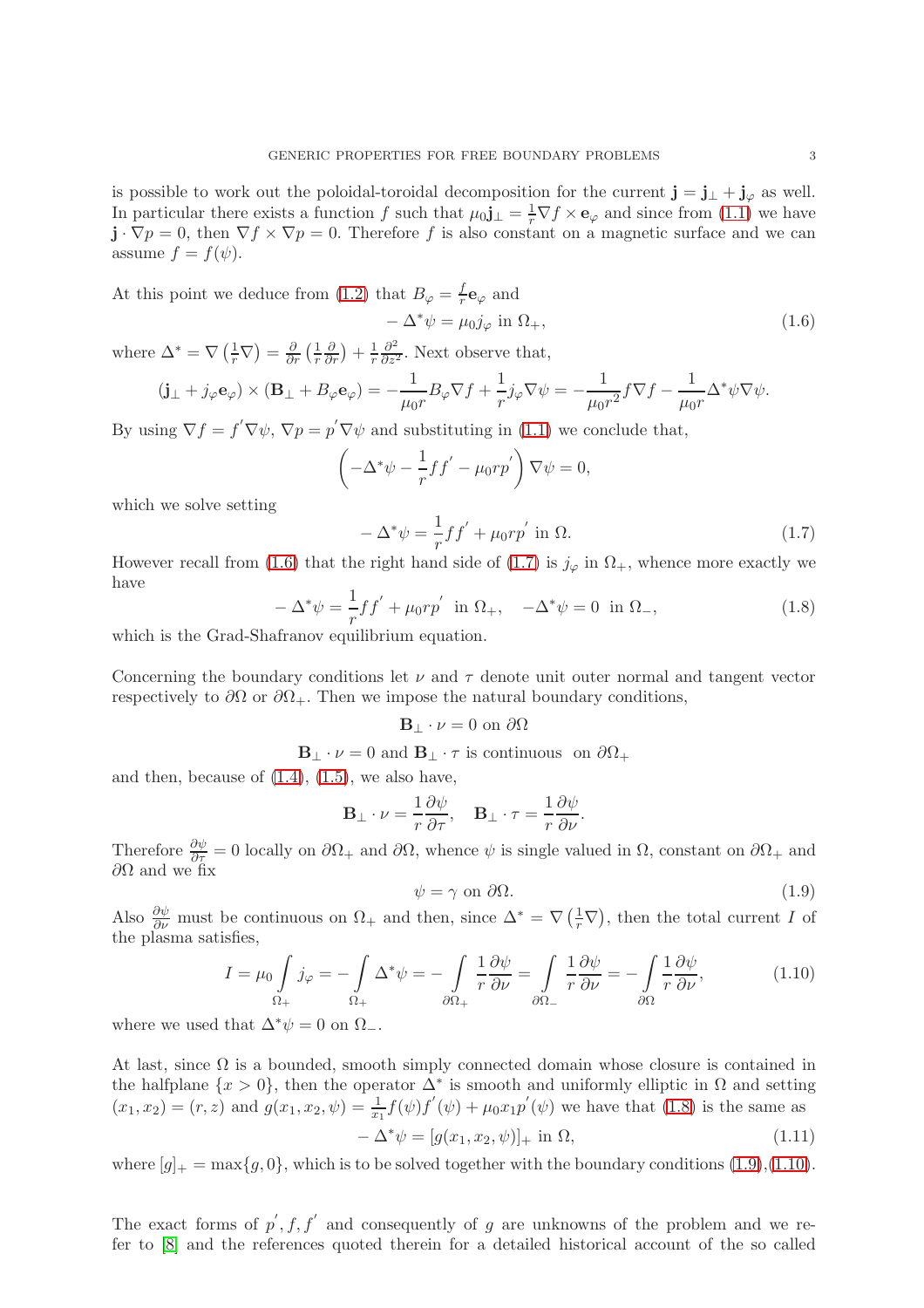is possible to work out the poloidal-toroidal decomposition for the current $\mathbf{j} = \mathbf{j}_\perp + \mathbf{j}_\varphi$ as well. In particular there exists a function $f$ such that $\mu_0 \mathbf{j}_\perp = \frac{1}{r}\nabla f \times \mathbf{e}_\varphi$ and since from (1.1) we have $\mathbf{j}\cdot\nabla p = 0$, then $\nabla f \times \nabla p = 0$. Therefore $f$ is also constant on a magnetic surface and we can assume $f = f(\psi)$.

At this point we deduce from (1.2) that $B_\varphi = \frac{f}{r}\mathbf{e}_\varphi$ and

$$-\Delta^*\psi = \mu_0 j_\varphi \text{ in } \Omega_+, \tag{1.6}$$

where $\Delta^* = \nabla\left(\frac{1}{r}\nabla\right) = \frac{\partial}{\partial r}\left(\frac{1}{r}\frac{\partial}{\partial r}\right) + \frac{1}{r}\frac{\partial^2}{\partial z^2}$. Next observe that,

$$(\mathbf{j}_\perp + j_\varphi \mathbf{e}_\varphi) \times (\mathbf{B}_\perp + B_\varphi \mathbf{e}_\varphi) = -\frac{1}{\mu_0 r}B_\varphi \nabla f + \frac{1}{r}j_\varphi \nabla\psi = -\frac{1}{\mu_0 r^2} f\nabla f - \frac{1}{\mu_0 r}\Delta^*\psi\nabla\psi.$$

By using $\nabla f = f^{'}\nabla\psi$, $\nabla p = p^{'}\nabla\psi$ and substituting in (1.1) we conclude that,

$$\left(-\Delta^*\psi - \frac{1}{r}ff^{'} - \mu_0 r p^{'}\right)\nabla\psi = 0,$$

which we solve setting

$$-\Delta^*\psi = \frac{1}{r}ff^{'} + \mu_0 r p^{'} \text{ in } \Omega. \tag{1.7}$$

However recall from (1.6) that the right hand side of (1.7) is $j_\varphi$ in $\Omega_+$, whence more exactly we have

$$-\Delta^*\psi = \frac{1}{r}ff^{'} + \mu_0 r p^{'} \text{ in } \Omega_+, \quad -\Delta^*\psi = 0 \text{ in } \Omega_-, \tag{1.8}$$

which is the Grad-Shafranov equilibrium equation.

Concerning the boundary conditions let $\nu$ and $\tau$ denote unit outer normal and tangent vector respectively to $\partial\Omega$ or $\partial\Omega_+$. Then we impose the natural boundary conditions,

$$\mathbf{B}_\perp \cdot \nu = 0 \text{ on } \partial\Omega$$

$$\mathbf{B}_\perp \cdot \nu = 0 \text{ and } \mathbf{B}_\perp \cdot \tau \text{ is continuous on } \partial\Omega_+$$

and then, because of (1.4), (1.5), we also have,

$$\mathbf{B}_\perp \cdot \nu = \frac{1}{r}\frac{\partial\psi}{\partial\tau}, \quad \mathbf{B}_\perp \cdot \tau = \frac{1}{r}\frac{\partial\psi}{\partial\nu}.$$

Therefore $\frac{\partial\psi}{\partial\tau} = 0$ locally on $\partial\Omega_+$ and $\partial\Omega$, whence $\psi$ is single valued in $\Omega$, constant on $\partial\Omega_+$ and $\partial\Omega$ and we fix

$$\psi = \gamma \text{ on } \partial\Omega. \tag{1.9}$$

Also $\frac{\partial\psi}{\partial\nu}$ must be continuous on $\Omega_+$ and then, since $\Delta^* = \nabla\left(\frac{1}{r}\nabla\right)$, then the total current $I$ of the plasma satisfies,

$$I = \mu_0 \int\limits_{\Omega_+} j_\varphi = -\int\limits_{\Omega_+} \Delta^*\psi = -\int\limits_{\partial\Omega_+} \frac{1}{r}\frac{\partial\psi}{\partial\nu} = \int\limits_{\partial\Omega_-} \frac{1}{r}\frac{\partial\psi}{\partial\nu} = -\int\limits_{\partial\Omega} \frac{1}{r}\frac{\partial\psi}{\partial\nu}, \tag{1.10}$$

where we used that $\Delta^*\psi = 0$ on $\Omega_-$.

At last, since $\Omega$ is a bounded, smooth simply connected domain whose closure is contained in the halfplane $\{x > 0\}$, then the operator $\Delta^*$ is smooth and uniformly elliptic in $\Omega$ and setting $(x_1, x_2) = (r, z)$ and $g(x_1, x_2, \psi) = \frac{1}{x_1}f(\psi)f^{'}(\psi) + \mu_0 x_1 p^{'}(\psi)$ we have that (1.8) is the same as

$$-\Delta^*\psi = [g(x_1, x_2, \psi)]_+ \text{ in } \Omega, \tag{1.11}$$

where $[g]_+ = \max\{g, 0\}$, which is to be solved together with the boundary conditions (1.9),(1.10).

The exact forms of $p^{'}, f, f^{'}$ and consequently of $g$ are unknowns of the problem and we refer to [8] and the references quoted therein for a detailed historical account of the so called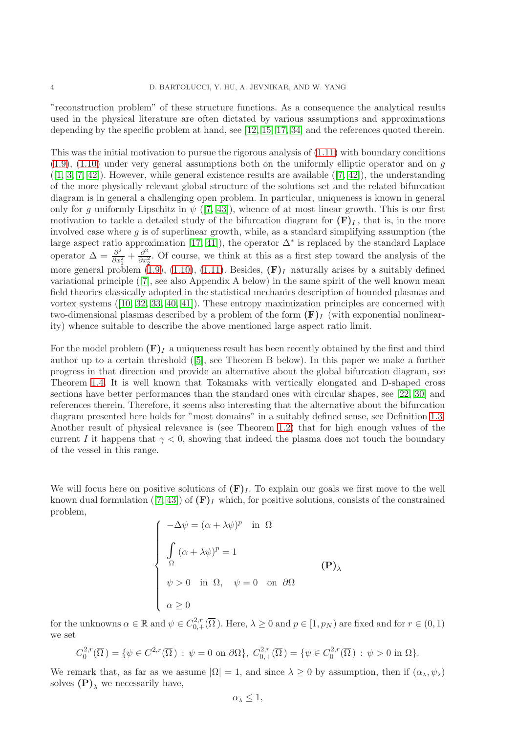"reconstruction problem" of these structure functions. As a consequence the analytical results used in the physical literature are often dictated by various assumptions and approximations depending by the specific problem at hand, see [12, 15, 17, 34] and the references quoted therein.

This was the initial motivation to pursue the rigorous analysis of (1.11) with boundary conditions (1.9), (1.10) under very general assumptions both on the uniformly elliptic operator and on $g$ ([1, 3, 7, 42]). However, while general existence results are available ([7, 42]), the understanding of the more physically relevant global structure of the solutions set and the related bifurcation diagram is in general a challenging open problem. In particular, uniqueness is known in general only for $g$ uniformly Lipschitz in $\psi$ ([7, 43]), whence of at most linear growth. This is our first motivation to tackle a detailed study of the bifurcation diagram for $\mathbf{(F)}_I$, that is, in the more involved case where $g$ is of superlinear growth, while, as a standard simplifying assumption (the large aspect ratio approximation [17, 41]), the operator $\Delta^*$ is replaced by the standard Laplace operator $\Delta = \frac{\partial^2}{\partial x_1^2} + \frac{\partial^2}{\partial x_2^2}$. Of course, we think at this as a first step toward the analysis of the more general problem (1.9), (1.10), (1.11). Besides, $\mathbf{(F)}_I$ naturally arises by a suitably defined variational principle ([7], see also Appendix A below) in the same spirit of the well known mean field theories classically adopted in the statistical mechanics description of bounded plasmas and vortex systems ([10, 32, 33, 40, 41]). These entropy maximization principles are concerned with two-dimensional plasmas described by a problem of the form $\mathbf{(F)}_I$ (with exponential nonlinearity) whence suitable to describe the above mentioned large aspect ratio limit.

For the model problem $\mathbf{(F)}_I$ a uniqueness result has been recently obtained by the first and third author up to a certain threshold ([5], see Theorem B below). In this paper we make a further progress in that direction and provide an alternative about the global bifurcation diagram, see Theorem 1.4. It is well known that Tokamaks with vertically elongated and D-shaped cross sections have better performances than the standard ones with circular shapes, see [22, 30] and references therein. Therefore, it seems also interesting that the alternative about the bifurcation diagram presented here holds for "most domains" in a suitably defined sense, see Definition 1.3. Another result of physical relevance is (see Theorem 1.2) that for high enough values of the current $I$ it happens that $\gamma < 0$, showing that indeed the plasma does not touch the boundary of the vessel in this range.

We will focus here on positive solutions of $\mathbf{(F)}_I$. To explain our goals we first move to the well known dual formulation ([7, 43]) of $\mathbf{(F)}_I$ which, for positive solutions, consists of the constrained problem,

$$
\begin{cases}
-\Delta\psi = (\alpha + \lambda\psi)^p \quad \text{in } \Omega \\[6pt]
\displaystyle\int_{\Omega} (\alpha + \lambda\psi)^p = 1 \\[6pt]
\psi > 0 \quad \text{in } \Omega, \quad \psi = 0 \quad \text{on } \partial\Omega \\[6pt]
\alpha \geq 0
\end{cases}
\qquad \mathbf{(P)}_\lambda
$$

for the unknowns $\alpha \in \mathbb{R}$ and $\psi \in C^{2,r}_{0,+}(\overline{\Omega})$. Here, $\lambda \geq 0$ and $p \in [1, p_N)$ are fixed and for $r \in (0,1)$ we set

$$
C^{2,r}_0(\overline{\Omega}) = \{\psi \in C^{2,r}(\overline{\Omega}) \, : \, \psi = 0 \text{ on } \partial\Omega\}, \; C^{2,r}_{0,+}(\overline{\Omega}) = \{\psi \in C^{2,r}_0(\overline{\Omega}) \, : \, \psi > 0 \text{ in } \Omega\}.
$$

We remark that, as far as we assume $|\Omega| = 1$, and since $\lambda \geq 0$ by assumption, then if $(\alpha_\lambda, \psi_\lambda)$ solves $\mathbf{(P)}_\lambda$ we necessarily have,

$$
\alpha_\lambda \leq 1,
$$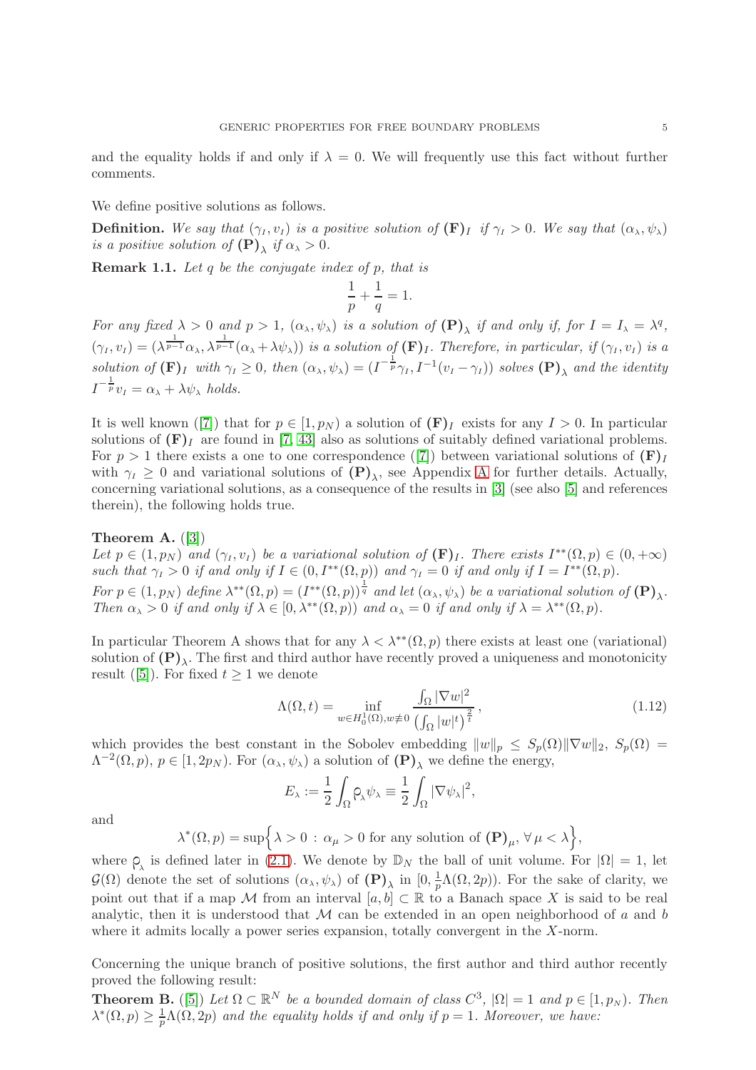and the equality holds if and only if $\lambda = 0$. We will frequently use this fact without further comments.

We define positive solutions as follows.

**Definition.** *We say that $(\gamma_{_I}, v_{_I})$ is a positive solution of $(\mathbf{F})_I$ if $\gamma_{_I} > 0$. We say that $(\alpha_{_\lambda}, \psi_{_\lambda})$ is a positive solution of $(\mathbf{P})_\lambda$ if $\alpha_{_\lambda} > 0$.*

**Remark 1.1.** *Let $q$ be the conjugate index of $p$, that is*

$$\frac{1}{p} + \frac{1}{q} = 1.$$

*For any fixed $\lambda > 0$ and $p > 1$, $(\alpha_{_\lambda}, \psi_{_\lambda})$ is a solution of $(\mathbf{P})_\lambda$ if and only if, for $I = I_{_\lambda} = \lambda^q$, $(\gamma_{_I}, v_{_I}) = (\lambda^{\frac{1}{p-1}}\alpha_{_\lambda}, \lambda^{\frac{1}{p-1}}(\alpha_{_\lambda} + \lambda\psi_{_\lambda}))$ is a solution of $(\mathbf{F})_I$. Therefore, in particular, if $(\gamma_{_I}, v_{_I})$ is a solution of $(\mathbf{F})_I$ with $\gamma_{_I} \geq 0$, then $(\alpha_{_\lambda}, \psi_{_\lambda}) = (I^{-\frac{1}{p}}\gamma_{_I}, I^{-1}(v_{_I} - \gamma_{_I}))$ solves $(\mathbf{P})_\lambda$ and the identity $I^{-\frac{1}{p}}v_{_I} = \alpha_{_\lambda} + \lambda\psi_{_\lambda}$ holds.*

It is well known ([7]) that for $p \in [1, p_N)$ a solution of $(\mathbf{F})_I$ exists for any $I > 0$. In particular solutions of $(\mathbf{F})_I$ are found in [7, 43] also as solutions of suitably defined variational problems. For $p > 1$ there exists a one to one correspondence ([7]) between variational solutions of $(\mathbf{F})_I$ with $\gamma_{_I} \geq 0$ and variational solutions of $(\mathbf{P})_\lambda$, see Appendix A for further details. Actually, concerning variational solutions, as a consequence of the results in [3] (see also [5] and references therein), the following holds true.

**Theorem A.** ([3])
*Let $p \in (1, p_N)$ and $(\gamma_{_I}, v_{_I})$ be a variational solution of $(\mathbf{F})_I$. There exists $I^{**}(\Omega, p) \in (0, +\infty)$ such that $\gamma_{_I} > 0$ if and only if $I \in (0, I^{**}(\Omega, p))$ and $\gamma_{_I} = 0$ if and only if $I = I^{**}(\Omega, p)$.*
*For $p \in (1, p_N)$ define $\lambda^{**}(\Omega, p) = (I^{**}(\Omega, p))^{\frac{1}{q}}$ and let $(\alpha_{_\lambda}, \psi_{_\lambda})$ be a variational solution of $(\mathbf{P})_\lambda$. Then $\alpha_{_\lambda} > 0$ if and only if $\lambda \in [0, \lambda^{**}(\Omega, p))$ and $\alpha_{_\lambda} = 0$ if and only if $\lambda = \lambda^{**}(\Omega, p)$.*

In particular Theorem A shows that for any $\lambda < \lambda^{**}(\Omega, p)$ there exists at least one (variational) solution of $(\mathbf{P})_\lambda$. The first and third author have recently proved a uniqueness and monotonicity result ([5]). For fixed $t \geq 1$ we denote

$$\Lambda(\Omega, t) = \inf_{w \in H_0^1(\Omega), w \not\equiv 0} \frac{\int_\Omega |\nabla w|^2}{\left(\int_\Omega |w|^t\right)^{\frac{2}{t}}}, \tag{1.12}$$

which provides the best constant in the Sobolev embedding $\|w\|_p \leq S_p(\Omega)\|\nabla w\|_2$, $S_p(\Omega) = \Lambda^{-2}(\Omega, p)$, $p \in [1, 2p_N)$. For $(\alpha_{_\lambda}, \psi_{_\lambda})$ a solution of $(\mathbf{P})_\lambda$ we define the energy,

$$E_{_\lambda} := \frac{1}{2}\int_\Omega \rho_{_\lambda}\psi_{_\lambda} \equiv \frac{1}{2}\int_\Omega |\nabla \psi_{_\lambda}|^2,$$

and

$$\lambda^*(\Omega, p) = \sup\Big\{\lambda > 0 \,:\, \alpha_\mu > 0 \text{ for any solution of } (\mathbf{P})_\mu,\, \forall\, \mu < \lambda\Big\},$$

where $\rho_{_\lambda}$ is defined later in (2.1). We denote by $\mathbb{D}_N$ the ball of unit volume. For $|\Omega| = 1$, let $\mathcal{G}(\Omega)$ denote the set of solutions $(\alpha_{_\lambda}, \psi_{_\lambda})$ of $(\mathbf{P})_\lambda$ in $[0, \frac{1}{p}\Lambda(\Omega, 2p))$. For the sake of clarity, we point out that if a map $\mathcal{M}$ from an interval $[a, b] \subset \mathbb{R}$ to a Banach space $X$ is said to be real analytic, then it is understood that $\mathcal{M}$ can be extended in an open neighborhood of $a$ and $b$ where it admits locally a power series expansion, totally convergent in the $X$-norm.

Concerning the unique branch of positive solutions, the first author and third author recently proved the following result:

**Theorem B.** ([5]) *Let $\Omega \subset \mathbb{R}^N$ be a bounded domain of class $C^3$, $|\Omega| = 1$ and $p \in [1, p_N)$. Then $\lambda^*(\Omega, p) \geq \frac{1}{p}\Lambda(\Omega, 2p)$ and the equality holds if and only if $p = 1$. Moreover, we have:*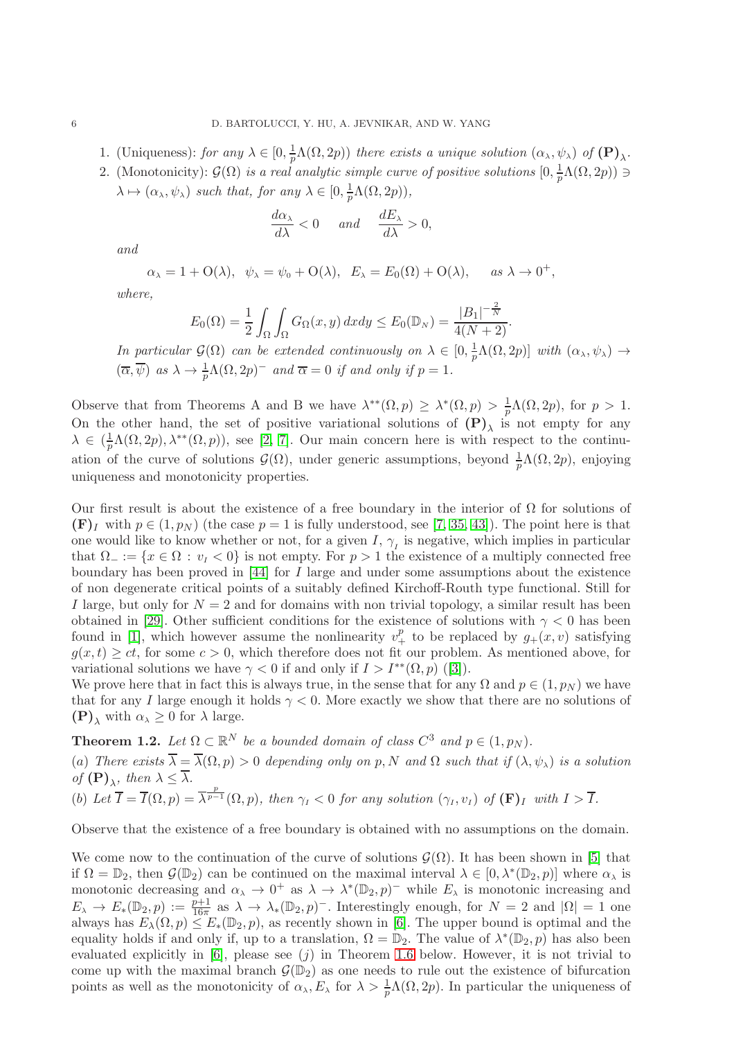1. (Uniqueness): *for any* $\lambda \in [0, \frac{1}{p}\Lambda(\Omega, 2p))$ *there exists a unique solution* $(\alpha_{\lambda}, \psi_{\lambda})$ *of* $\mathbf{(P)}_{\lambda}$.
2. (Monotonicity): $\mathcal{G}(\Omega)$ *is a real analytic simple curve of positive solutions* $[0, \frac{1}{p}\Lambda(\Omega, 2p)) \ni \lambda \mapsto (\alpha_{\lambda}, \psi_{\lambda})$ *such that, for any* $\lambda \in [0, \frac{1}{p}\Lambda(\Omega, 2p))$,

$$\frac{d\alpha_{\lambda}}{d\lambda} < 0 \quad \text{ and } \quad \frac{dE_{\lambda}}{d\lambda} > 0,$$

*and*

$$\alpha_{\lambda} = 1 + \mathrm{O}(\lambda), \quad \psi_{\lambda} = \psi_0 + \mathrm{O}(\lambda), \quad E_{\lambda} = E_0(\Omega) + \mathrm{O}(\lambda), \qquad \text{as } \lambda \to 0^+,$$

*where,*

$$E_0(\Omega) = \frac{1}{2}\int_{\Omega}\int_{\Omega} G_{\Omega}(x,y)\, dxdy \leq E_0(\mathbb{D}_N) = \frac{|B_1|^{-\frac{2}{N}}}{4(N+2)}.$$

*In particular* $\mathcal{G}(\Omega)$ *can be extended continuously on* $\lambda \in [0, \frac{1}{p}\Lambda(\Omega, 2p)]$ *with* $(\alpha_{\lambda}, \psi_{\lambda}) \to (\overline{\alpha}, \overline{\psi})$ *as* $\lambda \to \frac{1}{p}\Lambda(\Omega, 2p)^-$ *and* $\overline{\alpha} = 0$ *if and only if* $p = 1$.

Observe that from Theorems A and B we have $\lambda^{**}(\Omega, p) \geq \lambda^*(\Omega, p) > \frac{1}{p}\Lambda(\Omega, 2p)$, for $p > 1$. On the other hand, the set of positive variational solutions of $\mathbf{(P)}_{\lambda}$ is not empty for any $\lambda \in (\frac{1}{p}\Lambda(\Omega, 2p), \lambda^{**}(\Omega, p))$, see [2, 7]. Our main concern here is with respect to the continuation of the curve of solutions $\mathcal{G}(\Omega)$, under generic assumptions, beyond $\frac{1}{p}\Lambda(\Omega, 2p)$, enjoying uniqueness and monotonicity properties.

Our first result is about the existence of a free boundary in the interior of $\Omega$ for solutions of $\mathbf{(F)}_I$ with $p \in (1, p_N)$ (the case $p = 1$ is fully understood, see [7, 35, 43]). The point here is that one would like to know whether or not, for a given $I$, $\gamma_{_I}$ is negative, which implies in particular that $\Omega_- := \{x \in \Omega : v_{_I} < 0\}$ is not empty. For $p > 1$ the existence of a multiply connected free boundary has been proved in [44] for $I$ large and under some assumptions about the existence of non degenerate critical points of a suitably defined Kirchoff-Routh type functional. Still for $I$ large, but only for $N = 2$ and for domains with non trivial topology, a similar result has been obtained in [29]. Other sufficient conditions for the existence of solutions with $\gamma < 0$ has been found in [1], which however assume the nonlinearity $v_+^p$ to be replaced by $g_+(x, v)$ satisfying $g(x, t) \geq ct$, for some $c > 0$, which therefore does not fit our problem. As mentioned above, for variational solutions we have $\gamma < 0$ if and only if $I > I^{**}(\Omega, p)$ ([3]).
We prove here that in fact this is always true, in the sense that for any $\Omega$ and $p \in (1, p_N)$ we have that for any $I$ large enough it holds $\gamma < 0$. More exactly we show that there are no solutions of $\mathbf{(P)}_{\lambda}$ with $\alpha_{\lambda} \geq 0$ for $\lambda$ large.

**Theorem 1.2.** *Let* $\Omega \subset \mathbb{R}^N$ *be a bounded domain of class* $C^3$ *and* $p \in (1, p_N)$.
(*a*) *There exists* $\overline{\lambda} = \overline{\lambda}(\Omega, p) > 0$ *depending only on* $p, N$ *and* $\Omega$ *such that if* $(\lambda, \psi_{\lambda})$ *is a solution of* $\mathbf{(P)}_{\lambda}$, *then* $\lambda \leq \overline{\lambda}$.
(*b*) *Let* $\overline{I} = \overline{I}(\Omega, p) = \overline{\lambda}^{\frac{p}{p-1}}(\Omega, p)$, *then* $\gamma_{_I} < 0$ *for any solution* $(\gamma_{_I}, v_{_I})$ *of* $\mathbf{(F)}_I$ *with* $I > \overline{I}$.

Observe that the existence of a free boundary is obtained with no assumptions on the domain.

We come now to the continuation of the curve of solutions $\mathcal{G}(\Omega)$. It has been shown in [5] that if $\Omega = \mathbb{D}_2$, then $\mathcal{G}(\mathbb{D}_2)$ can be continued on the maximal interval $\lambda \in [0, \lambda^*(\mathbb{D}_2, p)]$ where $\alpha_{\lambda}$ is monotonic decreasing and $\alpha_{\lambda} \to 0^+$ as $\lambda \to \lambda^*(\mathbb{D}_2, p)^-$ while $E_{\lambda}$ is monotonic increasing and $E_{\lambda} \to E_*(\mathbb{D}_2, p) := \frac{p+1}{16\pi}$ as $\lambda \to \lambda_*(\mathbb{D}_2, p)^-$. Interestingly enough, for $N = 2$ and $|\Omega| = 1$ one always has $E_{\lambda}(\Omega, p) \leq E_*(\mathbb{D}_2, p)$, as recently shown in [6]. The upper bound is optimal and the equality holds if and only if, up to a translation, $\Omega = \mathbb{D}_2$. The value of $\lambda^*(\mathbb{D}_2, p)$ has also been evaluated explicitly in [6], please see ($j$) in Theorem 1.6 below. However, it is not trivial to come up with the maximal branch $\mathcal{G}(\mathbb{D}_2)$ as one needs to rule out the existence of bifurcation points as well as the monotonicity of $\alpha_{\lambda}, E_{\lambda}$ for $\lambda > \frac{1}{p}\Lambda(\Omega, 2p)$. In particular the uniqueness of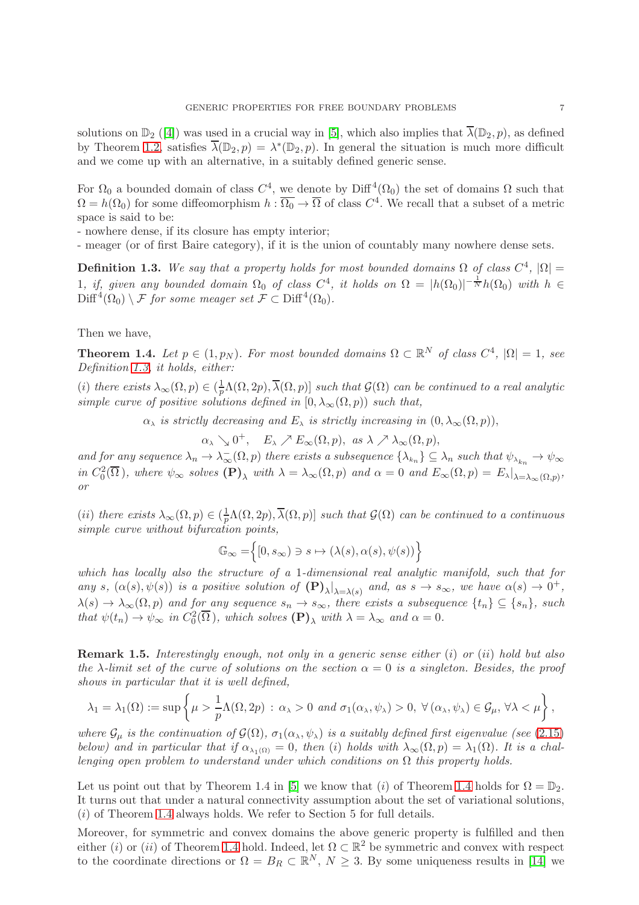solutions on $\mathbb{D}_2$ ([4]) was used in a crucial way in [5], which also implies that $\overline{\lambda}(\mathbb{D}_2, p)$, as defined by Theorem 1.2, satisfies $\overline{\lambda}(\mathbb{D}_2, p) = \lambda^*(\mathbb{D}_2, p)$. In general the situation is much more difficult and we come up with an alternative, in a suitably defined generic sense.

For $\Omega_0$ a bounded domain of class $C^4$, we denote by $\mathrm{Diff}^4(\Omega_0)$ the set of domains $\Omega$ such that $\Omega = h(\Omega_0)$ for some diffeomorphism $h : \overline{\Omega_0} \to \overline{\Omega}$ of class $C^4$. We recall that a subset of a metric space is said to be:

- nowhere dense, if its closure has empty interior;
- meager (or of first Baire category), if it is the union of countably many nowhere dense sets.

**Definition 1.3.** *We say that a property holds for most bounded domains $\Omega$ of class $C^4$, $|\Omega| = 1$, if, given any bounded domain $\Omega_0$ of class $C^4$, it holds on $\Omega = |h(\Omega_0)|^{-\frac{1}{N}} h(\Omega_0)$ with $h \in \mathrm{Diff}^4(\Omega_0) \setminus \mathcal{F}$ for some meager set $\mathcal{F} \subset \mathrm{Diff}^4(\Omega_0)$.*

Then we have,

**Theorem 1.4.** *Let $p \in (1, p_N)$. For most bounded domains $\Omega \subset \mathbb{R}^N$ of class $C^4$, $|\Omega| = 1$, see Definition 1.3, it holds, either:*

*(i) there exists $\lambda_\infty(\Omega, p) \in (\frac{1}{p}\Lambda(\Omega, 2p), \overline{\lambda}(\Omega, p)]$ such that $\mathcal{G}(\Omega)$ can be continued to a real analytic simple curve of positive solutions defined in $[0, \lambda_\infty(\Omega, p))$ such that,*

$$\alpha_\lambda \text{ is strictly decreasing and } E_\lambda \text{ is strictly increasing in } (0, \lambda_\infty(\Omega, p)),$$

$$\alpha_\lambda \searrow 0^+, \quad E_\lambda \nearrow E_\infty(\Omega, p), \ \text{ as } \lambda \nearrow \lambda_\infty(\Omega, p),$$

*and for any sequence $\lambda_n \to \lambda_\infty^-(\Omega, p)$ there exists a subsequence $\{\lambda_{k_n}\} \subseteq \lambda_n$ such that $\psi_{\lambda_{k_n}} \to \psi_\infty$ in $C^2_0(\overline{\Omega})$, where $\psi_\infty$ solves $(\mathbf{P})_\lambda$ with $\lambda = \lambda_\infty(\Omega, p)$ and $\alpha = 0$ and $E_\infty(\Omega, p) = E_\lambda|_{\lambda = \lambda_\infty(\Omega, p)}$, or*

*(ii) there exists $\lambda_\infty(\Omega, p) \in (\frac{1}{p}\Lambda(\Omega, 2p), \overline{\lambda}(\Omega, p)]$ such that $\mathcal{G}(\Omega)$ can be continued to a continuous simple curve without bifurcation points,*

$$\mathbb{G}_\infty = \Big\{ [0, s_\infty) \ni s \mapsto (\lambda(s), \alpha(s), \psi(s)) \Big\}$$

*which has locally also the structure of a 1-dimensional real analytic manifold, such that for any $s$, $(\alpha(s), \psi(s))$ is a positive solution of $(\mathbf{P})_\lambda|_{\lambda = \lambda(s)}$ and, as $s \to s_\infty$, we have $\alpha(s) \to 0^+$, $\lambda(s) \to \lambda_\infty(\Omega, p)$ and for any sequence $s_n \to s_\infty$, there exists a subsequence $\{t_n\} \subseteq \{s_n\}$, such that $\psi(t_n) \to \psi_\infty$ in $C^2_0(\overline{\Omega})$, which solves $(\mathbf{P})_\lambda$ with $\lambda = \lambda_\infty$ and $\alpha = 0$.*

**Remark 1.5.** *Interestingly enough, not only in a generic sense either (i) or (ii) hold but also the $\lambda$-limit set of the curve of solutions on the section $\alpha = 0$ is a singleton. Besides, the proof shows in particular that it is well defined,*

$$\lambda_1 = \lambda_1(\Omega) := \sup \left\{ \mu > \frac{1}{p}\Lambda(\Omega, 2p) \, : \, \alpha_\lambda > 0 \text{ and } \sigma_1(\alpha_\lambda, \psi_\lambda) > 0, \ \forall\, (\alpha_\lambda, \psi_\lambda) \in \mathcal{G}_\mu, \ \forall \lambda < \mu \right\},$$

*where $\mathcal{G}_\mu$ is the continuation of $\mathcal{G}(\Omega)$, $\sigma_1(\alpha_\lambda, \psi_\lambda)$ is a suitably defined first eigenvalue (see (2.15) below) and in particular that if $\alpha_{\lambda_1(\Omega)} = 0$, then (i) holds with $\lambda_\infty(\Omega, p) = \lambda_1(\Omega)$. It is a challenging open problem to understand under which conditions on $\Omega$ this property holds.*

Let us point out that by Theorem 1.4 in [5] we know that $(i)$ of Theorem 1.4 holds for $\Omega = \mathbb{D}_2$. It turns out that under a natural connectivity assumption about the set of variational solutions, $(i)$ of Theorem 1.4 always holds. We refer to Section 5 for full details.

Moreover, for symmetric and convex domains the above generic property is fulfilled and then either $(i)$ or $(ii)$ of Theorem 1.4 hold. Indeed, let $\Omega \subset \mathbb{R}^2$ be symmetric and convex with respect to the coordinate directions or $\Omega = B_R \subset \mathbb{R}^N$, $N \geq 3$. By some uniqueness results in [14] we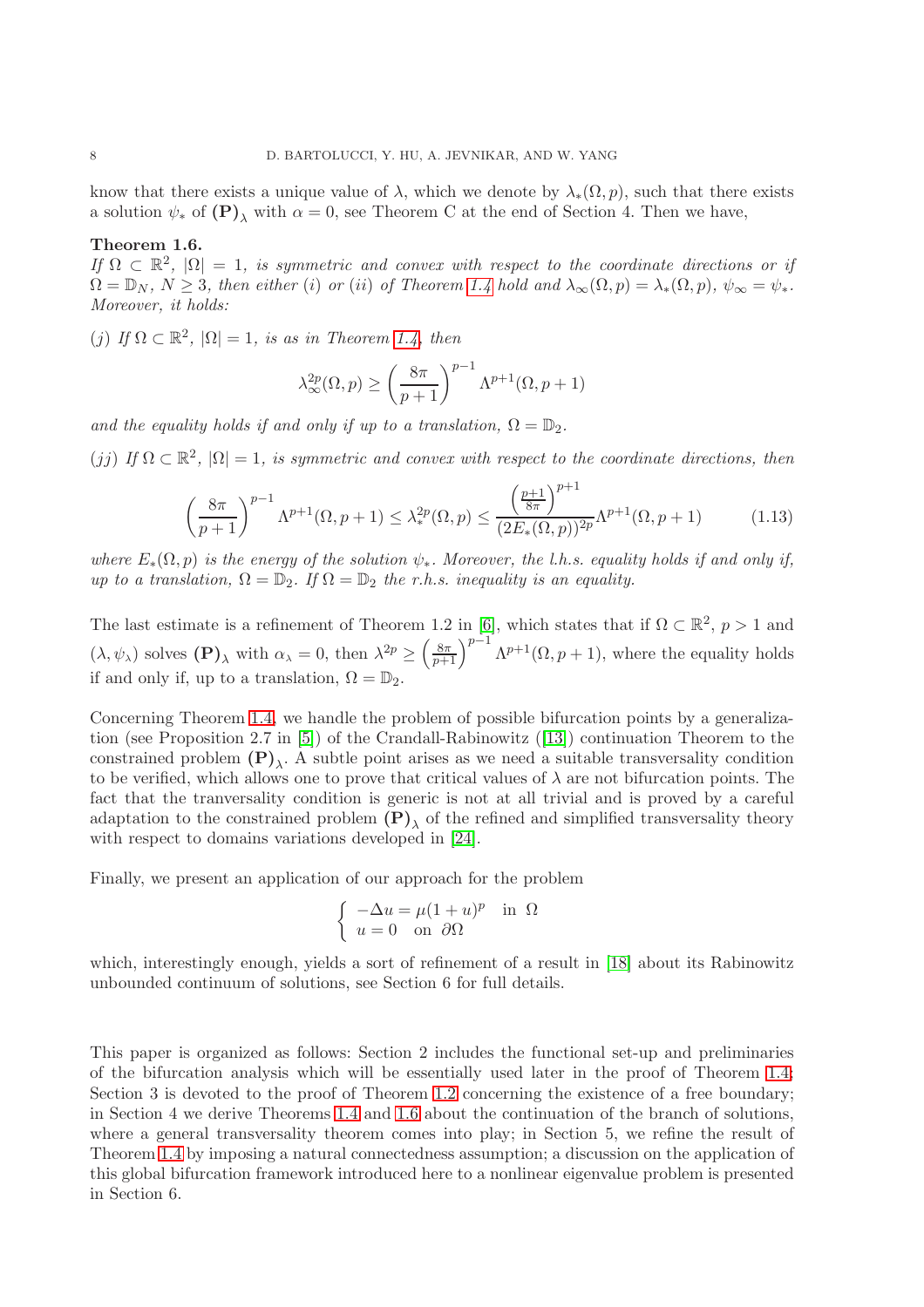know that there exists a unique value of $\lambda$, which we denote by $\lambda_*(\Omega, p)$, such that there exists a solution $\psi_*$ of $\mathbf{(P)}_\lambda$ with $\alpha = 0$, see Theorem C at the end of Section 4. Then we have,

**Theorem 1.6.**
*If $\Omega \subset \mathbb{R}^2$, $|\Omega| = 1$, is symmetric and convex with respect to the coordinate directions or if $\Omega = \mathbb{D}_N$, $N \geq 3$, then either (i) or (ii) of Theorem 1.4 hold and $\lambda_\infty(\Omega, p) = \lambda_*(\Omega, p)$, $\psi_\infty = \psi_*$. Moreover, it holds:*

*(j) If $\Omega \subset \mathbb{R}^2$, $|\Omega| = 1$, is as in Theorem 1.4, then*

$$\lambda_\infty^{2p}(\Omega, p) \geq \left(\frac{8\pi}{p+1}\right)^{p-1} \Lambda^{p+1}(\Omega, p+1)$$

*and the equality holds if and only if up to a translation, $\Omega = \mathbb{D}_2$.*

*(jj) If $\Omega \subset \mathbb{R}^2$, $|\Omega| = 1$, is symmetric and convex with respect to the coordinate directions, then*

$$\left(\frac{8\pi}{p+1}\right)^{p-1} \Lambda^{p+1}(\Omega, p+1) \leq \lambda_*^{2p}(\Omega, p) \leq \frac{\left(\frac{p+1}{8\pi}\right)^{p+1}}{(2E_*(\Omega, p))^{2p}} \Lambda^{p+1}(\Omega, p+1) \tag{1.13}$$

*where $E_*(\Omega, p)$ is the energy of the solution $\psi_*$. Moreover, the l.h.s. equality holds if and only if, up to a translation, $\Omega = \mathbb{D}_2$. If $\Omega = \mathbb{D}_2$ the r.h.s. inequality is an equality.*

The last estimate is a refinement of Theorem 1.2 in [6], which states that if $\Omega \subset \mathbb{R}^2$, $p > 1$ and $(\lambda, \psi_\lambda)$ solves $\mathbf{(P)}_\lambda$ with $\alpha_\lambda = 0$, then $\lambda^{2p} \geq \left(\frac{8\pi}{p+1}\right)^{p-1} \Lambda^{p+1}(\Omega, p+1)$, where the equality holds if and only if, up to a translation, $\Omega = \mathbb{D}_2$.

Concerning Theorem 1.4, we handle the problem of possible bifurcation points by a generalization (see Proposition 2.7 in [5]) of the Crandall-Rabinowitz ([13]) continuation Theorem to the constrained problem $\mathbf{(P)}_\lambda$. A subtle point arises as we need a suitable transversality condition to be verified, which allows one to prove that critical values of $\lambda$ are not bifurcation points. The fact that the tranversality condition is generic is not at all trivial and is proved by a careful adaptation to the constrained problem $\mathbf{(P)}_\lambda$ of the refined and simplified transversality theory with respect to domains variations developed in [24].

Finally, we present an application of our approach for the problem

$$\begin{cases} -\Delta u = \mu(1+u)^p & \text{in } \Omega \\ u = 0 & \text{on } \partial\Omega \end{cases}$$

which, interestingly enough, yields a sort of refinement of a result in [18] about its Rabinowitz unbounded continuum of solutions, see Section 6 for full details.

This paper is organized as follows: Section 2 includes the functional set-up and preliminaries of the bifurcation analysis which will be essentially used later in the proof of Theorem 1.4; Section 3 is devoted to the proof of Theorem 1.2 concerning the existence of a free boundary; in Section 4 we derive Theorems 1.4 and 1.6 about the continuation of the branch of solutions, where a general transversality theorem comes into play; in Section 5, we refine the result of Theorem 1.4 by imposing a natural connectedness assumption; a discussion on the application of this global bifurcation framework introduced here to a nonlinear eigenvalue problem is presented in Section 6.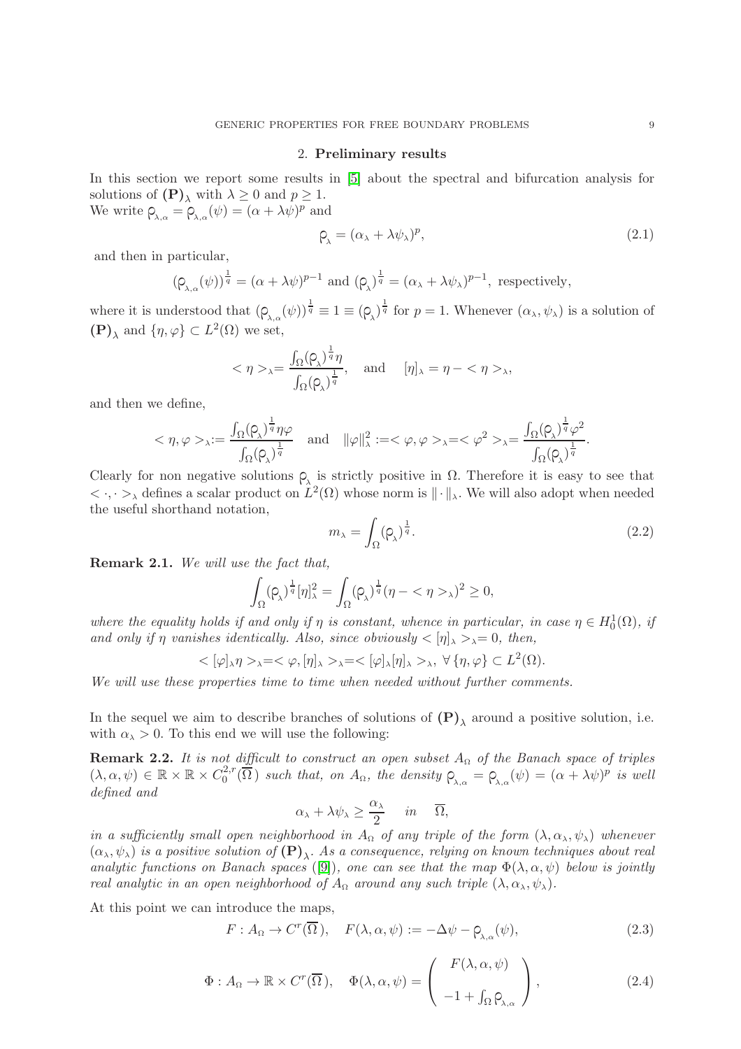## 2. **Preliminary results**

In this section we report some results in [5] about the spectral and bifurcation analysis for solutions of $(\mathbf{P})_\lambda$ with $\lambda \geq 0$ and $p \geq 1$.
We write $\rho_{\lambda,\alpha} = \rho_{\lambda,\alpha}(\psi) = (\alpha + \lambda\psi)^p$ and

$$
\rho_\lambda = (\alpha_\lambda + \lambda\psi_\lambda)^p, \tag{2.1}
$$

and then in particular,

$$
(\rho_{\lambda,\alpha}(\psi))^{\frac{1}{q}} = (\alpha + \lambda\psi)^{p-1} \text{ and } (\rho_\lambda)^{\frac{1}{q}} = (\alpha_\lambda + \lambda\psi_\lambda)^{p-1}, \text{ respectively,}
$$

where it is understood that $(\rho_{\lambda,\alpha}(\psi))^{\frac{1}{q}} \equiv 1 \equiv (\rho_\lambda)^{\frac{1}{q}}$ for $p = 1$. Whenever $(\alpha_\lambda, \psi_\lambda)$ is a solution of $(\mathbf{P})_\lambda$ and $\{\eta, \varphi\} \subset L^2(\Omega)$ we set,

$$
< \eta >_\lambda = \frac{\int_\Omega (\rho_\lambda)^{\frac{1}{q}} \eta}{\int_\Omega (\rho_\lambda)^{\frac{1}{q}}}, \quad \text{and} \quad [\eta]_\lambda = \eta - < \eta >_\lambda,
$$

and then we define,

$$
< \eta, \varphi >_\lambda := \frac{\int_\Omega (\rho_\lambda)^{\frac{1}{q}} \eta\varphi}{\int_\Omega (\rho_\lambda)^{\frac{1}{q}}} \quad \text{and} \quad \|\varphi\|_\lambda^2 := < \varphi, \varphi >_\lambda = < \varphi^2 >_\lambda = \frac{\int_\Omega (\rho_\lambda)^{\frac{1}{q}} \varphi^2}{\int_\Omega (\rho_\lambda)^{\frac{1}{q}}}.
$$

Clearly for non negative solutions $\rho_\lambda$ is strictly positive in $\Omega$. Therefore it is easy to see that $< \cdot, \cdot >_\lambda$ defines a scalar product on $L^2(\Omega)$ whose norm is $\|\cdot\|_\lambda$. We will also adopt when needed the useful shorthand notation,

$$
m_\lambda = \int_\Omega (\rho_\lambda)^{\frac{1}{q}}. \tag{2.2}
$$

**Remark 2.1.** *We will use the fact that,*

$$
\int_\Omega (\rho_\lambda)^{\frac{1}{q}} [\eta]_\lambda^2 = \int_\Omega (\rho_\lambda)^{\frac{1}{q}} (\eta - < \eta >_\lambda)^2 \geq 0,
$$

*where the equality holds if and only if $\eta$ is constant, whence in particular, in case $\eta \in H_0^1(\Omega)$, if and only if $\eta$ vanishes identically. Also, since obviously $< [\eta]_\lambda >_\lambda = 0$, then,*

$$
< [\varphi]_\lambda \eta >_\lambda = < \varphi, [\eta]_\lambda >_\lambda = < [\varphi]_\lambda [\eta]_\lambda >_\lambda, \ \forall \{\eta, \varphi\} \subset L^2(\Omega).
$$

*We will use these properties time to time when needed without further comments.*

In the sequel we aim to describe branches of solutions of $(\mathbf{P})_\lambda$ around a positive solution, i.e. with $\alpha_\lambda > 0$. To this end we will use the following:

**Remark 2.2.** *It is not difficult to construct an open subset $A_\Omega$ of the Banach space of triples $(\lambda, \alpha, \psi) \in \mathbb{R} \times \mathbb{R} \times C_0^{2,r}(\overline{\Omega})$ such that, on $A_\Omega$, the density $\rho_{\lambda,\alpha} = \rho_{\lambda,\alpha}(\psi) = (\alpha + \lambda\psi)^p$ is well defined and*

$$
\alpha_\lambda + \lambda\psi_\lambda \geq \frac{\alpha_\lambda}{2} \quad in \quad \overline{\Omega},
$$

*in a sufficiently small open neighborhood in $A_\Omega$ of any triple of the form $(\lambda, \alpha_\lambda, \psi_\lambda)$ whenever $(\alpha_\lambda, \psi_\lambda)$ is a positive solution of $(\mathbf{P})_\lambda$. As a consequence, relying on known techniques about real analytic functions on Banach spaces ([9]), one can see that the map $\Phi(\lambda, \alpha, \psi)$ below is jointly real analytic in an open neighborhood of $A_\Omega$ around any such triple $(\lambda, \alpha_\lambda, \psi_\lambda)$.*

At this point we can introduce the maps,

$$
F : A_\Omega \to C^r(\overline{\Omega}), \quad F(\lambda, \alpha, \psi) := -\Delta\psi - \rho_{\lambda,\alpha}(\psi), \tag{2.3}
$$

$$
\Phi : A_\Omega \to \mathbb{R} \times C^r(\overline{\Omega}), \quad \Phi(\lambda, \alpha, \psi) = \begin{pmatrix} F(\lambda, \alpha, \psi) \\ -1 + \int_\Omega \rho_{\lambda,\alpha} \end{pmatrix}, \tag{2.4}
$$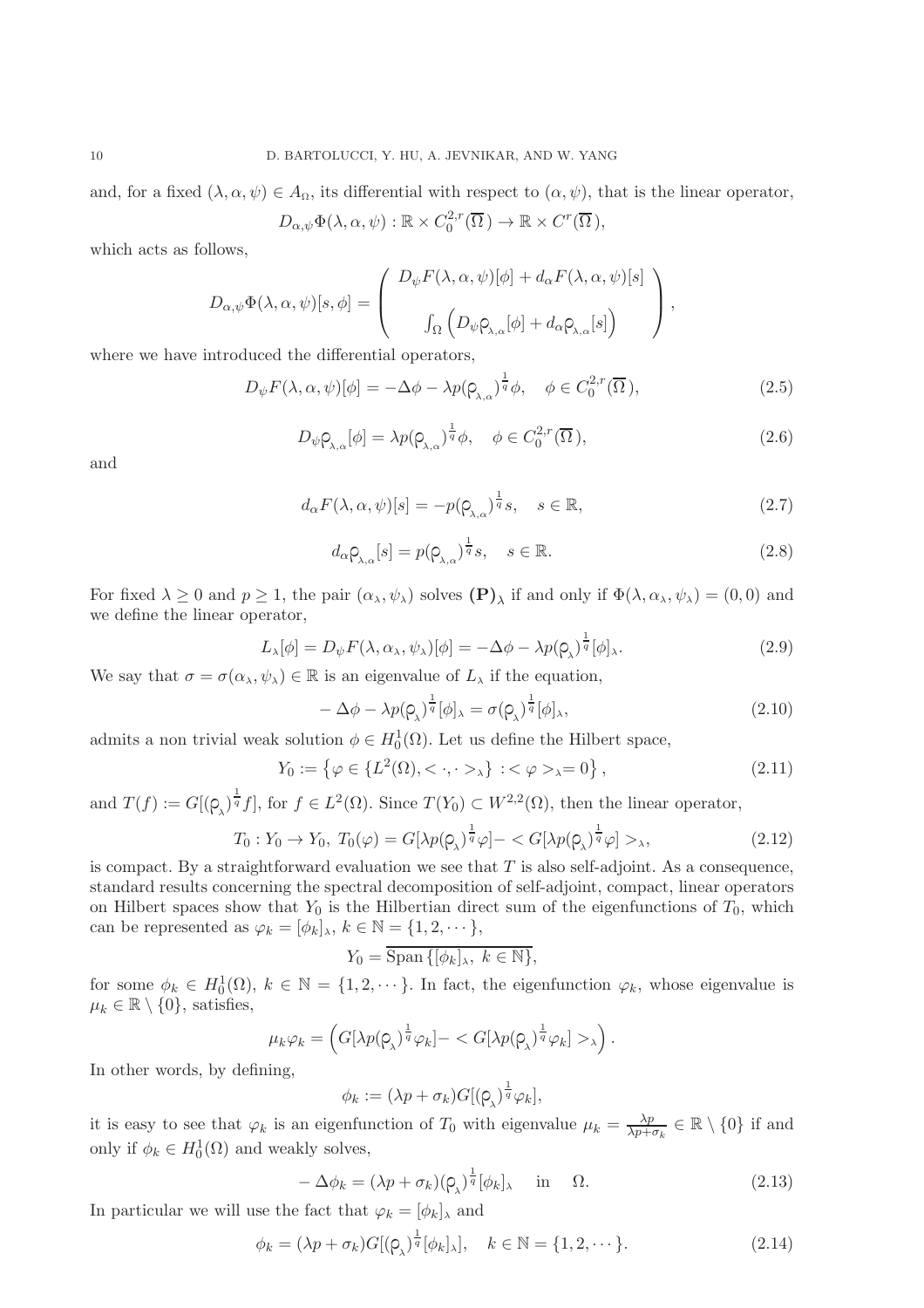and, for a fixed $(\lambda, \alpha, \psi) \in A_\Omega$, its differential with respect to $(\alpha, \psi)$, that is the linear operator,

$$D_{\alpha,\psi}\Phi(\lambda, \alpha, \psi) : \mathbb{R} \times C^{2,r}_0(\overline{\Omega}) \to \mathbb{R} \times C^r(\overline{\Omega}),$$

which acts as follows,

$$D_{\alpha,\psi}\Phi(\lambda, \alpha, \psi)[s, \phi] = \left( \begin{array}{c} D_\psi F(\lambda, \alpha, \psi)[\phi] + d_\alpha F(\lambda, \alpha, \psi)[s] \\ \\ \int_\Omega \left( D_\psi \rho_{\lambda,\alpha}[\phi] + d_\alpha \rho_{\lambda,\alpha}[s] \right) \end{array} \right),$$

where we have introduced the differential operators,

$$D_\psi F(\lambda, \alpha, \psi)[\phi] = -\Delta\phi - \lambda p(\rho_{\lambda,\alpha})^{\frac{1}{q}} \phi, \quad \phi \in C^{2,r}_0(\overline{\Omega}), \tag{2.5}$$

$$D_\psi \rho_{\lambda,\alpha}[\phi] = \lambda p(\rho_{\lambda,\alpha})^{\frac{1}{q}} \phi, \quad \phi \in C^{2,r}_0(\overline{\Omega}), \tag{2.6}$$

and

$$d_\alpha F(\lambda, \alpha, \psi)[s] = -p(\rho_{\lambda,\alpha})^{\frac{1}{q}} s, \quad s \in \mathbb{R}, \tag{2.7}$$

$$d_\alpha \rho_{\lambda,\alpha}[s] = p(\rho_{\lambda,\alpha})^{\frac{1}{q}} s, \quad s \in \mathbb{R}. \tag{2.8}$$

For fixed $\lambda \geq 0$ and $p \geq 1$, the pair $(\alpha_\lambda, \psi_\lambda)$ solves $\mathbf{(P)}_\lambda$ if and only if $\Phi(\lambda, \alpha_\lambda, \psi_\lambda) = (0, 0)$ and we define the linear operator,

$$L_\lambda[\phi] = D_\psi F(\lambda, \alpha_\lambda, \psi_\lambda)[\phi] = -\Delta\phi - \lambda p(\rho_\lambda)^{\frac{1}{q}}[\phi]_\lambda. \tag{2.9}$$

We say that $\sigma = \sigma(\alpha_\lambda, \psi_\lambda) \in \mathbb{R}$ is an eigenvalue of $L_\lambda$ if the equation,

$$-\Delta\phi - \lambda p(\rho_\lambda)^{\frac{1}{q}}[\phi]_\lambda = \sigma(\rho_\lambda)^{\frac{1}{q}}[\phi]_\lambda, \tag{2.10}$$

admits a non trivial weak solution $\phi \in H^1_0(\Omega)$. Let us define the Hilbert space,

$$Y_0 := \left\{ \varphi \in \{L^2(\Omega), < \cdot, \cdot >_\lambda\} \, : < \varphi >_\lambda = 0 \right\}, \tag{2.11}$$

and $T(f) := G[(\rho_\lambda)^{\frac{1}{q}} f]$, for $f \in L^2(\Omega)$. Since $T(Y_0) \subset W^{2,2}(\Omega)$, then the linear operator,

$$T_0 : Y_0 \to Y_0, \; T_0(\varphi) = G[\lambda p(\rho_\lambda)^{\frac{1}{q}} \varphi] - < G[\lambda p(\rho_\lambda)^{\frac{1}{q}} \varphi] >_\lambda, \tag{2.12}$$

is compact. By a straightforward evaluation we see that $T$ is also self-adjoint. As a consequence, standard results concerning the spectral decomposition of self-adjoint, compact, linear operators on Hilbert spaces show that $Y_0$ is the Hilbertian direct sum of the eigenfunctions of $T_0$, which can be represented as $\varphi_k = [\phi_k]_\lambda$, $k \in \mathbb{N} = \{1, 2, \cdots\}$,

$$Y_0 = \overline{\text{Span}\,\{[\phi_k]_\lambda, \; k \in \mathbb{N}\}},$$

for some $\phi_k \in H^1_0(\Omega)$, $k \in \mathbb{N} = \{1, 2, \cdots\}$. In fact, the eigenfunction $\varphi_k$, whose eigenvalue is $\mu_k \in \mathbb{R} \setminus \{0\}$, satisfies,

$$\mu_k \varphi_k = \left( G[\lambda p(\rho_\lambda)^{\frac{1}{q}} \varphi_k] - < G[\lambda p(\rho_\lambda)^{\frac{1}{q}} \varphi_k] >_\lambda \right).$$

In other words, by defining,

$$\phi_k := (\lambda p + \sigma_k) G[(\rho_\lambda)^{\frac{1}{q}} \varphi_k],$$

it is easy to see that $\varphi_k$ is an eigenfunction of $T_0$ with eigenvalue $\mu_k = \frac{\lambda p}{\lambda p + \sigma_k} \in \mathbb{R} \setminus \{0\}$ if and only if $\phi_k \in H^1_0(\Omega)$ and weakly solves,

$$-\Delta\phi_k = (\lambda p + \sigma_k)(\rho_\lambda)^{\frac{1}{q}}[\phi_k]_\lambda \quad \text{in} \quad \Omega. \tag{2.13}$$

In particular we will use the fact that $\varphi_k = [\phi_k]_\lambda$ and

$$\phi_k = (\lambda p + \sigma_k) G[(\rho_\lambda)^{\frac{1}{q}} [\phi_k]_\lambda], \quad k \in \mathbb{N} = \{1, 2, \cdots\}. \tag{2.14}$$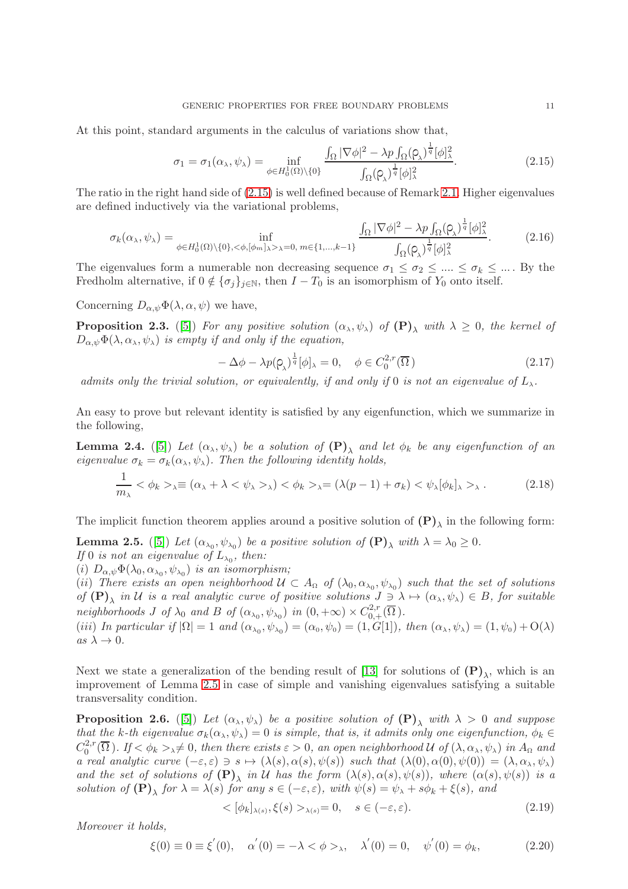At this point, standard arguments in the calculus of variations show that,

$$
\sigma_1 = \sigma_1(\alpha_{\lambda}, \psi_{\lambda}) = \inf_{\phi \in H^1_0(\Omega)\setminus\{0\}} \frac{\int_\Omega |\nabla \phi|^2 - \lambda p \int_\Omega (\rho_{\lambda})^{\frac{1}{q}} [\phi]^2_{\lambda}}{\int_\Omega (\rho_{\lambda})^{\frac{1}{q}} [\phi]^2_{\lambda}}. \tag{2.15}
$$

The ratio in the right hand side of (2.15) is well defined because of Remark 2.1. Higher eigenvalues are defined inductively via the variational problems,

$$
\sigma_k(\alpha_{\lambda}, \psi_{\lambda}) = \inf_{\phi \in H^1_0(\Omega)\setminus\{0\}, <\phi, [\phi_m]_{\lambda}>_{\lambda} = 0,\, m \in \{1,\dots,k-1\}} \frac{\int_\Omega |\nabla \phi|^2 - \lambda p \int_\Omega (\rho_{\lambda})^{\frac{1}{q}} [\phi]^2_{\lambda}}{\int_\Omega (\rho_{\lambda})^{\frac{1}{q}} [\phi]^2_{\lambda}}. \tag{2.16}
$$

The eigenvalues form a numerable non decreasing sequence $\sigma_1 \leq \sigma_2 \leq \dots \leq \sigma_k \leq \dots$. By the Fredholm alternative, if $0 \notin \{\sigma_j\}_{j\in\mathbb{N}}$, then $I - T_0$ is an isomorphism of $Y_0$ onto itself.

Concerning $D_{\alpha,\psi}\Phi(\lambda, \alpha, \psi)$ we have,

**Proposition 2.3.** ([5]) *For any positive solution $(\alpha_{\lambda}, \psi_{\lambda})$ of $(\mathbf{P})_{\lambda}$ with $\lambda \geq 0$, the kernel of $D_{\alpha,\psi}\Phi(\lambda, \alpha_{\lambda}, \psi_{\lambda})$ is empty if and only if the equation,*

$$
-\Delta \phi - \lambda p (\rho_{\lambda})^{\frac{1}{q}} [\phi]_{\lambda} = 0, \quad \phi \in C^{2,r}_0(\overline{\Omega}) \tag{2.17}
$$

*admits only the trivial solution, or equivalently, if and only if 0 is not an eigenvalue of $L_{\lambda}$.*

An easy to prove but relevant identity is satisfied by any eigenfunction, which we summarize in the following,

**Lemma 2.4.** ([5]) *Let $(\alpha_{\lambda}, \psi_{\lambda})$ be a solution of $(\mathbf{P})_{\lambda}$ and let $\phi_k$ be any eigenfunction of an eigenvalue $\sigma_k = \sigma_k(\alpha_{\lambda}, \psi_{\lambda})$. Then the following identity holds,*

$$
\frac{1}{m_{\lambda}} < \phi_k >_{\lambda} \equiv (\alpha_{\lambda} + \lambda < \psi_{\lambda} >_{\lambda}) < \phi_k >_{\lambda} = (\lambda(p-1) + \sigma_k) < \psi_{\lambda}[\phi_k]_{\lambda} >_{\lambda}. \tag{2.18}
$$

The implicit function theorem applies around a positive solution of $(\mathbf{P})_{\lambda}$ in the following form:

**Lemma 2.5.** ([5]) *Let $(\alpha_{\lambda_0}, \psi_{\lambda_0})$ be a positive solution of $(\mathbf{P})_{\lambda}$ with $\lambda = \lambda_0 \geq 0$.*
*If 0 is not an eigenvalue of $L_{\lambda_0}$, then:*
*(i) $D_{\alpha,\psi}\Phi(\lambda_0, \alpha_{\lambda_0}, \psi_{\lambda_0})$ is an isomorphism;*
*(ii) There exists an open neighborhood $\mathcal{U} \subset A_{\Omega}$ of $(\lambda_0, \alpha_{\lambda_0}, \psi_{\lambda_0})$ such that the set of solutions of $(\mathbf{P})_{\lambda}$ in $\mathcal{U}$ is a real analytic curve of positive solutions $J \ni \lambda \mapsto (\alpha_{\lambda}, \psi_{\lambda}) \in B$, for suitable neighborhoods $J$ of $\lambda_0$ and $B$ of $(\alpha_{\lambda_0}, \psi_{\lambda_0})$ in $(0, +\infty) \times C^{2,r}_{0,+}(\overline{\Omega})$.*
*(iii) In particular if $|\Omega| = 1$ and $(\alpha_{\lambda_0}, \psi_{\lambda_0}) = (\alpha_0, \psi_0) = (1, G[1])$, then $(\alpha_{\lambda}, \psi_{\lambda}) = (1, \psi_0) + \mathrm{O}(\lambda)$ as $\lambda \to 0$.*

Next we state a generalization of the bending result of [13] for solutions of $(\mathbf{P})_{\lambda}$, which is an improvement of Lemma 2.5 in case of simple and vanishing eigenvalues satisfying a suitable transversality condition.

**Proposition 2.6.** ([5]) *Let $(\alpha_{\lambda}, \psi_{\lambda})$ be a positive solution of $(\mathbf{P})_{\lambda}$ with $\lambda > 0$ and suppose that the $k$-th eigenvalue $\sigma_k(\alpha_{\lambda}, \psi_{\lambda}) = 0$ is simple, that is, it admits only one eigenfunction, $\phi_k \in C^{2,r}_0(\overline{\Omega})$. If $< \phi_k >_{\lambda} \neq 0$, then there exists $\varepsilon > 0$, an open neighborhood $\mathcal{U}$ of $(\lambda, \alpha_{\lambda}, \psi_{\lambda})$ in $A_{\Omega}$ and a real analytic curve $(-\varepsilon, \varepsilon) \ni s \mapsto (\lambda(s), \alpha(s), \psi(s))$ such that $(\lambda(0), \alpha(0), \psi(0)) = (\lambda, \alpha_{\lambda}, \psi_{\lambda})$ and the set of solutions of $(\mathbf{P})_{\lambda}$ in $\mathcal{U}$ has the form $(\lambda(s), \alpha(s), \psi(s))$, where $(\alpha(s), \psi(s))$ is a solution of $(\mathbf{P})_{\lambda}$ for $\lambda = \lambda(s)$ for any $s \in (-\varepsilon, \varepsilon)$, with $\psi(s) = \psi_{\lambda} + s\phi_k + \xi(s)$, and*

$$
< [\phi_k]_{\lambda(s)}, \xi(s) >_{\lambda(s)} = 0, \quad s \in (-\varepsilon, \varepsilon). \tag{2.19}
$$

*Moreover it holds,*

$$
\xi(0) \equiv 0 \equiv \xi'(0), \quad \alpha'(0) = -\lambda < \phi >_{\lambda}, \quad \lambda'(0) = 0, \quad \psi'(0) = \phi_k, \tag{2.20}
$$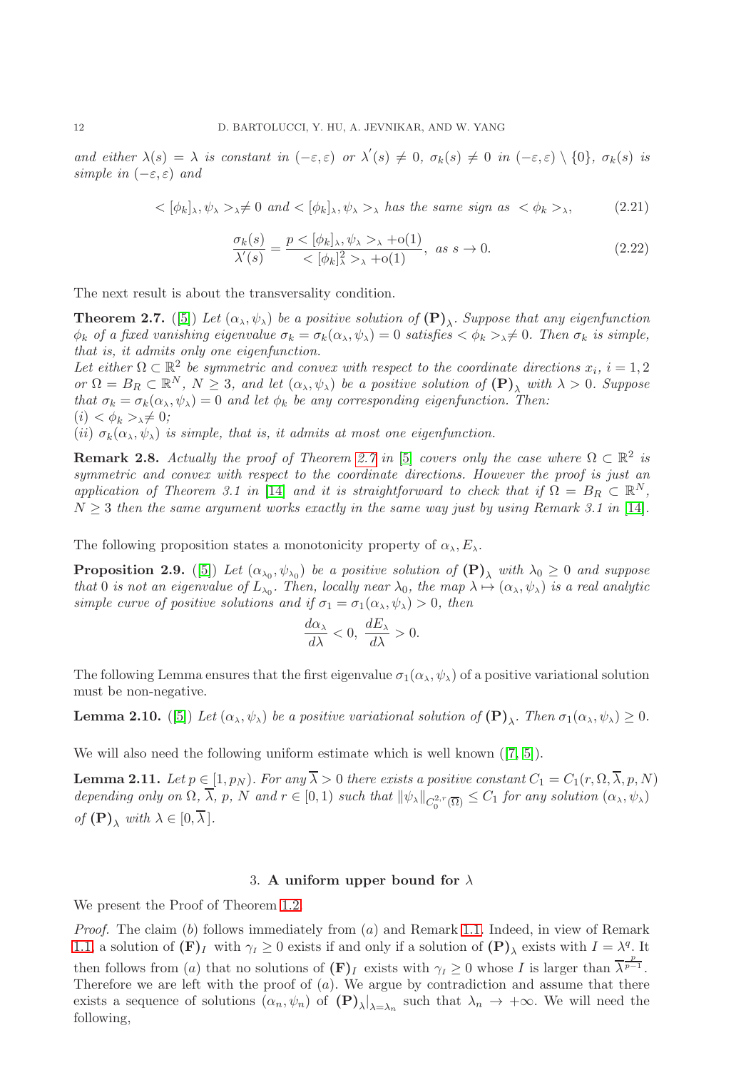*and either $\lambda(s)=\lambda$ is constant in $(-\varepsilon,\varepsilon)$ or $\lambda^{'}(s)\neq 0$, $\sigma_k(s)\neq 0$ in $(-\varepsilon,\varepsilon)\setminus\{0\}$, $\sigma_k(s)$ is simple in $(-\varepsilon,\varepsilon)$ and*

$$< [\phi_k]_\lambda, \psi_\lambda >_\lambda \neq 0 \text{ and } < [\phi_k]_\lambda, \psi_\lambda >_\lambda \text{ has the same sign as } < \phi_k >_\lambda, \tag{2.21}$$

$$\frac{\sigma_k(s)}{\lambda^{'}(s)} = \frac{p < [\phi_k]_\lambda, \psi_\lambda >_\lambda + \mathrm{o}(1)}{< [\phi_k]^2_\lambda >_\lambda + \mathrm{o}(1)}, \text{ as } s \to 0. \tag{2.22}$$

The next result is about the transversality condition.

**Theorem 2.7.** ([5]) *Let $(\alpha_\lambda,\psi_\lambda)$ be a positive solution of $(\mathbf{P})_\lambda$. Suppose that any eigenfunction $\phi_k$ of a fixed vanishing eigenvalue $\sigma_k=\sigma_k(\alpha_\lambda,\psi_\lambda)=0$ satisfies $<\phi_k>_\lambda\neq 0$. Then $\sigma_k$ is simple, that is, it admits only one eigenfunction.*
*Let either $\Omega\subset\mathbb{R}^2$ be symmetric and convex with respect to the coordinate directions $x_i$, $i=1,2$ or $\Omega=B_R\subset\mathbb{R}^N$, $N\geq 3$, and let $(\alpha_\lambda,\psi_\lambda)$ be a positive solution of $(\mathbf{P})_\lambda$ with $\lambda>0$. Suppose that $\sigma_k=\sigma_k(\alpha_\lambda,\psi_\lambda)=0$ and let $\phi_k$ be any corresponding eigenfunction. Then:*
*(i) $<\phi_k>_\lambda\neq 0$;*
*(ii) $\sigma_k(\alpha_\lambda,\psi_\lambda)$ is simple, that is, it admits at most one eigenfunction.*

**Remark 2.8.** *Actually the proof of Theorem 2.7 in [5] covers only the case where $\Omega\subset\mathbb{R}^2$ is symmetric and convex with respect to the coordinate directions. However the proof is just an application of Theorem 3.1 in [14] and it is straightforward to check that if $\Omega=B_R\subset\mathbb{R}^N$, $N\geq 3$ then the same argument works exactly in the same way just by using Remark 3.1 in [14].*

The following proposition states a monotonicity property of $\alpha_\lambda, E_\lambda$.

**Proposition 2.9.** ([5]) *Let $(\alpha_{\lambda_0},\psi_{\lambda_0})$ be a positive solution of $(\mathbf{P})_\lambda$ with $\lambda_0\geq 0$ and suppose that 0 is not an eigenvalue of $L_{\lambda_0}$. Then, locally near $\lambda_0$, the map $\lambda\mapsto(\alpha_\lambda,\psi_\lambda)$ is a real analytic simple curve of positive solutions and if $\sigma_1=\sigma_1(\alpha_\lambda,\psi_\lambda)>0$, then*

$$\frac{d\alpha_\lambda}{d\lambda}<0,\ \frac{dE_\lambda}{d\lambda}>0.$$

The following Lemma ensures that the first eigenvalue $\sigma_1(\alpha_\lambda,\psi_\lambda)$ of a positive variational solution must be non-negative.

**Lemma 2.10.** ([5]) *Let $(\alpha_\lambda,\psi_\lambda)$ be a positive variational solution of $(\mathbf{P})_\lambda$. Then $\sigma_1(\alpha_\lambda,\psi_\lambda)\geq 0$.*

We will also need the following uniform estimate which is well known ([7, 5]).

**Lemma 2.11.** *Let $p\in[1,p_N)$. For any $\overline{\lambda}>0$ there exists a positive constant $C_1=C_1(r,\Omega,\overline{\lambda},p,N)$ depending only on $\Omega$, $\overline{\lambda}$, $p$, $N$ and $r\in[0,1)$ such that $\|\psi_\lambda\|_{C^{2,r}_0(\overline{\Omega})}\leq C_1$ for any solution $(\alpha_\lambda,\psi_\lambda)$ of $(\mathbf{P})_\lambda$ with $\lambda\in[0,\overline{\lambda}]$.*

## 3. A uniform upper bound for $\lambda$

We present the Proof of Theorem 1.2.

*Proof.* The claim $(b)$ follows immediately from $(a)$ and Remark 1.1. Indeed, in view of Remark 1.1, a solution of $(\mathbf{F})_I$ with $\gamma_I\geq 0$ exists if and only if a solution of $(\mathbf{P})_\lambda$ exists with $I=\lambda^q$. It then follows from $(a)$ that no solutions of $(\mathbf{F})_I$ exists with $\gamma_I\geq 0$ whose $I$ is larger than $\overline{\lambda}^{\frac{p}{p-1}}$. Therefore we are left with the proof of $(a)$. We argue by contradiction and assume that there exists a sequence of solutions $(\alpha_n,\psi_n)$ of $(\mathbf{P})_\lambda|_{\lambda=\lambda_n}$ such that $\lambda_n\to+\infty$. We will need the following,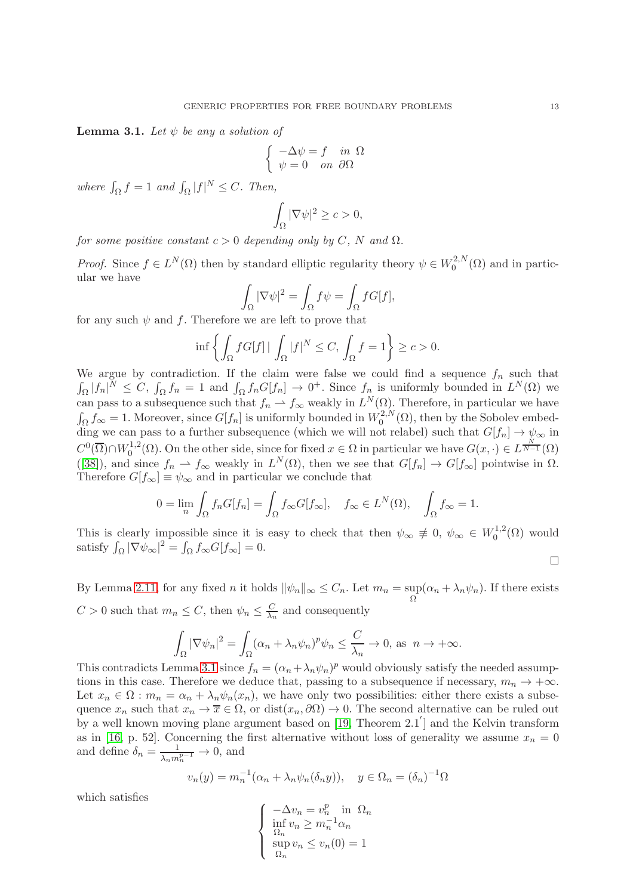**Lemma 3.1.** *Let $\psi$ be any a solution of*

$$\begin{cases} -\Delta\psi = f & \text{in } \Omega \\ \psi = 0 & \text{on } \partial\Omega \end{cases}$$

*where $\int_\Omega f = 1$ and $\int_\Omega |f|^N \leq C$. Then,*

$$\int_\Omega |\nabla\psi|^2 \geq c > 0,$$

*for some positive constant $c > 0$ depending only by $C$, $N$ and $\Omega$.*

*Proof.* Since $f \in L^N(\Omega)$ then by standard elliptic regularity theory $\psi \in W_0^{2,N}(\Omega)$ and in particular we have

$$\int_\Omega |\nabla\psi|^2 = \int_\Omega f\psi = \int_\Omega fG[f],$$

for any such $\psi$ and $f$. Therefore we are left to prove that

$$\inf\left\{\int_\Omega fG[f] \,|\, \int_\Omega |f|^N \leq C, \int_\Omega f = 1\right\} \geq c > 0.$$

We argue by contradiction. If the claim were false we could find a sequence $f_n$ such that $\int_\Omega |f_n|^N \leq C$, $\int_\Omega f_n = 1$ and $\int_\Omega f_n G[f_n] \to 0^+$. Since $f_n$ is uniformly bounded in $L^N(\Omega)$ we can pass to a subsequence such that $f_n \rightharpoonup f_\infty$ weakly in $L^N(\Omega)$. Therefore, in particular we have $\int_\Omega f_\infty = 1$. Moreover, since $G[f_n]$ is uniformly bounded in $W_0^{2,N}(\Omega)$, then by the Sobolev embedding we can pass to a further subsequence (which we will not relabel) such that $G[f_n] \to \psi_\infty$ in $C^0(\overline{\Omega}) \cap W_0^{1,2}(\Omega)$. On the other side, since for fixed $x \in \Omega$ in particular we have $G(x, \cdot) \in L^{\frac{N}{N-1}}(\Omega)$ ([38]), and since $f_n \rightharpoonup f_\infty$ weakly in $L^N(\Omega)$, then we see that $G[f_n] \to G[f_\infty]$ pointwise in $\Omega$. Therefore $G[f_\infty] \equiv \psi_\infty$ and in particular we conclude that

$$0 = \lim_n \int_\Omega f_n G[f_n] = \int_\Omega f_\infty G[f_\infty], \quad f_\infty \in L^N(\Omega), \quad \int_\Omega f_\infty = 1.$$

This is clearly impossible since it is easy to check that then $\psi_\infty \not\equiv 0$, $\psi_\infty \in W_0^{1,2}(\Omega)$ would satisfy $\int_\Omega |\nabla\psi_\infty|^2 = \int_\Omega f_\infty G[f_\infty] = 0$. $\square$

By Lemma 2.11, for any fixed $n$ it holds $\|\psi_n\|_\infty \leq C_n$. Let $m_n = \sup\limits_\Omega(\alpha_n + \lambda_n\psi_n)$. If there exists $C > 0$ such that $m_n \leq C$, then $\psi_n \leq \frac{C}{\lambda_n}$ and consequently

$$\int_\Omega |\nabla\psi_n|^2 = \int_\Omega (\alpha_n + \lambda_n\psi_n)^p\psi_n \leq \frac{C}{\lambda_n} \to 0, \text{ as } n \to +\infty.$$

This contradicts Lemma 3.1 since $f_n = (\alpha_n + \lambda_n\psi_n)^p$ would obviously satisfy the needed assumptions in this case. Therefore we deduce that, passing to a subsequence if necessary, $m_n \to +\infty$. Let $x_n \in \Omega : m_n = \alpha_n + \lambda_n\psi_n(x_n)$, we have only two possibilities: either there exists a subsequence $x_n$ such that $x_n \to \overline{x} \in \Omega$, or $\text{dist}(x_n, \partial\Omega) \to 0$. The second alternative can be ruled out by a well known moving plane argument based on [19, Theorem 2.1$'$] and the Kelvin transform as in [16, p. 52]. Concerning the first alternative without loss of generality we assume $x_n = 0$ and define $\delta_n = \frac{1}{\lambda_n m_n^{\frac{p-1}{2}}} \to 0$, and

$$v_n(y) = m_n^{-1}(\alpha_n + \lambda_n\psi_n(\delta_n y)), \quad y \in \Omega_n = (\delta_n)^{-1}\Omega$$

which satisfies

$$\begin{cases} -\Delta v_n = v_n^p \quad \text{in } \Omega_n \\ \inf\limits_{\Omega_n} v_n \geq m_n^{-1}\alpha_n \\ \sup\limits_{\Omega_n} v_n \leq v_n(0) = 1 \end{cases}$$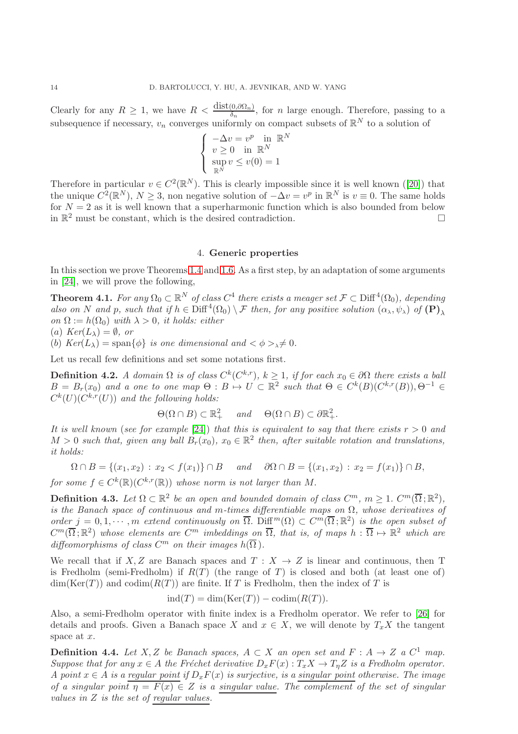Clearly for any $R \geq 1$, we have $R < \frac{\text{dist}(0,\partial\Omega_n)}{\delta_n}$, for $n$ large enough. Therefore, passing to a subsequence if necessary, $v_n$ converges uniformly on compact subsets of $\mathbb{R}^N$ to a solution of

$$\begin{cases} -\Delta v = v^p \quad \text{in } \mathbb{R}^N \\ v \geq 0 \quad \text{in } \mathbb{R}^N \\ \sup\limits_{\mathbb{R}^N} v \leq v(0) = 1 \end{cases}$$

Therefore in particular $v \in C^2(\mathbb{R}^N)$. This is clearly impossible since it is well known ([20]) that the unique $C^2(\mathbb{R}^N)$, $N \geq 3$, non negative solution of $-\Delta v = v^p$ in $\mathbb{R}^N$ is $v \equiv 0$. The same holds for $N = 2$ as it is well known that a superharmonic function which is also bounded from below in $\mathbb{R}^2$ must be constant, which is the desired contradiction. □

## 4. Generic properties

In this section we prove Theorems 1.4 and 1.6. As a first step, by an adaptation of some arguments in [24], we will prove the following,

**Theorem 4.1.** *For any $\Omega_0 \subset \mathbb{R}^N$ of class $C^4$ there exists a meager set $\mathcal{F} \subset \text{Diff}^4(\Omega_0)$, depending also on $N$ and $p$, such that if $h \in \text{Diff}^4(\Omega_0) \setminus \mathcal{F}$ then, for any positive solution $(\alpha_\lambda, \psi_\lambda)$ of $\mathbf{(P)}_\lambda$ on $\Omega := h(\Omega_0)$ with $\lambda > 0$, it holds: either*
*(a) $Ker(L_\lambda) = \emptyset$, or*
*(b) $Ker(L_\lambda) = \text{span}\{\phi\}$ is one dimensional and $<\phi>_\lambda \neq 0$.*

Let us recall few definitions and set some notations first.

**Definition 4.2.** *A domain $\Omega$ is of class $C^k(C^{k,r})$, $k \geq 1$, if for each $x_0 \in \partial\Omega$ there exists a ball $B = B_r(x_0)$ and a one to one map $\Theta : B \mapsto U \subset \mathbb{R}^2$ such that $\Theta \in C^k(B)(C^{k,r}(B)), \Theta^{-1} \in C^k(U)(C^{k,r}(U))$ and the following holds:*

$$\Theta(\Omega \cap B) \subset \mathbb{R}^2_+ \quad \text{ and } \quad \Theta(\Omega \cap B) \subset \partial\mathbb{R}^2_+.$$

*It is well known (see for example [24]) that this is equivalent to say that there exists $r > 0$ and $M > 0$ such that, given any ball $B_r(x_0)$, $x_0 \in \mathbb{R}^2$ then, after suitable rotation and translations, it holds:*

$$\Omega \cap B = \{(x_1, x_2) \,:\, x_2 < f(x_1)\} \cap B \quad \text{ and } \quad \partial\Omega \cap B = \{(x_1, x_2) \,:\, x_2 = f(x_1)\} \cap B,$$

*for some $f \in C^k(\mathbb{R})(C^{k,r}(\mathbb{R}))$ whose norm is not larger than $M$.*

**Definition 4.3.** *Let $\Omega \subset \mathbb{R}^2$ be an open and bounded domain of class $C^m$, $m \geq 1$. $C^m(\overline{\Omega};\mathbb{R}^2)$, is the Banach space of continuous and $m$-times differentiable maps on $\Omega$, whose derivatives of order $j = 0, 1, \cdots, m$ extend continuously on $\overline{\Omega}$. $\text{Diff}^m(\Omega) \subset C^m(\overline{\Omega};\mathbb{R}^2)$ is the open subset of $C^m(\overline{\Omega};\mathbb{R}^2)$ whose elements are $C^m$ imbeddings on $\overline{\Omega}$, that is, of maps $h : \overline{\Omega} \mapsto \mathbb{R}^2$ which are diffeomorphisms of class $C^m$ on their images $h(\overline{\Omega})$.*

We recall that if $X, Z$ are Banach spaces and $T : X \to Z$ is linear and continuous, then T is Fredholm (semi-Fredholm) if $R(T)$ (the range of $T$) is closed and both (at least one of) $\dim(\text{Ker}(T))$ and $\text{codim}(R(T))$ are finite. If $T$ is Fredholm, then the index of $T$ is

$$\text{ind}(T) = \dim(\text{Ker}(T)) - \text{codim}(R(T)).$$

Also, a semi-Fredholm operator with finite index is a Fredholm operator. We refer to [26] for details and proofs. Given a Banach space $X$ and $x \in X$, we will denote by $T_x X$ the tangent space at $x$.

**Definition 4.4.** *Let $X, Z$ be Banach spaces, $A \subset X$ an open set and $F : A \to Z$ a $C^1$ map. Suppose that for any $x \in A$ the Fréchet derivative $D_x F(x) : T_x X \to T_\eta Z$ is a Fredholm operator. A point $x \in A$ is a <u>regular point</u> if $D_x F(x)$ is surjective, is a <u>singular point</u> otherwise. The image of a singular point $\eta = F(x) \in Z$ is a <u>singular value</u>. The <u>complement</u> of the set of singular values in $Z$ is the set of <u>regular values</u>.*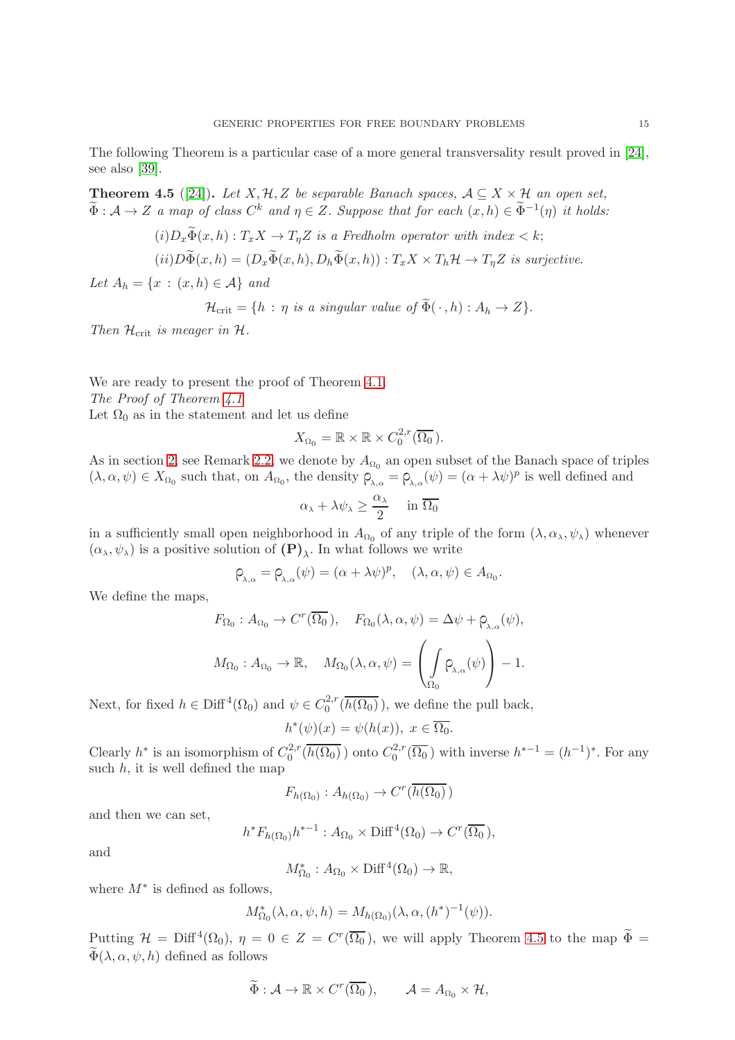The following Theorem is a particular case of a more general transversality result proved in [24], see also [39].

**Theorem 4.5** ([24]). *Let $X, \mathcal{H}, Z$ be separable Banach spaces, $\mathcal{A} \subseteq X \times \mathcal{H}$ an open set, $\widetilde{\Phi} : \mathcal{A} \to Z$ a map of class $C^k$ and $\eta \in Z$. Suppose that for each $(x,h) \in \widetilde{\Phi}^{-1}(\eta)$ it holds:*

$$(i) D_x\widetilde{\Phi}(x,h) : T_xX \to T_\eta Z \text{ is a Fredholm operator with index} < k;$$

$$(ii) D\widetilde{\Phi}(x,h) = (D_x\widetilde{\Phi}(x,h), D_h\widetilde{\Phi}(x,h)) : T_xX \times T_h\mathcal{H} \to T_\eta Z \text{ is surjective.}$$

*Let $A_h = \{x : (x,h) \in \mathcal{A}\}$ and*

$$\mathcal{H}_{\rm crit} = \{h : \eta \text{ is a singular value of } \widetilde{\Phi}(\cdot, h) : A_h \to Z\}.$$

*Then $\mathcal{H}_{\rm crit}$ is meager in $\mathcal{H}$.*

We are ready to present the proof of Theorem 4.1.
*The Proof of Theorem 4.1*
Let $\Omega_0$ as in the statement and let us define

$$X_{\Omega_0} = \mathbb{R} \times \mathbb{R} \times C^{2,r}_0(\overline{\Omega_0}\,).$$

As in section 2, see Remark 2.2, we denote by $A_{\Omega_0}$ an open subset of the Banach space of triples $(\lambda, \alpha, \psi) \in X_{\Omega_0}$ such that, on $A_{\Omega_0}$, the density $\rho_{\lambda,\alpha} = \rho_{\lambda,\alpha}(\psi) = (\alpha + \lambda\psi)^p$ is well defined and

$$\alpha_\lambda + \lambda\psi_\lambda \geq \frac{\alpha_\lambda}{2} \quad \text{ in } \overline{\Omega_0}$$

in a sufficiently small open neighborhood in $A_{\Omega_0}$ of any triple of the form $(\lambda, \alpha_\lambda, \psi_\lambda)$ whenever $(\alpha_\lambda, \psi_\lambda)$ is a positive solution of $\mathbf{(P)}_\lambda$. In what follows we write

$$\rho_{\lambda,\alpha} = \rho_{\lambda,\alpha}(\psi) = (\alpha + \lambda\psi)^p, \quad (\lambda, \alpha, \psi) \in A_{\Omega_0}.$$

We define the maps,

$$F_{\Omega_0} : A_{\Omega_0} \to C^r(\overline{\Omega_0}\,), \quad F_{\Omega_0}(\lambda, \alpha, \psi) = \Delta\psi + \rho_{\lambda,\alpha}(\psi),$$

$$M_{\Omega_0} : A_{\Omega_0} \to \mathbb{R}, \quad M_{\Omega_0}(\lambda, \alpha, \psi) = \left( \int\limits_{\Omega_0} \rho_{\lambda,\alpha}(\psi) \right) - 1.$$

Next, for fixed $h \in \text{Diff}^{\,4}(\Omega_0)$ and $\psi \in C^{2,r}_0(\overline{h(\Omega_0)}\,)$, we define the pull back,

$$h^*(\psi)(x) = \psi(h(x)), \; x \in \overline{\Omega_0}.$$

Clearly $h^*$ is an isomorphism of $C^{2,r}_0(\overline{h(\Omega_0)}\,)$ onto $C^{2,r}_0(\overline{\Omega_0}\,)$ with inverse $h^{*-1} = (h^{-1})^*$. For any such $h$, it is well defined the map

$$F_{h(\Omega_0)} : A_{h(\Omega_0)} \to C^r(\overline{h(\Omega_0)}\,)$$

and then we can set,

$$h^* F_{h(\Omega_0)} h^{*-1} : A_{\Omega_0} \times \text{Diff}^{\,4}(\Omega_0) \to C^r(\overline{\Omega_0}\,),$$

and

$$M^*_{\Omega_0} : A_{\Omega_0} \times \text{Diff}^{\,4}(\Omega_0) \to \mathbb{R},$$

where $M^*$ is defined as follows,

$$M^*_{\Omega_0}(\lambda, \alpha, \psi, h) = M_{h(\Omega_0)}(\lambda, \alpha, (h^*)^{-1}(\psi)).$$

Putting $\mathcal{H} = \text{Diff}^{\,4}(\Omega_0)$, $\eta = 0 \in Z = C^r(\overline{\Omega_0}\,)$, we will apply Theorem 4.5 to the map $\widetilde{\Phi} = \widetilde{\Phi}(\lambda, \alpha, \psi, h)$ defined as follows

$$\widetilde{\Phi} : \mathcal{A} \to \mathbb{R} \times C^r(\overline{\Omega_0}\,), \qquad \mathcal{A} = A_{\Omega_0} \times \mathcal{H},$$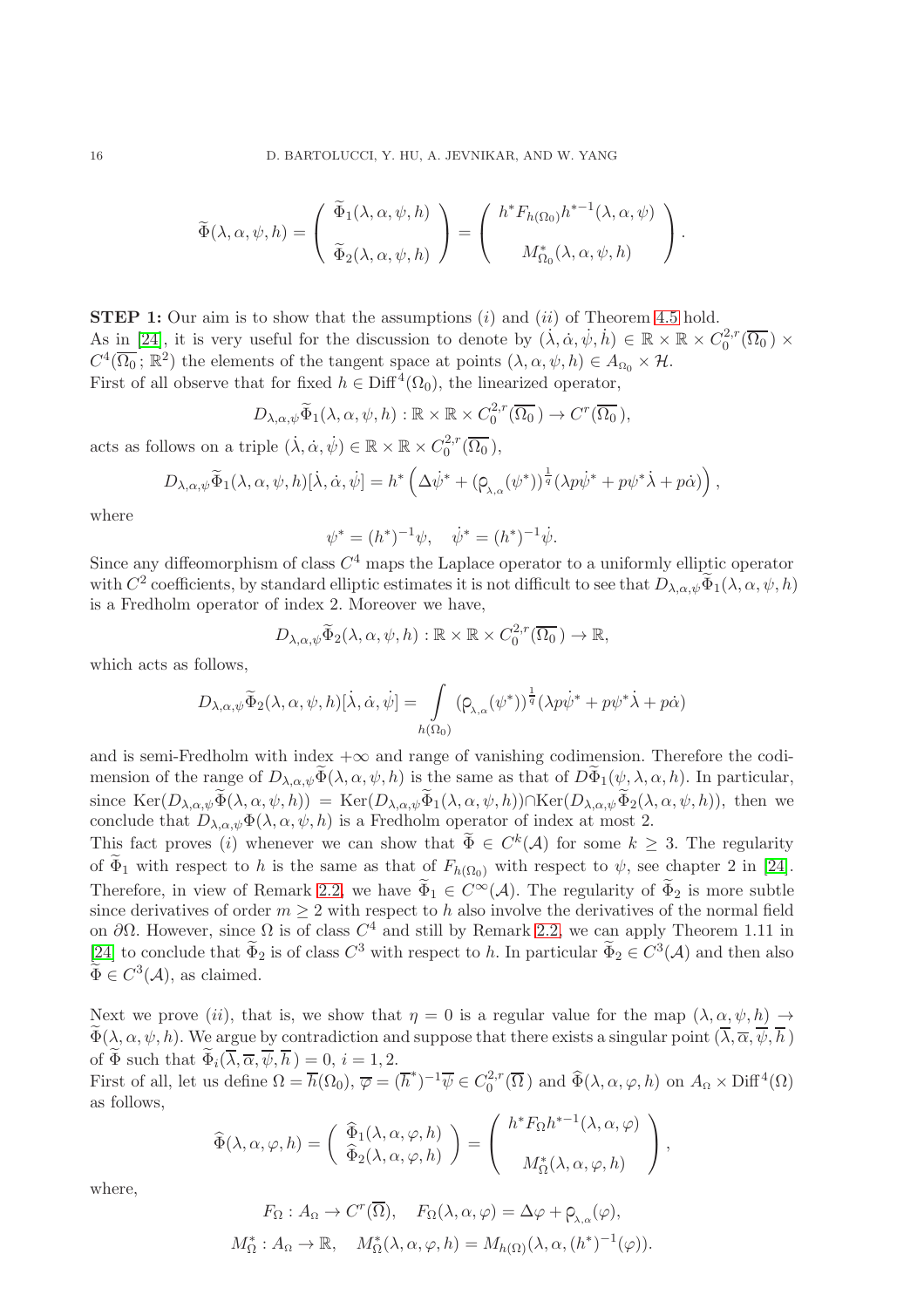$$\widetilde{\Phi}(\lambda,\alpha,\psi,h) = \left( \begin{array}{c} \widetilde{\Phi}_1(\lambda,\alpha,\psi,h) \\ \\ \widetilde{\Phi}_2(\lambda,\alpha,\psi,h) \end{array} \right) = \left( \begin{array}{c} h^* F_{h(\Omega_0)} h^{*-1}(\lambda,\alpha,\psi) \\ \\ M^*_{\Omega_0}(\lambda,\alpha,\psi,h) \end{array} \right).$$

**STEP 1:** Our aim is to show that the assumptions $(i)$ and $(ii)$ of Theorem 4.5 hold.
As in [24], it is very useful for the discussion to denote by $(\dot{\lambda},\dot{\alpha},\dot{\psi},\dot{h}) \in \mathbb{R}\times\mathbb{R}\times C^{2,r}_0(\overline{\Omega_0})\times C^4(\overline{\Omega_0};\mathbb{R}^2)$ the elements of the tangent space at points $(\lambda,\alpha,\psi,h)\in A_{\Omega_0}\times\mathcal{H}$.
First of all observe that for fixed $h\in \mathrm{Diff}^4(\Omega_0)$, the linearized operator,

$$D_{\lambda,\alpha,\psi}\widetilde{\Phi}_1(\lambda,\alpha,\psi,h) : \mathbb{R}\times\mathbb{R}\times C^{2,r}_0(\overline{\Omega_0}) \to C^r(\overline{\Omega_0}),$$

acts as follows on a triple $(\dot{\lambda},\dot{\alpha},\dot{\psi})\in \mathbb{R}\times\mathbb{R}\times C^{2,r}_0(\overline{\Omega_0})$,

$$D_{\lambda,\alpha,\psi}\widetilde{\Phi}_1(\lambda,\alpha,\psi,h)[\dot{\lambda},\dot{\alpha},\dot{\psi}] = h^*\left(\Delta\dot{\psi}^* + (\rho_{_{\lambda,\alpha}}(\psi^*))^{\frac{1}{q}}(\lambda p\dot{\psi}^* + p\psi^*\dot{\lambda} + p\dot{\alpha})\right),$$

where

$$\psi^* = (h^*)^{-1}\psi, \quad \dot{\psi}^* = (h^*)^{-1}\dot{\psi}.$$

Since any diffeomorphism of class $C^4$ maps the Laplace operator to a uniformly elliptic operator with $C^2$ coefficients, by standard elliptic estimates it is not difficult to see that $D_{\lambda,\alpha,\psi}\widetilde{\Phi}_1(\lambda,\alpha,\psi,h)$ is a Fredholm operator of index 2. Moreover we have,

$$D_{\lambda,\alpha,\psi}\widetilde{\Phi}_2(\lambda,\alpha,\psi,h) : \mathbb{R}\times\mathbb{R}\times C^{2,r}_0(\overline{\Omega_0}) \to \mathbb{R},$$

which acts as follows,

$$D_{\lambda,\alpha,\psi}\widetilde{\Phi}_2(\lambda,\alpha,\psi,h)[\dot{\lambda},\dot{\alpha},\dot{\psi}] = \int\limits_{h(\Omega_0)} (\rho_{_{\lambda,\alpha}}(\psi^*))^{\frac{1}{q}}(\lambda p\dot{\psi}^* + p\psi^*\dot{\lambda} + p\dot{\alpha})$$

and is semi-Fredholm with index $+\infty$ and range of vanishing codimension. Therefore the codimension of the range of $D_{\lambda,\alpha,\psi}\widetilde{\Phi}(\lambda,\alpha,\psi,h)$ is the same as that of $D\widetilde{\Phi}_1(\psi,\lambda,\alpha,h)$. In particular, since $\mathrm{Ker}(D_{\lambda,\alpha,\psi}\widetilde{\Phi}(\lambda,\alpha,\psi,h)) = \mathrm{Ker}(D_{\lambda,\alpha,\psi}\widetilde{\Phi}_1(\lambda,\alpha,\psi,h))\cap\mathrm{Ker}(D_{\lambda,\alpha,\psi}\widetilde{\Phi}_2(\lambda,\alpha,\psi,h))$, then we conclude that $D_{\lambda,\alpha,\psi}\Phi(\lambda,\alpha,\psi,h)$ is a Fredholm operator of index at most 2.
This fact proves $(i)$ whenever we can show that $\widetilde{\Phi}\in C^k(\mathcal{A})$ for some $k\geq 3$. The regularity of $\widetilde{\Phi}_1$ with respect to $h$ is the same as that of $F_{h(\Omega_0)}$ with respect to $\psi$, see chapter 2 in [24]. Therefore, in view of Remark 2.2, we have $\widetilde{\Phi}_1\in C^\infty(\mathcal{A})$. The regularity of $\widetilde{\Phi}_2$ is more subtle since derivatives of order $m\geq 2$ with respect to $h$ also involve the derivatives of the normal field on $\partial\Omega$. However, since $\Omega$ is of class $C^4$ and still by Remark 2.2, we can apply Theorem 1.11 in [24] to conclude that $\widetilde{\Phi}_2$ is of class $C^3$ with respect to $h$. In particular $\widetilde{\Phi}_2\in C^3(\mathcal{A})$ and then also $\widetilde{\Phi}\in C^3(\mathcal{A})$, as claimed.

Next we prove $(ii)$, that is, we show that $\eta=0$ is a regular value for the map $(\lambda,\alpha,\psi,h)\to\widetilde{\Phi}(\lambda,\alpha,\psi,h)$. We argue by contradiction and suppose that there exists a singular point $(\overline{\lambda},\overline{\alpha},\overline{\psi},\overline{h})$ of $\widetilde{\Phi}$ such that $\widetilde{\Phi}_i(\overline{\lambda},\overline{\alpha},\overline{\psi},\overline{h})=0$, $i=1,2$.
First of all, let us define $\Omega=\overline{h}(\Omega_0)$, $\overline{\varphi}=(\overline{h}^*)^{-1}\overline{\psi}\in C^{2,r}_0(\overline{\Omega})$ and $\widehat{\Phi}(\lambda,\alpha,\varphi,h)$ on $A_\Omega\times\mathrm{Diff}^4(\Omega)$ as follows,

$$\widehat{\Phi}(\lambda,\alpha,\varphi,h) = \left( \begin{array}{c} \widehat{\Phi}_1(\lambda,\alpha,\varphi,h) \\ \widehat{\Phi}_2(\lambda,\alpha,\varphi,h) \end{array} \right) = \left( \begin{array}{c} h^* F_{\Omega} h^{*-1}(\lambda,\alpha,\varphi) \\ \\ M^*_{\Omega}(\lambda,\alpha,\varphi,h) \end{array} \right),$$

where,

$$F_\Omega : A_\Omega \to C^r(\overline{\Omega}), \quad F_\Omega(\lambda,\alpha,\varphi) = \Delta\varphi + \rho_{_{\lambda,\alpha}}(\varphi),$$

$$M^*_\Omega : A_\Omega \to \mathbb{R}, \quad M^*_\Omega(\lambda,\alpha,\varphi,h) = M_{h(\Omega)}(\lambda,\alpha,(h^*)^{-1}(\varphi)).$$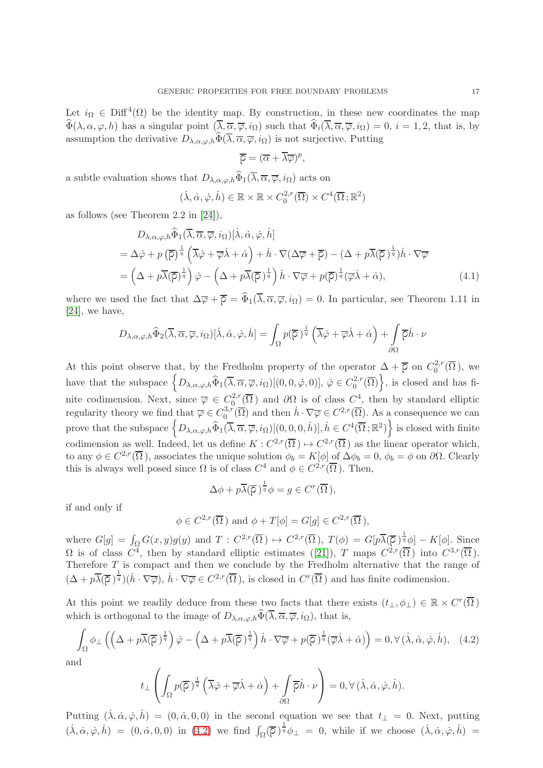Let $i_\Omega \in \mathrm{Diff}^4(\Omega)$ be the identity map. By construction, in these new coordinates the map $\widehat{\Phi}(\lambda, \alpha, \varphi, h)$ has a singular point $(\overline{\lambda}, \overline{\alpha}, \overline{\varphi}, i_\Omega)$ such that $\widehat{\Phi}_i(\overline{\lambda}, \overline{\alpha}, \overline{\varphi}, i_\Omega) = 0$, $i = 1, 2$, that is, by assumption the derivative $D_{\lambda,\alpha,\varphi,h}\widehat{\Phi}(\overline{\lambda}, \overline{\alpha}, \overline{\varphi}, i_\Omega)$ is not surjective. Putting

$$\overline{\rho} = (\overline{\alpha} + \overline{\lambda}\overline{\varphi})^p,$$

a subtle evaluation shows that $D_{\lambda,\alpha,\varphi,h}\widehat{\Phi}_1(\overline{\lambda}, \overline{\alpha}, \overline{\varphi}, i_\Omega)$ acts on

$$(\dot{\lambda}, \dot{\alpha}, \dot{\varphi}, \dot{h}) \in \mathbb{R} \times \mathbb{R} \times C_0^{2,r}(\overline{\Omega}) \times C^4(\overline{\Omega}; \mathbb{R}^2)$$

as follows (see Theorem 2.2 in [24]),

$$\begin{aligned}
&D_{\lambda,\alpha,\varphi,h}\widehat{\Phi}_1(\overline{\lambda}, \overline{\alpha}, \overline{\varphi}, i_\Omega)[\dot{\lambda}, \dot{\alpha}, \dot{\varphi}, \dot{h}] \\
&= \Delta\dot{\varphi} + p\left(\overline{\rho}\right)^{\frac{1}{q}}\left(\overline{\lambda}\dot{\varphi} + \overline{\varphi}\dot{\lambda} + \dot{\alpha}\right) + \dot{h}\cdot\nabla(\Delta\overline{\varphi} + \overline{\rho}) - (\Delta + p\overline{\lambda}(\overline{\rho})^{\frac{1}{q}})\dot{h}\cdot\nabla\overline{\varphi} \\
&= \left(\Delta + p\overline{\lambda}(\overline{\rho})^{\frac{1}{q}}\right)\dot{\varphi} - \left(\Delta + p\overline{\lambda}(\overline{\rho})^{\frac{1}{q}}\right)\dot{h}\cdot\nabla\overline{\varphi} + p(\overline{\rho})^{\frac{1}{q}}(\overline{\varphi}\dot{\lambda} + \dot{\alpha}),
\end{aligned} \tag{4.1}$$

where we used the fact that $\Delta\overline{\varphi} + \overline{\rho} = \widehat{\Phi}_1(\overline{\lambda}, \overline{\alpha}, \overline{\varphi}, i_\Omega) = 0$. In particular, see Theorem 1.11 in [24], we have,

$$D_{\lambda,\alpha,\varphi,h}\widehat{\Phi}_2(\overline{\lambda}, \overline{\alpha}, \overline{\varphi}, i_\Omega)[\dot{\lambda}, \dot{\alpha}, \dot{\varphi}, \dot{h}] = \int_\Omega p(\overline{\rho})^{\frac{1}{q}}\left(\overline{\lambda}\dot{\varphi} + \overline{\varphi}\dot{\lambda} + \dot{\alpha}\right) + \int_{\partial\Omega}\overline{\rho}\dot{h}\cdot\nu$$

At this point observe that, by the Fredholm property of the operator $\Delta + \overline{\rho}$ on $C_0^{2,r}(\overline{\Omega})$, we have that the subspace $\left\{D_{\lambda,\alpha,\varphi,h}\widehat{\Phi}_1(\overline{\lambda}, \overline{\alpha}, \overline{\varphi}, i_\Omega)[(0, 0, \dot{\varphi}, 0)],\, \dot{\varphi} \in C_0^{2,r}(\overline{\Omega})\right\}$, is closed and has finite codimension. Next, since $\overline{\varphi} \in C_0^{2,r}(\overline{\Omega})$ and $\partial\Omega$ is of class $C^4$, then by standard elliptic regularity theory we find that $\overline{\varphi} \in C_0^{3,r}(\overline{\Omega})$ and then $\dot{h}\cdot\nabla\overline{\varphi} \in C^{2,r}(\overline{\Omega})$. As a consequence we can prove that the subspace $\left\{D_{\lambda,\alpha,\varphi,h}\widehat{\Phi}_1(\overline{\lambda}, \overline{\alpha}, \overline{\varphi}, i_\Omega)[(0, 0, 0, \dot{h})], \dot{h} \in C^4(\overline{\Omega}; \mathbb{R}^2)\right\}$ is closed with finite codimension as well. Indeed, let us define $K : C^{2,r}(\overline{\Omega}) \mapsto C^{2,r}(\overline{\Omega})$ as the linear operator which, to any $\phi \in C^{2,r}(\overline{\Omega})$, associates the unique solution $\phi_b = K[\phi]$ of $\Delta\phi_b = 0$, $\phi_b = \phi$ on $\partial\Omega$. Clearly this is always well posed since $\Omega$ is of class $C^4$ and $\phi \in C^{2,r}(\overline{\Omega})$. Then,

$$\Delta\phi + p\overline{\lambda}(\overline{\rho})^{\frac{1}{q}}\phi = g \in C^r(\overline{\Omega}),$$

if and only if

$$\phi \in C^{2,r}(\overline{\Omega}) \text{ and } \phi + T[\phi] = G[g] \in C^{2,r}(\overline{\Omega}),$$

where $G[g] = \int_\Omega G(x,y)g(y)$ and $T : C^{2,r}(\overline{\Omega}) \mapsto C^{2,r}(\overline{\Omega})$, $T(\phi) = G[p\overline{\lambda}(\overline{\rho})^{\frac{1}{q}}\phi] - K[\phi]$. Since $\Omega$ is of class $C^4$, then by standard elliptic estimates ([21]), $T$ maps $C^{2,r}(\overline{\Omega})$ into $C^{3,r}(\overline{\Omega})$. Therefore $T$ is compact and then we conclude by the Fredholm alternative that the range of $(\Delta + p\overline{\lambda}(\overline{\rho})^{\frac{1}{q}})(\dot{h}\cdot\nabla\overline{\varphi})$, $\dot{h}\cdot\nabla\overline{\varphi} \in C^{2,r}(\overline{\Omega})$, is closed in $C^r(\overline{\Omega})$ and has finite codimension.

At this point we readily deduce from these two facts that there exists $(t_\perp, \phi_\perp) \in \mathbb{R} \times C^r(\overline{\Omega})$ which is orthogonal to the image of $D_{\lambda,\alpha,\varphi,h}\widehat{\Phi}(\overline{\lambda}, \overline{\alpha}, \overline{\varphi}, i_\Omega)$, that is,

$$\int_\Omega \phi_\perp\left(\left(\Delta + p\overline{\lambda}(\overline{\rho})^{\frac{1}{q}}\right)\dot{\varphi} - \left(\Delta + p\overline{\lambda}(\overline{\rho})^{\frac{1}{q}}\right)\dot{h}\cdot\nabla\overline{\varphi} + p(\overline{\rho})^{\frac{1}{q}}(\overline{\varphi}\dot{\lambda} + \dot{\alpha})\right) = 0, \forall\,(\dot{\lambda}, \dot{\alpha}, \dot{\varphi}, \dot{h}), \tag{4.2}$$

and

$$t_\perp\left(\int_\Omega p(\overline{\rho})^{\frac{1}{q}}\left(\overline{\lambda}\dot{\varphi} + \overline{\varphi}\dot{\lambda} + \dot{\alpha}\right) + \int_{\partial\Omega}\overline{\rho}\dot{h}\cdot\nu\right) = 0, \forall\,(\dot{\lambda}, \dot{\alpha}, \dot{\varphi}, \dot{h}).$$

Putting $(\dot{\lambda}, \dot{\alpha}, \dot{\varphi}, \dot{h}) = (0, \dot{\alpha}, 0, 0)$ in the second equation we see that $t_\perp = 0$. Next, putting $(\dot{\lambda}, \dot{\alpha}, \dot{\varphi}, \dot{h}) = (0, \dot{\alpha}, 0, 0)$ in (4.2) we find $\int_\Omega(\overline{\rho})^{\frac{1}{q}}\phi_\perp = 0$, while if we choose $(\dot{\lambda}, \dot{\alpha}, \dot{\varphi}, \dot{h}) =$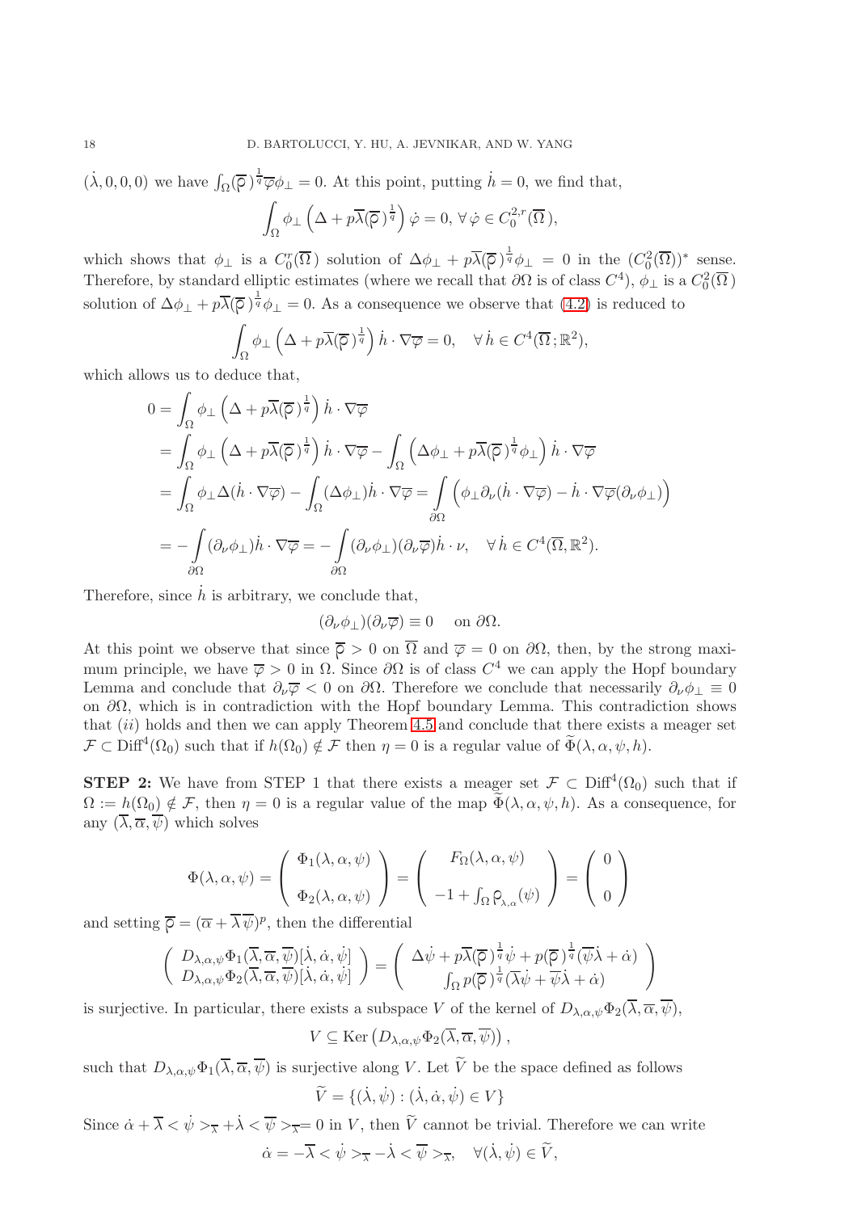$(\dot\lambda, 0, 0, 0)$ we have $\int_\Omega (\overline{\rho}\,)^{\frac{1}{q}}\overline{\varphi}\phi_\perp = 0$. At this point, putting $\dot h = 0$, we find that,

$$\int_\Omega \phi_\perp \left(\Delta + p\overline{\lambda}(\overline{\rho}\,)^{\frac{1}{q}}\right)\dot\varphi = 0,\ \forall\, \dot\varphi \in C^{2,r}_0(\overline{\Omega}\,),$$

which shows that $\phi_\perp$ is a $C^r_0(\overline{\Omega}\,)$ solution of $\Delta\phi_\perp + p\overline{\lambda}(\overline{\rho}\,)^{\frac{1}{q}}\phi_\perp = 0$ in the $(C^2_0(\overline{\Omega}))^*$ sense. Therefore, by standard elliptic estimates (where we recall that $\partial\Omega$ is of class $C^4$), $\phi_\perp$ is a $C^2_0(\overline{\Omega}\,)$ solution of $\Delta\phi_\perp + p\overline{\lambda}(\overline{\rho}\,)^{\frac{1}{q}}\phi_\perp = 0$. As a consequence we observe that (4.2) is reduced to

$$\int_\Omega \phi_\perp \left(\Delta + p\overline{\lambda}(\overline{\rho}\,)^{\frac{1}{q}}\right)\dot h\cdot\nabla\overline{\varphi} = 0, \quad \forall\, \dot h \in C^4(\overline{\Omega}\,;\mathbb{R}^2),$$

which allows us to deduce that,

$$\begin{aligned}
0 &= \int_\Omega \phi_\perp \left(\Delta + p\overline{\lambda}(\overline{\rho}\,)^{\frac{1}{q}}\right)\dot h\cdot\nabla\overline{\varphi}\\
&= \int_\Omega \phi_\perp \left(\Delta + p\overline{\lambda}(\overline{\rho}\,)^{\frac{1}{q}}\right)\dot h\cdot\nabla\overline{\varphi} - \int_\Omega \left(\Delta\phi_\perp + p\overline{\lambda}(\overline{\rho}\,)^{\frac{1}{q}}\phi_\perp\right)\dot h\cdot\nabla\overline{\varphi}\\
&= \int_\Omega \phi_\perp \Delta(\dot h\cdot\nabla\overline{\varphi}) - \int_\Omega (\Delta\phi_\perp)\dot h\cdot\nabla\overline{\varphi} = \int_{\partial\Omega}\left(\phi_\perp\partial_\nu(\dot h\cdot\nabla\overline{\varphi}) - \dot h\cdot\nabla\overline{\varphi}(\partial_\nu\phi_\perp)\right)\\
&= -\int_{\partial\Omega}(\partial_\nu\phi_\perp)\dot h\cdot\nabla\overline{\varphi} = -\int_{\partial\Omega}(\partial_\nu\phi_\perp)(\partial_\nu\overline{\varphi})\dot h\cdot\nu, \quad \forall\, \dot h \in C^4(\overline{\Omega},\mathbb{R}^2).
\end{aligned}$$

Therefore, since $\dot h$ is arbitrary, we conclude that,

$$(\partial_\nu\phi_\perp)(\partial_\nu\overline{\varphi}) \equiv 0 \quad \text{ on } \partial\Omega.$$

At this point we observe that since $\overline{\rho} > 0$ on $\overline{\Omega}$ and $\overline{\varphi} = 0$ on $\partial\Omega$, then, by the strong maximum principle, we have $\overline{\varphi} > 0$ in $\Omega$. Since $\partial\Omega$ is of class $C^4$ we can apply the Hopf boundary Lemma and conclude that $\partial_\nu\overline{\varphi} < 0$ on $\partial\Omega$. Therefore we conclude that necessarily $\partial_\nu\phi_\perp \equiv 0$ on $\partial\Omega$, which is in contradiction with the Hopf boundary Lemma. This contradiction shows that $(ii)$ holds and then we can apply Theorem 4.5 and conclude that there exists a meager set $\mathcal{F} \subset \mathrm{Diff}^4(\Omega_0)$ such that if $h(\Omega_0) \notin \mathcal{F}$ then $\eta = 0$ is a regular value of $\widetilde{\Phi}(\lambda, \alpha, \psi, h)$.

**STEP 2:** We have from STEP 1 that there exists a meager set $\mathcal{F} \subset \mathrm{Diff}^4(\Omega_0)$ such that if $\Omega := h(\Omega_0) \notin \mathcal{F}$, then $\eta = 0$ is a regular value of the map $\widetilde{\Phi}(\lambda, \alpha, \psi, h)$. As a consequence, for any $(\overline{\lambda}, \overline{\alpha}, \overline{\psi})$ which solves

$$\Phi(\lambda,\alpha,\psi) = \begin{pmatrix} \Phi_1(\lambda,\alpha,\psi) \\ \\ \Phi_2(\lambda,\alpha,\psi)\end{pmatrix} = \begin{pmatrix} F_\Omega(\lambda,\alpha,\psi) \\ \\ -1 + \int_\Omega \rho_{_{\lambda,\alpha}}(\psi)\end{pmatrix} = \begin{pmatrix} 0 \\ \\ 0\end{pmatrix}$$

and setting $\overline{\rho} = (\overline{\alpha} + \overline{\lambda}\,\overline{\psi})^p$, then the differential

$$\begin{pmatrix} D_{\lambda,\alpha,\psi}\Phi_1(\overline{\lambda},\overline{\alpha},\overline{\psi})[\dot\lambda,\dot\alpha,\dot\psi] \\ D_{\lambda,\alpha,\psi}\Phi_2(\overline{\lambda},\overline{\alpha},\overline{\psi})[\dot\lambda,\dot\alpha,\dot\psi]\end{pmatrix} = \begin{pmatrix} \Delta\dot\psi + p\overline{\lambda}(\overline{\rho}\,)^{\frac{1}{q}}\dot\psi + p(\overline{\rho}\,)^{\frac{1}{q}}(\overline{\psi}\dot\lambda + \dot\alpha) \\ \int_\Omega p(\overline{\rho}\,)^{\frac{1}{q}}(\overline{\lambda}\dot\psi + \overline{\psi}\dot\lambda + \dot\alpha)\end{pmatrix}$$

is surjective. In particular, there exists a subspace $V$ of the kernel of $D_{\lambda,\alpha,\psi}\Phi_2(\overline{\lambda},\overline{\alpha},\overline{\psi})$,

$$V \subseteq \mathrm{Ker}\left(D_{\lambda,\alpha,\psi}\Phi_2(\overline{\lambda},\overline{\alpha},\overline{\psi})\right),$$

such that $D_{\lambda,\alpha,\psi}\Phi_1(\overline{\lambda},\overline{\alpha},\overline{\psi})$ is surjective along $V$. Let $\widetilde{V}$ be the space defined as follows

$$\widetilde{V} = \{(\dot\lambda,\dot\psi) : (\dot\lambda,\dot\alpha,\dot\psi) \in V\}$$

Since $\dot\alpha + \overline{\lambda} < \dot\psi >_{\overline{\lambda}} + \dot\lambda < \overline{\psi} >_{\overline{\lambda}} = 0$ in $V$, then $\widetilde{V}$ cannot be trivial. Therefore we can write

$$\dot\alpha = -\overline{\lambda} < \dot\psi >_{\overline{\lambda}} - \dot\lambda < \overline{\psi} >_{\overline{\lambda}}, \quad \forall (\dot\lambda,\dot\psi) \in \widetilde{V},$$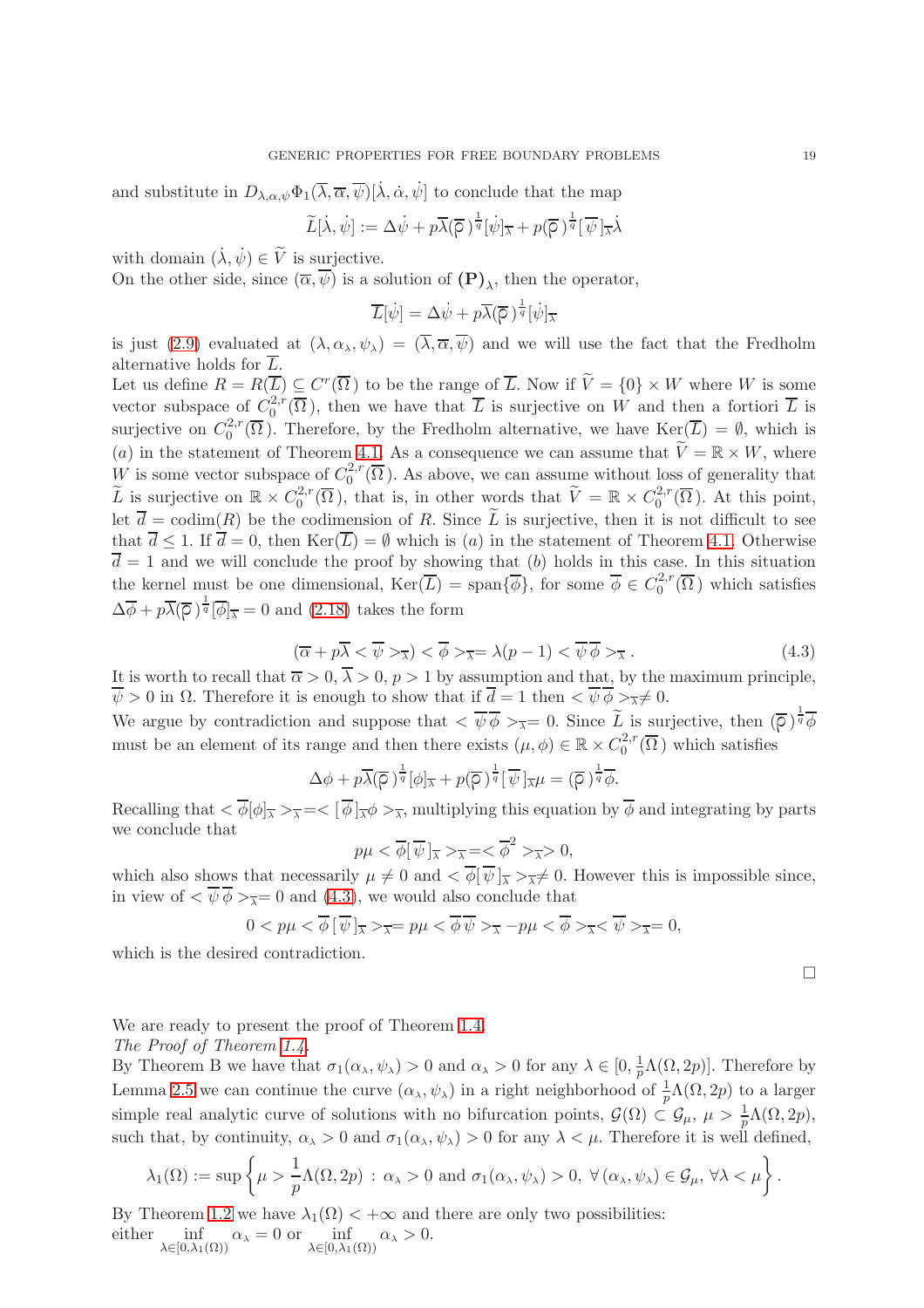and substitute in $D_{\lambda,\alpha,\psi}\Phi_1(\overline{\lambda},\overline{\alpha},\overline{\psi})[\dot{\lambda},\dot{\alpha},\dot{\psi}]$ to conclude that the map

$$\widetilde{L}[\dot{\lambda},\dot{\psi}] := \Delta\dot{\psi} + p\overline{\lambda}(\overline{\rho})^{\frac{1}{q}}[\dot{\psi}]_{\overline{\lambda}} + p(\overline{\rho})^{\frac{1}{q}}[\overline{\psi}]_{\overline{\lambda}}\dot{\lambda}$$

with domain $(\dot{\lambda},\dot{\psi}) \in \widetilde{V}$ is surjective.
On the other side, since $(\overline{\alpha},\overline{\psi})$ is a solution of $\mathbf{(P)}_\lambda$, then the operator,

$$\overline{L}[\dot{\psi}] = \Delta\dot{\psi} + p\overline{\lambda}(\overline{\rho})^{\frac{1}{q}}[\dot{\psi}]_{\overline{\lambda}}$$

is just (2.9) evaluated at $(\lambda,\alpha_\lambda,\psi_\lambda) = (\overline{\lambda},\overline{\alpha},\overline{\psi})$ and we will use the fact that the Fredholm alternative holds for $\overline{L}$.
Let us define $R = R(\overline{L}) \subseteq C^r(\overline{\Omega})$ to be the range of $\overline{L}$. Now if $\widetilde{V} = \{0\} \times W$ where $W$ is some vector subspace of $C^{2,r}_0(\overline{\Omega})$, then we have that $\overline{L}$ is surjective on $W$ and then a fortiori $\overline{L}$ is surjective on $C^{2,r}_0(\overline{\Omega})$. Therefore, by the Fredholm alternative, we have $\mathrm{Ker}(\overline{L}) = \emptyset$, which is $(a)$ in the statement of Theorem 4.1. As a consequence we can assume that $\widetilde{V} = \mathbb{R} \times W$, where $W$ is some vector subspace of $C^{2,r}_0(\overline{\Omega})$. As above, we can assume without loss of generality that $\widetilde{L}$ is surjective on $\mathbb{R} \times C^{2,r}_0(\overline{\Omega})$, that is, in other words that $\widetilde{V} = \mathbb{R} \times C^{2,r}_0(\overline{\Omega})$. At this point, let $\overline{d} = \mathrm{codim}(R)$ be the codimension of $R$. Since $\widetilde{L}$ is surjective, then it is not difficult to see that $\overline{d} \leq 1$. If $\overline{d} = 0$, then $\mathrm{Ker}(\overline{L}) = \emptyset$ which is $(a)$ in the statement of Theorem 4.1. Otherwise $\overline{d} = 1$ and we will conclude the proof by showing that $(b)$ holds in this case. In this situation the kernel must be one dimensional, $\mathrm{Ker}(\overline{L}) = \mathrm{span}\{\overline{\phi}\}$, for some $\overline{\phi} \in C^{2,r}_0(\overline{\Omega})$ which satisfies $\Delta\overline{\phi} + p\overline{\lambda}(\overline{\rho})^{\frac{1}{q}}[\overline{\phi}]_{\overline{\lambda}} = 0$ and (2.18) takes the form

$$(\overline{\alpha} + p\overline{\lambda} < \overline{\psi} >_{\overline{\lambda}}) < \overline{\phi} >_{\overline{\lambda}} = \lambda(p-1) < \overline{\psi}\,\overline{\phi} >_{\overline{\lambda}}. \tag{4.3}$$

It is worth to recall that $\overline{\alpha} > 0$, $\overline{\lambda} > 0$, $p > 1$ by assumption and that, by the maximum principle, $\overline{\psi} > 0$ in $\Omega$. Therefore it is enough to show that if $\overline{d} = 1$ then $< \overline{\psi}\,\overline{\phi} >_{\overline{\lambda}} \neq 0$.
We argue by contradiction and suppose that $< \overline{\psi}\,\overline{\phi} >_{\overline{\lambda}} = 0$. Since $\widetilde{L}$ is surjective, then $(\overline{\rho})^{\frac{1}{q}}\overline{\phi}$ must be an element of its range and then there exists $(\mu,\phi) \in \mathbb{R} \times C^{2,r}_0(\overline{\Omega})$ which satisfies

$$\Delta\phi + p\overline{\lambda}(\overline{\rho})^{\frac{1}{q}}[\phi]_{\overline{\lambda}} + p(\overline{\rho})^{\frac{1}{q}}[\overline{\psi}]_{\overline{\lambda}}\mu = (\overline{\rho})^{\frac{1}{q}}\overline{\phi}.$$

Recalling that $< \overline{\phi}[\phi]_{\overline{\lambda}} >_{\overline{\lambda}} = < [\overline{\phi}]_{\overline{\lambda}}\phi >_{\overline{\lambda}}$, multiplying this equation by $\overline{\phi}$ and integrating by parts we conclude that

$$p\mu < \overline{\phi}[\overline{\psi}]_{\overline{\lambda}} >_{\overline{\lambda}} = < \overline{\phi}^2 >_{\overline{\lambda}} > 0,$$

which also shows that necessarily $\mu \neq 0$ and $< \overline{\phi}[\overline{\psi}]_{\overline{\lambda}} >_{\overline{\lambda}} \neq 0$. However this is impossible since, in view of $< \overline{\psi}\,\overline{\phi} >_{\overline{\lambda}} = 0$ and (4.3), we would also conclude that

$$0 < p\mu < \overline{\phi}[\overline{\psi}]_{\overline{\lambda}} >_{\overline{\lambda}} = p\mu < \overline{\phi}\,\overline{\psi} >_{\overline{\lambda}} - p\mu < \overline{\phi} >_{\overline{\lambda}} < \overline{\psi} >_{\overline{\lambda}} = 0,$$

which is the desired contradiction.

□

We are ready to present the proof of Theorem 1.4.
*The Proof of Theorem 1.4.*
By Theorem B we have that $\sigma_1(\alpha_\lambda,\psi_\lambda) > 0$ and $\alpha_\lambda > 0$ for any $\lambda \in [0, \frac{1}{p}\Lambda(\Omega,2p)]$. Therefore by Lemma 2.5 we can continue the curve $(\alpha_\lambda,\psi_\lambda)$ in a right neighborhood of $\frac{1}{p}\Lambda(\Omega,2p)$ to a larger simple real analytic curve of solutions with no bifurcation points, $\mathcal{G}(\Omega) \subset \mathcal{G}_\mu$, $\mu > \frac{1}{p}\Lambda(\Omega,2p)$, such that, by continuity, $\alpha_\lambda > 0$ and $\sigma_1(\alpha_\lambda,\psi_\lambda) > 0$ for any $\lambda < \mu$. Therefore it is well defined,

$$\lambda_1(\Omega) := \sup\left\{\mu > \frac{1}{p}\Lambda(\Omega,2p) \,:\, \alpha_\lambda > 0 \text{ and } \sigma_1(\alpha_\lambda,\psi_\lambda) > 0,\ \forall\,(\alpha_\lambda,\psi_\lambda) \in \mathcal{G}_\mu,\ \forall \lambda < \mu\right\}.$$

By Theorem 1.2 we have $\lambda_1(\Omega) < +\infty$ and there are only two possibilities:
either $\inf\limits_{\lambda\in[0,\lambda_1(\Omega))} \alpha_\lambda = 0$ or $\inf\limits_{\lambda\in[0,\lambda_1(\Omega))} \alpha_\lambda > 0$.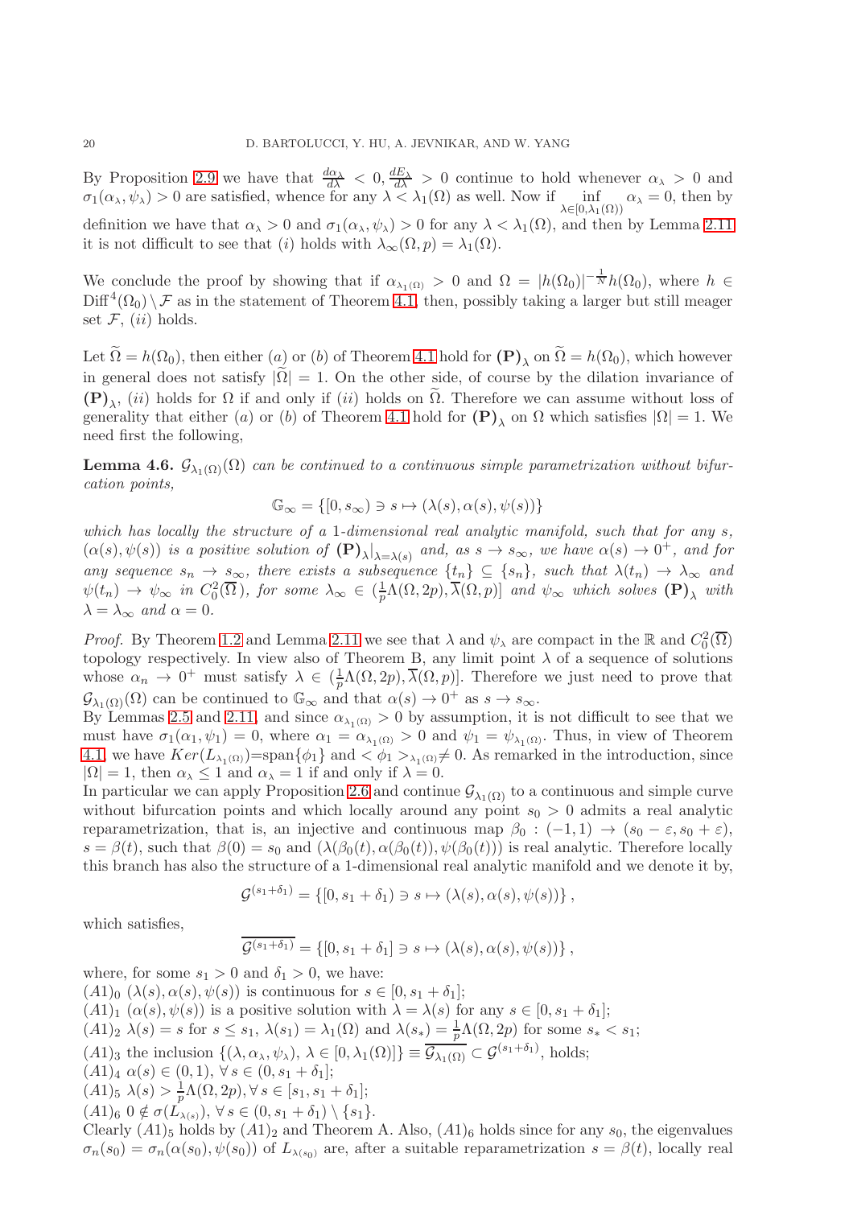By Proposition 2.9 we have that $\frac{d\alpha_\lambda}{d\lambda} < 0, \frac{dE_\lambda}{d\lambda} > 0$ continue to hold whenever $\alpha_\lambda > 0$ and $\sigma_1(\alpha_\lambda, \psi_\lambda) > 0$ are satisfied, whence for any $\lambda < \lambda_1(\Omega)$ as well. Now if $\inf\limits_{\lambda \in [0,\lambda_1(\Omega))} \alpha_\lambda = 0$, then by definition we have that $\alpha_\lambda > 0$ and $\sigma_1(\alpha_\lambda, \psi_\lambda) > 0$ for any $\lambda < \lambda_1(\Omega)$, and then by Lemma 2.11 it is not difficult to see that $(i)$ holds with $\lambda_\infty(\Omega, p) = \lambda_1(\Omega)$.

We conclude the proof by showing that if $\alpha_{\lambda_1(\Omega)} > 0$ and $\Omega = |h(\Omega_0)|^{-\frac{1}{N}} h(\Omega_0)$, where $h \in \mathrm{Diff}^4(\Omega_0) \setminus \mathcal{F}$ as in the statement of Theorem 4.1, then, possibly taking a larger but still meager set $\mathcal{F}$, $(ii)$ holds.

Let $\widetilde{\Omega} = h(\Omega_0)$, then either $(a)$ or $(b)$ of Theorem 4.1 hold for $\mathbf{(P)}_\lambda$ on $\widetilde{\Omega} = h(\Omega_0)$, which however in general does not satisfy $|\widetilde{\Omega}| = 1$. On the other side, of course by the dilation invariance of $\mathbf{(P)}_\lambda$, $(ii)$ holds for $\Omega$ if and only if $(ii)$ holds on $\widetilde{\Omega}$. Therefore we can assume without loss of generality that either $(a)$ or $(b)$ of Theorem 4.1 hold for $\mathbf{(P)}_\lambda$ on $\Omega$ which satisfies $|\Omega| = 1$. We need first the following,

**Lemma 4.6.** *$\mathcal{G}_{\lambda_1(\Omega)}(\Omega)$ can be continued to a continuous simple parametrization without bifurcation points,*

$$\mathbb{G}_\infty = \{[0, s_\infty) \ni s \mapsto (\lambda(s), \alpha(s), \psi(s))\}$$

*which has locally the structure of a 1-dimensional real analytic manifold, such that for any $s$, $(\alpha(s), \psi(s))$ is a positive solution of $\mathbf{(P)}_\lambda|_{\lambda=\lambda(s)}$ and, as $s \to s_\infty$, we have $\alpha(s) \to 0^+$, and for any sequence $s_n \to s_\infty$, there exists a subsequence $\{t_n\} \subseteq \{s_n\}$, such that $\lambda(t_n) \to \lambda_\infty$ and $\psi(t_n) \to \psi_\infty$ in $C^2_0(\overline{\Omega})$, for some $\lambda_\infty \in (\frac{1}{p}\Lambda(\Omega, 2p), \overline{\lambda}(\Omega, p)]$ and $\psi_\infty$ which solves $\mathbf{(P)}_\lambda$ with $\lambda = \lambda_\infty$ and $\alpha = 0$.*

*Proof.* By Theorem 1.2 and Lemma 2.11 we see that $\lambda$ and $\psi_\lambda$ are compact in the $\mathbb{R}$ and $C^2_0(\overline{\Omega})$ topology respectively. In view also of Theorem B, any limit point $\lambda$ of a sequence of solutions whose $\alpha_n \to 0^+$ must satisfy $\lambda \in (\frac{1}{p}\Lambda(\Omega, 2p), \overline{\lambda}(\Omega, p)]$. Therefore we just need to prove that $\mathcal{G}_{\lambda_1(\Omega)}(\Omega)$ can be continued to $\mathbb{G}_\infty$ and that $\alpha(s) \to 0^+$ as $s \to s_\infty$.
By Lemmas 2.5 and 2.11, and since $\alpha_{\lambda_1(\Omega)} > 0$ by assumption, it is not difficult to see that we must have $\sigma_1(\alpha_1, \psi_1) = 0$, where $\alpha_1 = \alpha_{\lambda_1(\Omega)} > 0$ and $\psi_1 = \psi_{\lambda_1(\Omega)}$. Thus, in view of Theorem 4.1, we have $Ker(L_{\lambda_1(\Omega)})$=span$\{\phi_1\}$ and $<\phi_1>_{\lambda_1(\Omega)} \neq 0$. As remarked in the introduction, since $|\Omega| = 1$, then $\alpha_\lambda \leq 1$ and $\alpha_\lambda = 1$ if and only if $\lambda = 0$.
In particular we can apply Proposition 2.6 and continue $\mathcal{G}_{\lambda_1(\Omega)}$ to a continuous and simple curve without bifurcation points and which locally around any point $s_0 > 0$ admits a real analytic reparametrization, that is, an injective and continuous map $\beta_0 : (-1, 1) \to (s_0 - \varepsilon, s_0 + \varepsilon)$, $s = \beta(t)$, such that $\beta(0) = s_0$ and $(\lambda(\beta_0(t), \alpha(\beta_0(t)), \psi(\beta_0(t)))$ is real analytic. Therefore locally this branch has also the structure of a 1-dimensional real analytic manifold and we denote it by,

$$\mathcal{G}^{(s_1+\delta_1)} = \{[0, s_1 + \delta_1) \ni s \mapsto (\lambda(s), \alpha(s), \psi(s))\},$$

which satisfies,

$$\overline{\mathcal{G}^{(s_1+\delta_1)}} = \{[0, s_1 + \delta_1] \ni s \mapsto (\lambda(s), \alpha(s), \psi(s))\},$$

where, for some $s_1 > 0$ and $\delta_1 > 0$, we have:
$(A1)_0$ $(\lambda(s), \alpha(s), \psi(s))$ is continuous for $s \in [0, s_1 + \delta_1]$;
$(A1)_1$ $(\alpha(s), \psi(s))$ is a positive solution with $\lambda = \lambda(s)$ for any $s \in [0, s_1 + \delta_1]$;
$(A1)_2$ $\lambda(s) = s$ for $s \leq s_1$, $\lambda(s_1) = \lambda_1(\Omega)$ and $\lambda(s_*) = \frac{1}{p}\Lambda(\Omega, 2p)$ for some $s_* < s_1$;
$(A1)_3$ the inclusion $\{(\lambda, \alpha_\lambda, \psi_\lambda), \lambda \in [0, \lambda_1(\Omega)]\} \equiv \overline{\mathcal{G}_{\lambda_1(\Omega)}} \subset \mathcal{G}^{(s_1+\delta_1)}$, holds;
$(A1)_4$ $\alpha(s) \in (0, 1)$, $\forall\, s \in (0, s_1 + \delta_1]$;
$(A1)_5$ $\lambda(s) > \frac{1}{p}\Lambda(\Omega, 2p), \forall\, s \in [s_1, s_1 + \delta_1]$;
$(A1)_6$ $0 \notin \sigma(L_{\lambda(s)})$, $\forall\, s \in (0, s_1 + \delta_1) \setminus \{s_1\}$.
Clearly $(A1)_5$ holds by $(A1)_2$ and Theorem A. Also, $(A1)_6$ holds since for any $s_0$, the eigenvalues $\sigma_n(s_0) = \sigma_n(\alpha(s_0), \psi(s_0))$ of $L_{\lambda(s_0)}$ are, after a suitable reparametrization $s = \beta(t)$, locally real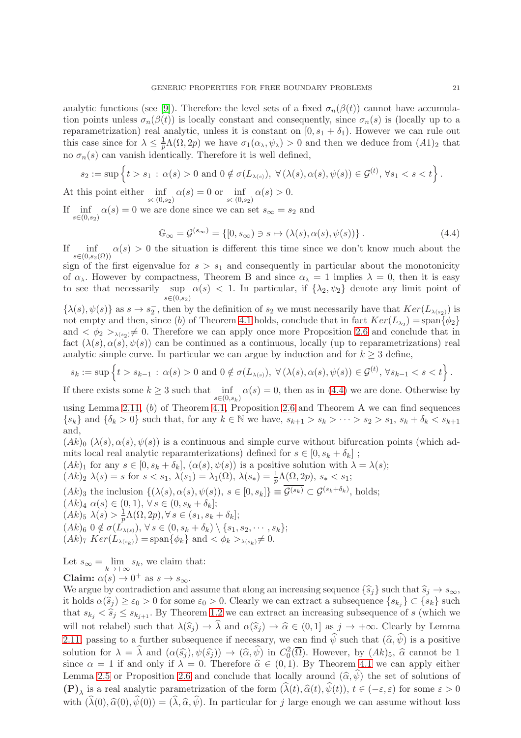analytic functions (see [9]). Therefore the level sets of a fixed $\sigma_n(\beta(t))$ cannot have accumulation points unless $\sigma_n(\beta(t))$ is locally constant and consequently, since $\sigma_n(s)$ is (locally up to a reparametrization) real analytic, unless it is constant on $[0, s_1 + \delta_1)$. However we can rule out this case since for $\lambda \le \frac{1}{p}\Lambda(\Omega, 2p)$ we have $\sigma_1(\alpha_\lambda, \psi_\lambda) > 0$ and then we deduce from $(A1)_2$ that no $\sigma_n(s)$ can vanish identically. Therefore it is well defined,

$$s_2 := \sup\left\{t > s_1 \,:\, \alpha(s) > 0 \text{ and } 0 \notin \sigma(L_{\lambda(s)}),\ \forall\,(\lambda(s), \alpha(s), \psi(s)) \in \mathcal{G}^{(t)},\ \forall s_1 < s < t\right\}.$$

At this point either $\inf\limits_{s\in(0,s_2)} \alpha(s) = 0$ or $\inf\limits_{s\in(0,s_2)} \alpha(s) > 0$.

If $\inf\limits_{s\in(0,s_2)} \alpha(s) = 0$ we are done since we can set $s_\infty = s_2$ and

$$\mathbb{G}_\infty = \mathcal{G}^{(s_\infty)} = \{[0, s_\infty) \ni s \mapsto (\lambda(s), \alpha(s), \psi(s))\}\,. \tag{4.4}$$

If $\inf\limits_{s\in(0,s_2(\Omega))} \alpha(s) > 0$ the situation is different this time since we don't know much about the sign of the first eigenvalue for $s > s_1$ and consequently in particular about the monotonicity of $\alpha_\lambda$. However by compactness, Theorem B and since $\alpha_\lambda = 1$ implies $\lambda = 0$, then it is easy to see that necessarily $\sup\limits_{s\in(0,s_2)} \alpha(s) < 1$. In particular, if $\{\lambda_2, \psi_2\}$ denote any limit point of $\{\lambda(s), \psi(s)\}$ as $s \to s_2^-$, then by the definition of $s_2$ we must necessarily have that $Ker(L_{\lambda(s_2)})$ is not empty and then, since $(b)$ of Theorem 4.1 holds, conclude that in fact $Ker(L_{\lambda_2}) = \text{span}\{\phi_2\}$ and $<\phi_2>_{\lambda(s_2)} \neq 0$. Therefore we can apply once more Proposition 2.6 and conclude that in fact $(\lambda(s), \alpha(s), \psi(s))$ can be continued as a continuous, locally (up to reparametrizations) real analytic simple curve. In particular we can argue by induction and for $k \ge 3$ define,

$$s_k := \sup\left\{t > s_{k-1} \,:\, \alpha(s) > 0 \text{ and } 0 \notin \sigma(L_{\lambda(s)}),\ \forall\,(\lambda(s), \alpha(s), \psi(s)) \in \mathcal{G}^{(t)},\ \forall s_{k-1} < s < t\right\}.$$

If there exists some $k \ge 3$ such that $\inf\limits_{s\in(0,s_k)} \alpha(s) = 0$, then as in (4.4) we are done. Otherwise by using Lemma 2.11, $(b)$ of Theorem 4.1, Proposition 2.6 and Theorem A we can find sequences $\{s_k\}$ and $\{\delta_k > 0\}$ such that, for any $k \in \mathbb{N}$ we have, $s_{k+1} > s_k > \cdots > s_2 > s_1$, $s_k + \delta_k < s_{k+1}$ and,

$(Ak)_0$ $(\lambda(s), \alpha(s), \psi(s))$ is a continuous and simple curve without bifurcation points (which admits local real analytic reparamterizations) defined for $s \in [0, s_k + \delta_k]$ ;

$(Ak)_1$ for any $s \in [0, s_k + \delta_k]$, $(\alpha(s), \psi(s))$ is a positive solution with $\lambda = \lambda(s)$;

$(Ak)_2$ $\lambda(s) = s$ for $s < s_1$, $\lambda(s_1) = \lambda_1(\Omega)$, $\lambda(s_*) = \frac{1}{p}\Lambda(\Omega, 2p)$, $s_* < s_1$;

$(Ak)_3$ the inclusion $\{(\lambda(s), \alpha(s), \psi(s)),\ s \in [0, s_k]\} \equiv \overline{\mathcal{G}^{(s_k)}} \subset \mathcal{G}^{(s_k+\delta_k)}$, holds;

$(Ak)_4$ $\alpha(s) \in (0, 1)$, $\forall\, s \in (0, s_k + \delta_k]$;

$(Ak)_5$ $\lambda(s) > \frac{1}{p}\Lambda(\Omega, 2p), \forall\, s \in (s_1, s_k + \delta_k]$;

$(Ak)_6$ $0 \notin \sigma(L_{\lambda(s)})$, $\forall\, s \in (0, s_k + \delta_k) \setminus \{s_1, s_2, \cdots, s_k\}$;

$(Ak)_7$ $Ker(L_{\lambda(s_k)}) = \text{span}\{\phi_k\}$ and $<\phi_k>_{\lambda(s_k)} \neq 0$.

Let $s_\infty = \lim\limits_{k\to+\infty} s_k$, we claim that:

**Claim:** $\alpha(s) \to 0^+$ as $s \to s_\infty$.

We argue by contradiction and assume that along an increasing sequence $\{\widehat{s}_j\}$ such that $\widehat{s}_j \to s_\infty$, it holds $\alpha(\widehat{s}_j) \ge \varepsilon_0 > 0$ for some $\varepsilon_0 > 0$. Clearly we can extract a subsequence $\{s_{k_j}\} \subset \{s_k\}$ such that $s_{k_j} < \widehat{s}_j \le s_{k_{j+1}}$. By Theorem 1.2 we can extract an increasing subsequence of $s$ (which we will not relabel) such that $\lambda(\widehat{s}_j) \to \widehat{\lambda}$ and $\alpha(\widehat{s}_j) \to \widehat{\alpha} \in (0, 1]$ as $j \to +\infty$. Clearly by Lemma 2.11, passing to a further subsequence if necessary, we can find $\widehat{\psi}$ such that $(\widehat{\alpha}, \widehat{\psi})$ is a positive solution for $\lambda = \widehat{\lambda}$ and $(\alpha(\widehat{s}_j), \psi(\widehat{s}_j)) \to (\widehat{\alpha}, \widehat{\psi})$ in $C^2_0(\overline{\Omega})$. However, by $(Ak)_5$, $\widehat{\alpha}$ cannot be 1 since $\alpha = 1$ if and only if $\lambda = 0$. Therefore $\widehat{\alpha} \in (0, 1)$. By Theorem 4.1 we can apply either Lemma 2.5 or Proposition 2.6 and conclude that locally around $(\widehat{\alpha}, \widehat{\psi})$ the set of solutions of $\mathbf{(P)}_\lambda$ is a real analytic parametrization of the form $(\widehat{\lambda}(t), \widehat{\alpha}(t), \widehat{\psi}(t))$, $t \in (-\varepsilon, \varepsilon)$ for some $\varepsilon > 0$ with $(\widehat{\lambda}(0), \widehat{\alpha}(0), \widehat{\psi}(0)) = (\widehat{\lambda}, \widehat{\alpha}, \widehat{\psi})$. In particular for $j$ large enough we can assume without loss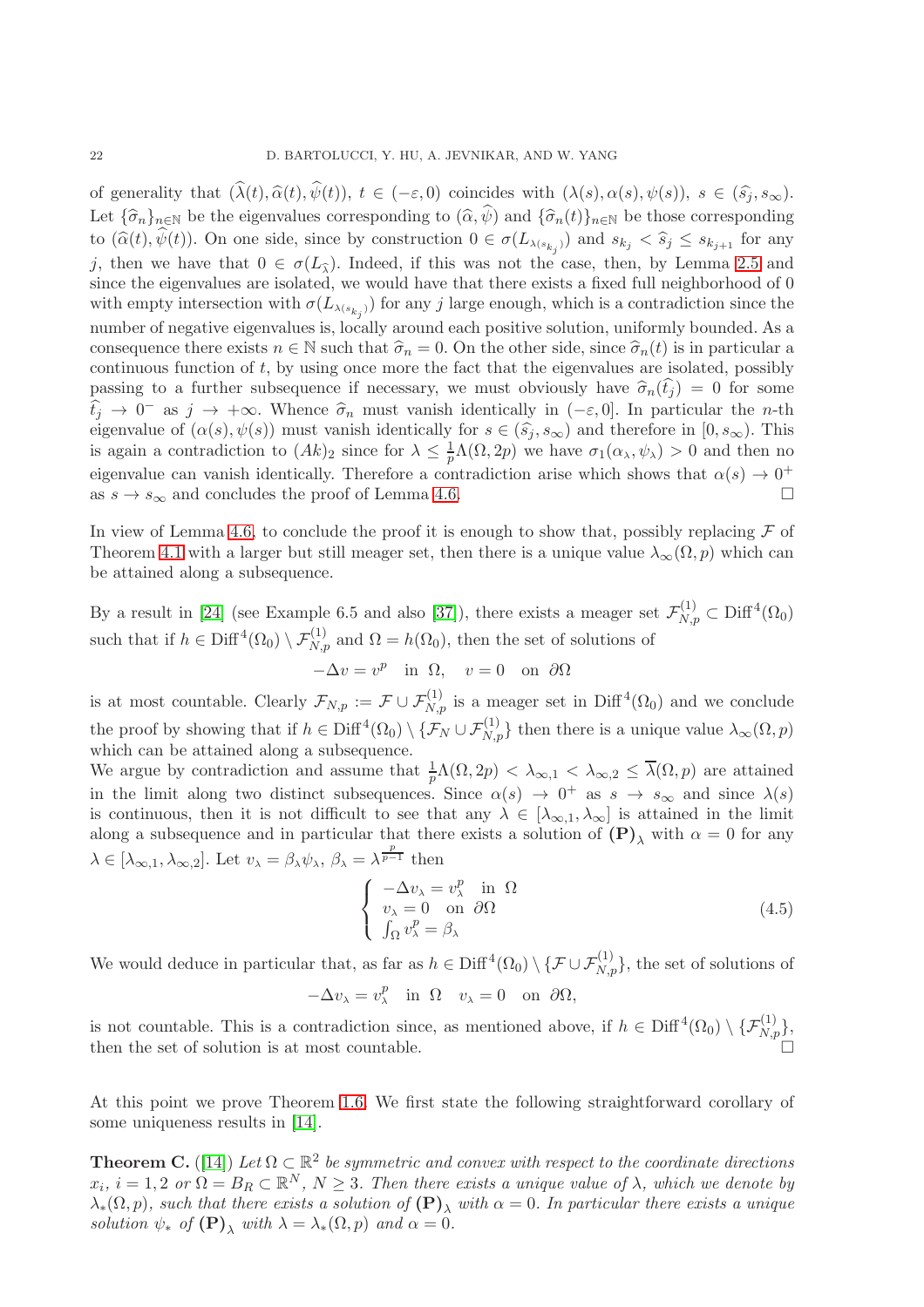of generality that $(\widehat{\lambda}(t), \widehat{\alpha}(t), \widehat{\psi}(t))$, $t \in (-\varepsilon, 0)$ coincides with $(\lambda(s), \alpha(s), \psi(s))$, $s \in (\widehat{s}_j, s_\infty)$. Let $\{\widehat{\sigma}_n\}_{n\in\mathbb{N}}$ be the eigenvalues corresponding to $(\widehat{\alpha}, \widehat{\psi})$ and $\{\widehat{\sigma}_n(t)\}_{n\in\mathbb{N}}$ be those corresponding to $(\widehat{\alpha}(t), \widehat{\psi}(t))$. On one side, since by construction $0 \in \sigma(L_{\lambda(s_{k_j})})$ and $s_{k_j} < \widehat{s}_j \leq s_{k_{j+1}}$ for any $j$, then we have that $0 \in \sigma(L_{\widehat{\lambda}})$. Indeed, if this was not the case, then, by Lemma 2.5 and since the eigenvalues are isolated, we would have that there exists a fixed full neighborhood of 0 with empty intersection with $\sigma(L_{\lambda(s_{k_j})})$ for any $j$ large enough, which is a contradiction since the number of negative eigenvalues is, locally around each positive solution, uniformly bounded. As a consequence there exists $n \in \mathbb{N}$ such that $\widehat{\sigma}_n = 0$. On the other side, since $\widehat{\sigma}_n(t)$ is in particular a continuous function of $t$, by using once more the fact that the eigenvalues are isolated, possibly passing to a further subsequence if necessary, we must obviously have $\widehat{\sigma}_n(\widehat{t}_j) = 0$ for some $\widehat{t}_j \to 0^-$ as $j \to +\infty$. Whence $\widehat{\sigma}_n$ must vanish identically in $(-\varepsilon, 0]$. In particular the $n$-th eigenvalue of $(\alpha(s), \psi(s))$ must vanish identically for $s \in (\widehat{s}_j, s_\infty)$ and therefore in $[0, s_\infty)$. This is again a contradiction to $(Ak)_2$ since for $\lambda \leq \frac{1}{p}\Lambda(\Omega, 2p)$ we have $\sigma_1(\alpha_\lambda, \psi_\lambda) > 0$ and then no eigenvalue can vanish identically. Therefore a contradiction arise which shows that $\alpha(s) \to 0^+$ as $s \to s_\infty$ and concludes the proof of Lemma 4.6. $\square$

In view of Lemma 4.6, to conclude the proof it is enough to show that, possibly replacing $\mathcal{F}$ of Theorem 4.1 with a larger but still meager set, then there is a unique value $\lambda_\infty(\Omega, p)$ which can be attained along a subsequence.

By a result in [24] (see Example 6.5 and also [37]), there exists a meager set $\mathcal{F}^{(1)}_{N,p} \subset \mathrm{Diff}^4(\Omega_0)$ such that if $h \in \mathrm{Diff}^4(\Omega_0) \setminus \mathcal{F}^{(1)}_{N,p}$ and $\Omega = h(\Omega_0)$, then the set of solutions of

$$-\Delta v = v^p \quad \text{in } \Omega, \quad v = 0 \quad \text{on } \partial\Omega$$

is at most countable. Clearly $\mathcal{F}_{N,p} := \mathcal{F} \cup \mathcal{F}^{(1)}_{N,p}$ is a meager set in $\mathrm{Diff}^4(\Omega_0)$ and we conclude the proof by showing that if $h \in \mathrm{Diff}^4(\Omega_0) \setminus \{\mathcal{F}_N \cup \mathcal{F}^{(1)}_{N,p}\}$ then there is a unique value $\lambda_\infty(\Omega, p)$ which can be attained along a subsequence.
We argue by contradiction and assume that $\frac{1}{p}\Lambda(\Omega, 2p) < \lambda_{\infty,1} < \lambda_{\infty,2} \leq \overline{\lambda}(\Omega, p)$ are attained in the limit along two distinct subsequences. Since $\alpha(s) \to 0^+$ as $s \to s_\infty$ and since $\lambda(s)$ is continuous, then it is not difficult to see that any $\lambda \in [\lambda_{\infty,1}, \lambda_\infty]$ is attained in the limit along a subsequence and in particular that there exists a solution of $\mathbf{(P)}_\lambda$ with $\alpha = 0$ for any $\lambda \in [\lambda_{\infty,1}, \lambda_{\infty,2}]$. Let $v_\lambda = \beta_\lambda \psi_\lambda$, $\beta_\lambda = \lambda^{\frac{p}{p-1}}$ then

$$\begin{cases} -\Delta v_\lambda = v_\lambda^p & \text{in } \Omega \\ v_\lambda = 0 & \text{on } \partial\Omega \\ \int_\Omega v_\lambda^p = \beta_\lambda \end{cases} \tag{4.5}$$

We would deduce in particular that, as far as $h \in \mathrm{Diff}^4(\Omega_0) \setminus \{\mathcal{F} \cup \mathcal{F}^{(1)}_{N,p}\}$, the set of solutions of

$$-\Delta v_\lambda = v_\lambda^p \quad \text{in } \Omega \quad v_\lambda = 0 \quad \text{on } \partial\Omega,$$

is not countable. This is a contradiction since, as mentioned above, if $h \in \mathrm{Diff}^4(\Omega_0) \setminus \{\mathcal{F}^{(1)}_{N,p}\}$, then the set of solution is at most countable. $\square$

At this point we prove Theorem 1.6. We first state the following straightforward corollary of some uniqueness results in [14].

**Theorem C.** ([14]) *Let $\Omega \subset \mathbb{R}^2$ be symmetric and convex with respect to the coordinate directions $x_i$, $i = 1, 2$ or $\Omega = B_R \subset \mathbb{R}^N$, $N \geq 3$. Then there exists a unique value of $\lambda$, which we denote by $\lambda_*(\Omega, p)$, such that there exists a solution of $\mathbf{(P)}_\lambda$ with $\alpha = 0$. In particular there exists a unique solution $\psi_*$ of $\mathbf{(P)}_\lambda$ with $\lambda = \lambda_*(\Omega, p)$ and $\alpha = 0$.*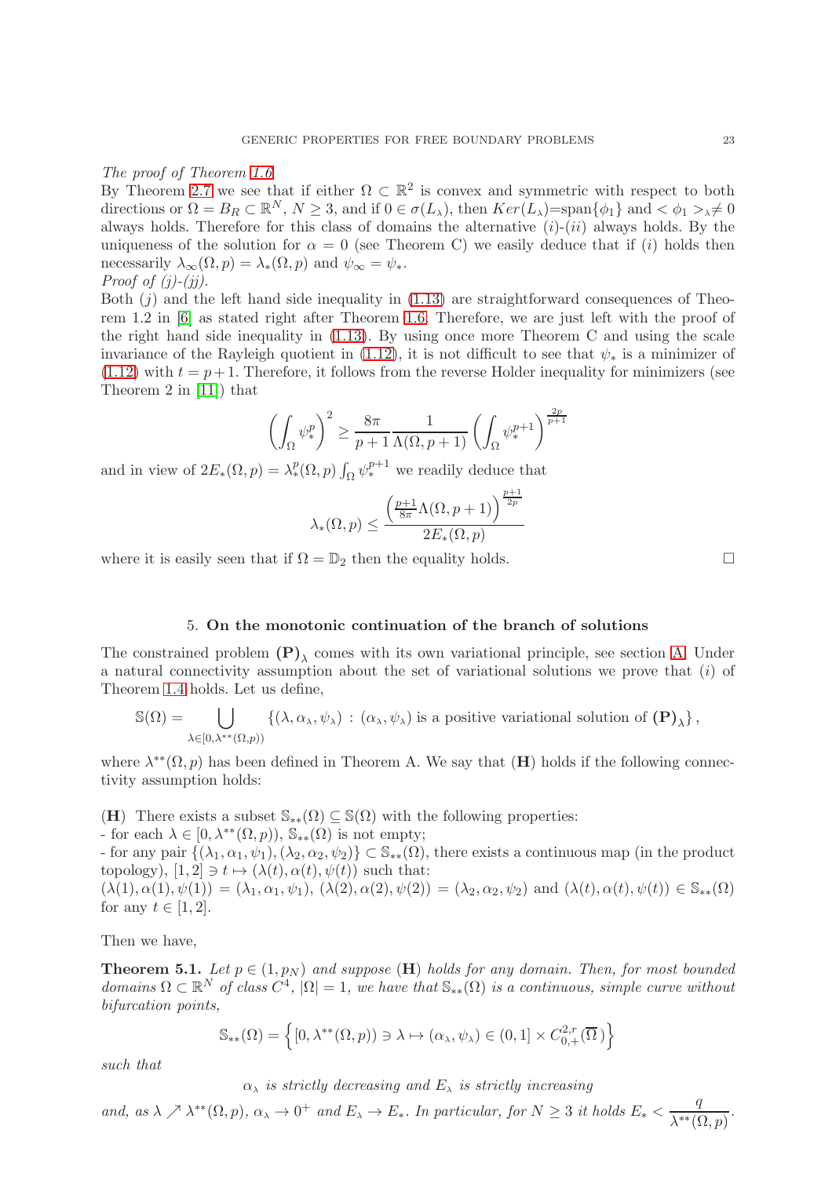*The proof of Theorem 1.6*
By Theorem 2.7 we see that if either $\Omega \subset \mathbb{R}^2$ is convex and symmetric with respect to both directions or $\Omega = B_R \subset \mathbb{R}^N$, $N \geq 3$, and if $0 \in \sigma(L_\lambda)$, then $Ker(L_\lambda)$=span$\{\phi_1\}$ and $<\phi_1>_\lambda \neq 0$ always holds. Therefore for this class of domains the alternative $(i)$-$(ii)$ always holds. By the uniqueness of the solution for $\alpha = 0$ (see Theorem C) we easily deduce that if $(i)$ holds then necessarily $\lambda_\infty(\Omega, p) = \lambda_*(\Omega, p)$ and $\psi_\infty = \psi_*$.
*Proof of (j)-(jj).*
Both $(j)$ and the left hand side inequality in (1.13) are straightforward consequences of Theorem 1.2 in [6] as stated right after Theorem 1.6. Therefore, we are just left with the proof of the right hand side inequality in (1.13). By using once more Theorem C and using the scale invariance of the Rayleigh quotient in (1.12), it is not difficult to see that $\psi_*$ is a minimizer of (1.12) with $t = p+1$. Therefore, it follows from the reverse Holder inequality for minimizers (see Theorem 2 in [11]) that

$$\left(\int_\Omega \psi_*^p\right)^2 \geq \frac{8\pi}{p+1}\frac{1}{\Lambda(\Omega, p+1)}\left(\int_\Omega \psi_*^{p+1}\right)^{\frac{2p}{p+1}}$$

and in view of $2E_*(\Omega, p) = \lambda_*^p(\Omega, p)\int_\Omega \psi_*^{p+1}$ we readily deduce that

$$\lambda_*(\Omega, p) \leq \frac{\left(\frac{p+1}{8\pi}\Lambda(\Omega, p+1)\right)^{\frac{p+1}{2p}}}{2E_*(\Omega, p)}$$

where it is easily seen that if $\Omega = \mathbb{D}_2$ then the equality holds. $\square$

## 5. On the monotonic continuation of the branch of solutions

The constrained problem $\mathbf{(P)}_\lambda$ comes with its own variational principle, see section A. Under a natural connectivity assumption about the set of variational solutions we prove that $(i)$ of Theorem 1.4 holds. Let us define,

$$\mathbb{S}(\Omega) = \bigcup_{\lambda \in [0, \lambda^{**}(\Omega, p))} \{(\lambda, \alpha_\lambda, \psi_\lambda) : (\alpha_\lambda, \psi_\lambda) \text{ is a positive variational solution of } \mathbf{(P)}_\lambda\},$$

where $\lambda^{**}(\Omega, p)$ has been defined in Theorem A. We say that $\mathbf{(H)}$ holds if the following connectivity assumption holds:

$\mathbf{(H)}$ There exists a subset $\mathbb{S}_{**}(\Omega) \subseteq \mathbb{S}(\Omega)$ with the following properties:
- for each $\lambda \in [0, \lambda^{**}(\Omega, p))$, $\mathbb{S}_{**}(\Omega)$ is not empty;
- for any pair $\{(\lambda_1, \alpha_1, \psi_1), (\lambda_2, \alpha_2, \psi_2)\} \subset \mathbb{S}_{**}(\Omega)$, there exists a continuous map (in the product topology), $[1, 2] \ni t \mapsto (\lambda(t), \alpha(t), \psi(t))$ such that:
$(\lambda(1), \alpha(1), \psi(1)) = (\lambda_1, \alpha_1, \psi_1)$, $(\lambda(2), \alpha(2), \psi(2)) = (\lambda_2, \alpha_2, \psi_2)$ and $(\lambda(t), \alpha(t), \psi(t)) \in \mathbb{S}_{**}(\Omega)$ for any $t \in [1, 2]$.

Then we have,

**Theorem 5.1.** *Let $p \in (1, p_N)$ and suppose $\mathbf{(H)}$ holds for any domain. Then, for most bounded domains $\Omega \subset \mathbb{R}^N$ of class $C^4$, $|\Omega| = 1$, we have that $\mathbb{S}_{**}(\Omega)$ is a continuous, simple curve without bifurcation points,*

$$\mathbb{S}_{**}(\Omega) = \left\{[0, \lambda^{**}(\Omega, p)) \ni \lambda \mapsto (\alpha_\lambda, \psi_\lambda) \in (0, 1] \times C^{2,r}_{0,+}(\overline{\Omega}\,)\right\}$$

*such that*

$$\alpha_\lambda \textit{ is strictly decreasing and } E_\lambda \textit{ is strictly increasing}$$

*and, as $\lambda \nearrow \lambda^{**}(\Omega, p)$, $\alpha_\lambda \to 0^+$ and $E_\lambda \to E_*$. In particular, for $N \geq 3$ it holds $E_* < \dfrac{q}{\lambda^{**}(\Omega, p)}$.*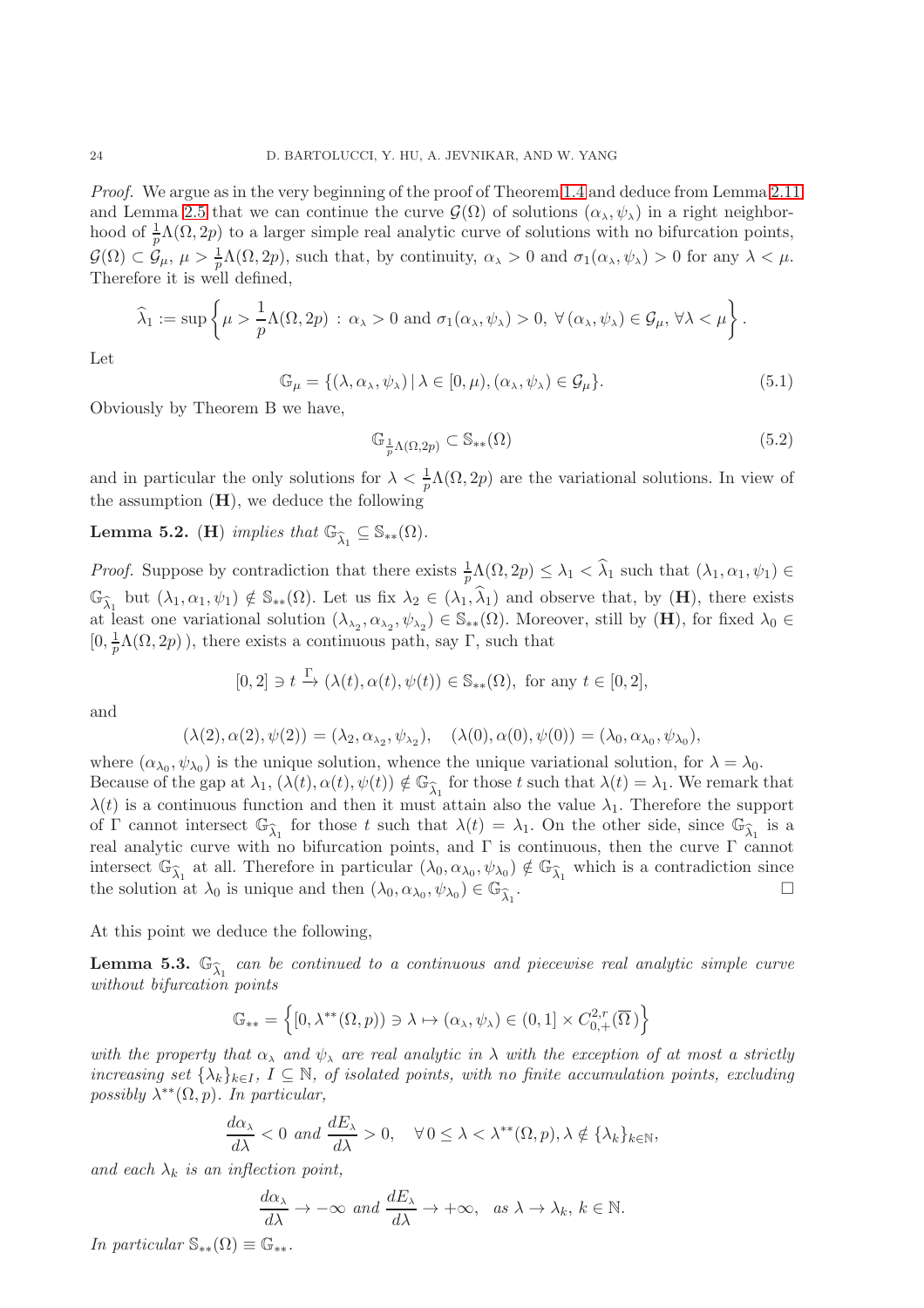*Proof.* We argue as in the very beginning of the proof of Theorem 1.4 and deduce from Lemma 2.11 and Lemma 2.5 that we can continue the curve $\mathcal{G}(\Omega)$ of solutions $(\alpha_\lambda, \psi_\lambda)$ in a right neighborhood of $\frac{1}{p}\Lambda(\Omega, 2p)$ to a larger simple real analytic curve of solutions with no bifurcation points, $\mathcal{G}(\Omega) \subset \mathcal{G}_\mu$, $\mu > \frac{1}{p}\Lambda(\Omega, 2p)$, such that, by continuity, $\alpha_\lambda > 0$ and $\sigma_1(\alpha_\lambda, \psi_\lambda) > 0$ for any $\lambda < \mu$. Therefore it is well defined,

$$\widehat{\lambda}_1 := \sup\left\{\mu > \frac{1}{p}\Lambda(\Omega, 2p) \,:\, \alpha_\lambda > 0 \text{ and } \sigma_1(\alpha_\lambda, \psi_\lambda) > 0,\ \forall\, (\alpha_\lambda, \psi_\lambda) \in \mathcal{G}_\mu,\ \forall \lambda < \mu\right\}.$$

Let

$$\mathbb{G}_\mu = \{(\lambda, \alpha_\lambda, \psi_\lambda) \,|\, \lambda \in [0, \mu), (\alpha_\lambda, \psi_\lambda) \in \mathcal{G}_\mu\}. \tag{5.1}$$

Obviously by Theorem B we have,

$$\mathbb{G}_{\frac{1}{p}\Lambda(\Omega,2p)} \subset \mathbb{S}_{**}(\Omega) \tag{5.2}$$

and in particular the only solutions for $\lambda < \frac{1}{p}\Lambda(\Omega, 2p)$ are the variational solutions. In view of the assumption (**H**), we deduce the following

**Lemma 5.2.** (**H**) *implies that* $\mathbb{G}_{\widehat{\lambda}_1} \subseteq \mathbb{S}_{**}(\Omega)$.

*Proof.* Suppose by contradiction that there exists $\frac{1}{p}\Lambda(\Omega, 2p) \le \lambda_1 < \widehat{\lambda}_1$ such that $(\lambda_1, \alpha_1, \psi_1) \in \mathbb{G}_{\widehat{\lambda}_1}$ but $(\lambda_1, \alpha_1, \psi_1) \notin \mathbb{S}_{**}(\Omega)$. Let us fix $\lambda_2 \in (\lambda_1, \widehat{\lambda}_1)$ and observe that, by (**H**), there exists at least one variational solution $(\lambda_{\lambda_2}, \alpha_{\lambda_2}, \psi_{\lambda_2}) \in \mathbb{S}_{**}(\Omega)$. Moreover, still by (**H**), for fixed $\lambda_0 \in [0, \frac{1}{p}\Lambda(\Omega, 2p)\,)$, there exists a continuous path, say $\Gamma$, such that

$$[0,2] \ni t \xrightarrow{\Gamma} (\lambda(t), \alpha(t), \psi(t)) \in \mathbb{S}_{**}(\Omega), \text{ for any } t \in [0,2],$$

and

$$(\lambda(2), \alpha(2), \psi(2)) = (\lambda_2, \alpha_{\lambda_2}, \psi_{\lambda_2}), \quad (\lambda(0), \alpha(0), \psi(0)) = (\lambda_0, \alpha_{\lambda_0}, \psi_{\lambda_0}),$$

where $(\alpha_{\lambda_0}, \psi_{\lambda_0})$ is the unique solution, whence the unique variational solution, for $\lambda = \lambda_0$. Because of the gap at $\lambda_1$, $(\lambda(t), \alpha(t), \psi(t)) \notin \mathbb{G}_{\widehat{\lambda}_1}$ for those $t$ such that $\lambda(t) = \lambda_1$. We remark that $\lambda(t)$ is a continuous function and then it must attain also the value $\lambda_1$. Therefore the support of $\Gamma$ cannot intersect $\mathbb{G}_{\widehat{\lambda}_1}$ for those $t$ such that $\lambda(t) = \lambda_1$. On the other side, since $\mathbb{G}_{\widehat{\lambda}_1}$ is a real analytic curve with no bifurcation points, and $\Gamma$ is continuous, then the curve $\Gamma$ cannot intersect $\mathbb{G}_{\widehat{\lambda}_1}$ at all. Therefore in particular $(\lambda_0, \alpha_{\lambda_0}, \psi_{\lambda_0}) \notin \mathbb{G}_{\widehat{\lambda}_1}$ which is a contradiction since the solution at $\lambda_0$ is unique and then $(\lambda_0, \alpha_{\lambda_0}, \psi_{\lambda_0}) \in \mathbb{G}_{\widehat{\lambda}_1}$. $\square$

At this point we deduce the following,

**Lemma 5.3.** $\mathbb{G}_{\widehat{\lambda}_1}$ *can be continued to a continuous and piecewise real analytic simple curve without bifurcation points*

$$\mathbb{G}_{**} = \left\{[0, \lambda^{**}(\Omega, p)) \ni \lambda \mapsto (\alpha_\lambda, \psi_\lambda) \in (0,1] \times C^{2,r}_{0,+}(\overline{\Omega}\,)\right\}$$

*with the property that $\alpha_\lambda$ and $\psi_\lambda$ are real analytic in $\lambda$ with the exception of at most a strictly increasing set $\{\lambda_k\}_{k\in I}$, $I \subseteq \mathbb{N}$, of isolated points, with no finite accumulation points, excluding possibly $\lambda^{**}(\Omega, p)$. In particular,*

$$\frac{d\alpha_\lambda}{d\lambda} < 0 \text{ and } \frac{dE_\lambda}{d\lambda} > 0, \quad \forall\, 0 \le \lambda < \lambda^{**}(\Omega, p), \lambda \notin \{\lambda_k\}_{k\in\mathbb{N}},$$

*and each $\lambda_k$ is an inflection point,*

$$\frac{d\alpha_\lambda}{d\lambda} \to -\infty \text{ and } \frac{dE_\lambda}{d\lambda} \to +\infty, \quad \text{as } \lambda \to \lambda_k,\ k \in \mathbb{N}.$$

*In particular* $\mathbb{S}_{**}(\Omega) \equiv \mathbb{G}_{**}$.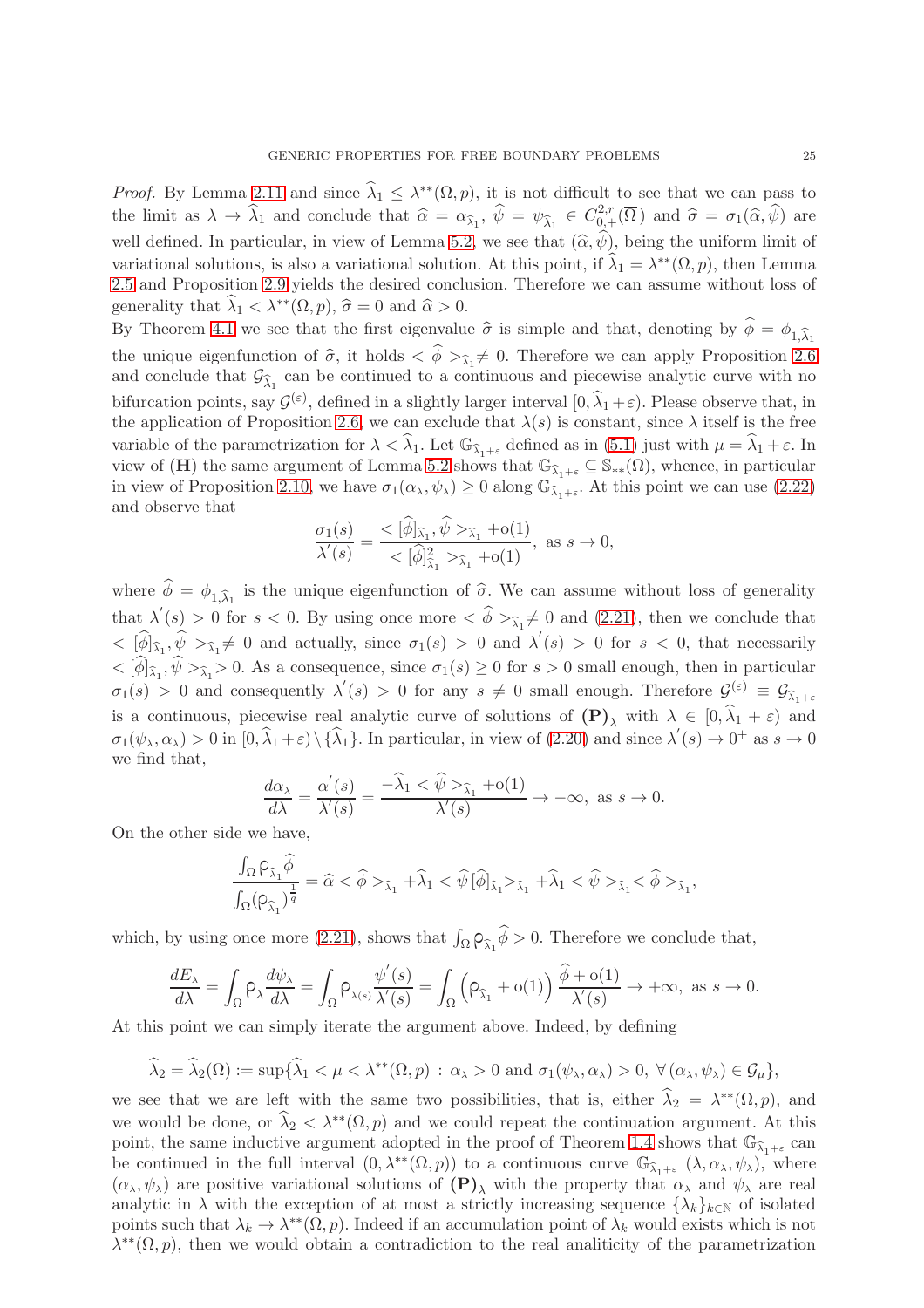*Proof.* By Lemma 2.11 and since $\widehat{\lambda}_1 \leq \lambda^{**}(\Omega,p)$, it is not difficult to see that we can pass to the limit as $\lambda \to \widehat{\lambda}_1$ and conclude that $\widehat{\alpha} = \alpha_{\widehat{\lambda}_1}$, $\widehat{\psi} = \psi_{\widehat{\lambda}_1} \in C^{2,r}_{0,+}(\overline{\Omega})$ and $\widehat{\sigma} = \sigma_1(\widehat{\alpha},\widehat{\psi})$ are well defined. In particular, in view of Lemma 5.2, we see that $(\widehat{\alpha},\widehat{\psi})$, being the uniform limit of variational solutions, is also a variational solution. At this point, if $\widehat{\lambda}_1 = \lambda^{**}(\Omega,p)$, then Lemma 2.5 and Proposition 2.9 yields the desired conclusion. Therefore we can assume without loss of generality that $\widehat{\lambda}_1 < \lambda^{**}(\Omega,p)$, $\widehat{\sigma} = 0$ and $\widehat{\alpha} > 0$.
By Theorem 4.1 we see that the first eigenvalue $\widehat{\sigma}$ is simple and that, denoting by $\widehat{\phi} = \phi_{1,\widehat{\lambda}_1}$ the unique eigenfunction of $\widehat{\sigma}$, it holds $<\widehat{\phi}>_{\widehat{\lambda}_1} \neq 0$. Therefore we can apply Proposition 2.6 and conclude that $\mathcal{G}_{\widehat{\lambda}_1}$ can be continued to a continuous and piecewise analytic curve with no bifurcation points, say $\mathcal{G}^{(\varepsilon)}$, defined in a slightly larger interval $[0,\widehat{\lambda}_1+\varepsilon)$. Please observe that, in the application of Proposition 2.6, we can exclude that $\lambda(s)$ is constant, since $\lambda$ itself is the free variable of the parametrization for $\lambda < \widehat{\lambda}_1$. Let $\mathbb{G}_{\widehat{\lambda}_1+\varepsilon}$ defined as in (5.1) just with $\mu = \widehat{\lambda}_1+\varepsilon$. In view of **(H)** the same argument of Lemma 5.2 shows that $\mathbb{G}_{\widehat{\lambda}_1+\varepsilon} \subseteq \mathbb{S}_{**}(\Omega)$, whence, in particular in view of Proposition 2.10, we have $\sigma_1(\alpha_\lambda,\psi_\lambda) \geq 0$ along $\mathbb{G}_{\widehat{\lambda}_1+\varepsilon}$. At this point we can use (2.22) and observe that

$$\frac{\sigma_1(s)}{\lambda'(s)} = \frac{<[\widehat{\phi}]_{\widehat{\lambda}_1},\widehat{\psi}>_{\widehat{\lambda}_1} + \mathrm{o}(1)}{<[\widehat{\phi}]^2_{\widehat{\lambda}_1}>_{\widehat{\lambda}_1} + \mathrm{o}(1)}, \text{ as } s \to 0,$$

where $\widehat{\phi} = \phi_{1,\widehat{\lambda}_1}$ is the unique eigenfunction of $\widehat{\sigma}$. We can assume without loss of generality that $\lambda'(s) > 0$ for $s < 0$. By using once more $<\widehat{\phi}>_{\widehat{\lambda}_1} \neq 0$ and (2.21), then we conclude that $<[\widehat{\phi}]_{\widehat{\lambda}_1},\widehat{\psi}>_{\widehat{\lambda}_1} \neq 0$ and actually, since $\sigma_1(s) > 0$ and $\lambda'(s) > 0$ for $s < 0$, that necessarily $<[\widehat{\phi}]_{\widehat{\lambda}_1},\widehat{\psi}>_{\widehat{\lambda}_1} > 0$. As a consequence, since $\sigma_1(s) \geq 0$ for $s > 0$ small enough, then in particular $\sigma_1(s) > 0$ and consequently $\lambda'(s) > 0$ for any $s \neq 0$ small enough. Therefore $\mathcal{G}^{(\varepsilon)} \equiv \mathcal{G}_{\widehat{\lambda}_1+\varepsilon}$ is a continuous, piecewise real analytic curve of solutions of $\mathbf{(P)}_\lambda$ with $\lambda \in [0,\widehat{\lambda}_1+\varepsilon)$ and $\sigma_1(\psi_\lambda,\alpha_\lambda) > 0$ in $[0,\widehat{\lambda}_1+\varepsilon)\setminus\{\widehat{\lambda}_1\}$. In particular, in view of (2.20) and since $\lambda'(s) \to 0^+$ as $s \to 0$ we find that,

$$\frac{d\alpha_\lambda}{d\lambda} = \frac{\alpha'(s)}{\lambda'(s)} = \frac{-\widehat{\lambda}_1 <\widehat{\psi}>_{\widehat{\lambda}_1} + \mathrm{o}(1)}{\lambda'(s)} \to -\infty, \text{ as } s \to 0.$$

On the other side we have,

$$\frac{\int_\Omega \rho_{\widehat{\lambda}_1}\widehat{\phi}}{\int_\Omega (\rho_{\widehat{\lambda}_1})^{\frac{1}{q}}} = \widehat{\alpha} <\widehat{\phi}>_{\widehat{\lambda}_1} + \widehat{\lambda}_1 <\widehat{\psi}[\widehat{\phi}]_{\widehat{\lambda}_1}>_{\widehat{\lambda}_1} + \widehat{\lambda}_1 <\widehat{\psi}>_{\widehat{\lambda}_1} <\widehat{\phi}>_{\widehat{\lambda}_1},$$

which, by using once more (2.21), shows that $\int_\Omega \rho_{\widehat{\lambda}_1}\widehat{\phi} > 0$. Therefore we conclude that,

$$\frac{dE_\lambda}{d\lambda} = \int_\Omega \rho_\lambda \frac{d\psi_\lambda}{d\lambda} = \int_\Omega \rho_{\lambda(s)} \frac{\psi'(s)}{\lambda'(s)} = \int_\Omega \left(\rho_{\widehat{\lambda}_1} + \mathrm{o}(1)\right)\frac{\widehat{\phi} + \mathrm{o}(1)}{\lambda'(s)} \to +\infty, \text{ as } s \to 0.$$

At this point we can simply iterate the argument above. Indeed, by defining

$$\widehat{\lambda}_2 = \widehat{\lambda}_2(\Omega) := \sup\{\widehat{\lambda}_1 < \mu < \lambda^{**}(\Omega,p) \,:\, \alpha_\lambda > 0 \text{ and } \sigma_1(\psi_\lambda,\alpha_\lambda) > 0, \ \forall\, (\alpha_\lambda,\psi_\lambda) \in \mathcal{G}_\mu\},$$

we see that we are left with the same two possibilities, that is, either $\widehat{\lambda}_2 = \lambda^{**}(\Omega,p)$, and we would be done, or $\widehat{\lambda}_2 < \lambda^{**}(\Omega,p)$ and we could repeat the continuation argument. At this point, the same inductive argument adopted in the proof of Theorem 1.4 shows that $\mathbb{G}_{\widehat{\lambda}_1+\varepsilon}$ can be continued in the full interval $(0,\lambda^{**}(\Omega,p))$ to a continuous curve $\mathbb{G}_{\widehat{\lambda}_1+\varepsilon}\ (\lambda,\alpha_\lambda,\psi_\lambda)$, where $(\alpha_\lambda,\psi_\lambda)$ are positive variational solutions of $\mathbf{(P)}_\lambda$ with the property that $\alpha_\lambda$ and $\psi_\lambda$ are real analytic in $\lambda$ with the exception of at most a strictly increasing sequence $\{\lambda_k\}_{k\in\mathbb{N}}$ of isolated points such that $\lambda_k \to \lambda^{**}(\Omega,p)$. Indeed if an accumulation point of $\lambda_k$ would exists which is not $\lambda^{**}(\Omega,p)$, then we would obtain a contradiction to the real analiticity of the parametrization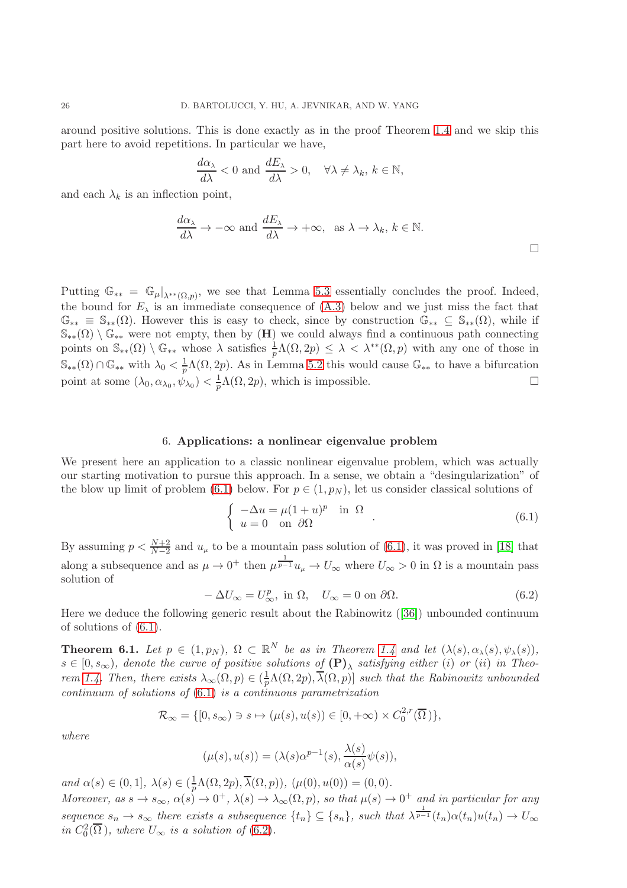around positive solutions. This is done exactly as in the proof Theorem 1.4 and we skip this part here to avoid repetitions. In particular we have,

$$\frac{d\alpha_{\lambda}}{d\lambda} < 0 \text{ and } \frac{dE_{\lambda}}{d\lambda} > 0, \quad \forall \lambda \neq \lambda_k,\, k \in \mathbb{N},$$

and each $\lambda_k$ is an inflection point,

$$\frac{d\alpha_{\lambda}}{d\lambda} \to -\infty \text{ and } \frac{dE_{\lambda}}{d\lambda} \to +\infty, \ \text{ as } \lambda \to \lambda_k,\, k \in \mathbb{N}.$$

□

Putting $\mathbb{G}_{**} = \mathbb{G}_{\mu}|_{\lambda^{**}(\Omega,p)}$, we see that Lemma 5.3 essentially concludes the proof. Indeed, the bound for $E_\lambda$ is an immediate consequence of (A.3) below and we just miss the fact that $\mathbb{G}_{**} \equiv \mathbb{S}_{**}(\Omega)$. However this is easy to check, since by construction $\mathbb{G}_{**} \subseteq \mathbb{S}_{**}(\Omega)$, while if $\mathbb{S}_{**}(\Omega) \setminus \mathbb{G}_{**}$ were not empty, then by **(H)** we could always find a continuous path connecting points on $\mathbb{S}_{**}(\Omega) \setminus \mathbb{G}_{**}$ whose $\lambda$ satisfies $\frac{1}{p}\Lambda(\Omega, 2p) \leq \lambda < \lambda^{**}(\Omega, p)$ with any one of those in $\mathbb{S}_{**}(\Omega) \cap \mathbb{G}_{**}$ with $\lambda_0 < \frac{1}{p}\Lambda(\Omega, 2p)$. As in Lemma 5.2 this would cause $\mathbb{G}_{**}$ to have a bifurcation point at some $(\lambda_0, \alpha_{\lambda_0}, \psi_{\lambda_0}) < \frac{1}{p}\Lambda(\Omega, 2p)$, which is impossible. □

## 6. Applications: a nonlinear eigenvalue problem

We present here an application to a classic nonlinear eigenvalue problem, which was actually our starting motivation to pursue this approach. In a sense, we obtain a "desingularization" of the blow up limit of problem (6.1) below. For $p \in (1, p_N)$, let us consider classical solutions of

$$\begin{cases} -\Delta u = \mu(1+u)^p & \text{in } \Omega \\ u = 0 & \text{on } \partial\Omega \end{cases}. \tag{6.1}$$

By assuming $p < \frac{N+2}{N-2}$ and $u_\mu$ to be a mountain pass solution of (6.1), it was proved in [18] that along a subsequence and as $\mu \to 0^+$ then $\mu^{\frac{1}{p-1}} u_\mu \to U_\infty$ where $U_\infty > 0$ in $\Omega$ is a mountain pass solution of

$$-\Delta U_\infty = U_\infty^p, \text{ in } \Omega, \quad U_\infty = 0 \text{ on } \partial\Omega. \tag{6.2}$$

Here we deduce the following generic result about the Rabinowitz ([36]) unbounded continuum of solutions of (6.1).

**Theorem 6.1.** *Let $p \in (1, p_N)$, $\Omega \subset \mathbb{R}^N$ be as in Theorem 1.4 and let $(\lambda(s), \alpha_\lambda(s), \psi_\lambda(s))$, $s \in [0, s_\infty)$, denote the curve of positive solutions of* $\mathbf{(P)}_\lambda$ *satisfying either (i) or (ii) in Theorem 1.4. Then, there exists $\lambda_\infty(\Omega, p) \in (\frac{1}{p}\Lambda(\Omega, 2p), \overline{\lambda}(\Omega, p)]$ such that the Rabinowitz unbounded continuum of solutions of (6.1) is a continuous parametrization*

$$\mathcal{R}_\infty = \{[0, s_\infty) \ni s \mapsto (\mu(s), u(s)) \in [0, +\infty) \times C^{2,r}_0(\overline{\Omega}\,)\},$$

*where*

$$(\mu(s), u(s)) = (\lambda(s)\alpha^{p-1}(s), \frac{\lambda(s)}{\alpha(s)}\psi(s)),$$

*and $\alpha(s) \in (0, 1]$, $\lambda(s) \in (\frac{1}{p}\Lambda(\Omega, 2p), \overline{\lambda}(\Omega, p))$, $(\mu(0), u(0)) = (0, 0)$.*
*Moreover, as $s \to s_\infty$, $\alpha(s) \to 0^+$, $\lambda(s) \to \lambda_\infty(\Omega, p)$, so that $\mu(s) \to 0^+$ and in particular for any sequence $s_n \to s_\infty$ there exists a subsequence $\{t_n\} \subseteq \{s_n\}$, such that $\lambda^{\frac{1}{p-1}}(t_n)\alpha(t_n)u(t_n) \to U_\infty$ in $C^2_0(\overline{\Omega}\,)$, where $U_\infty$ is a solution of (6.2).*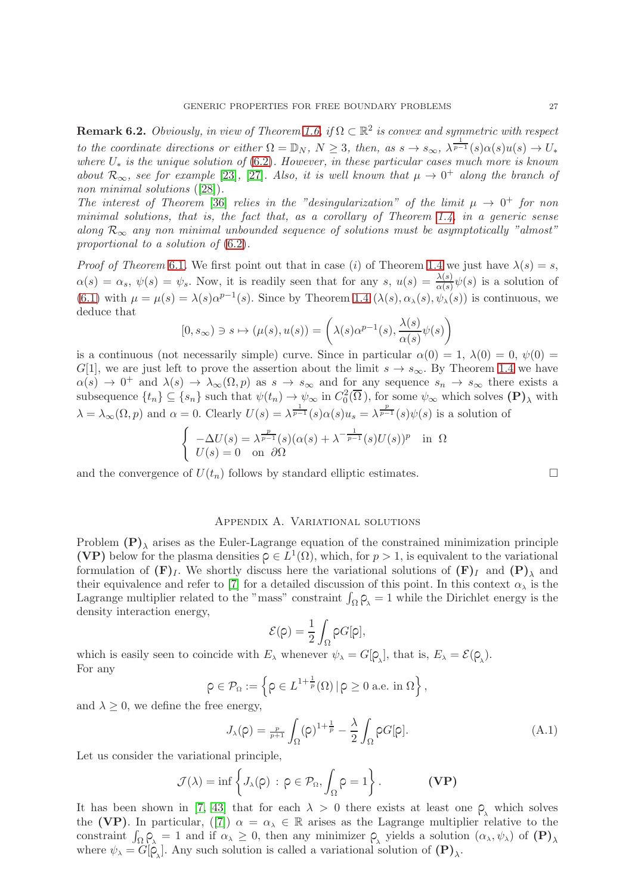**Remark 6.2.** *Obviously, in view of Theorem 1.6, if $\Omega \subset \mathbb{R}^2$ is convex and symmetric with respect to the coordinate directions or either $\Omega = \mathbb{D}_N$, $N \geq 3$, then, as $s \to s_\infty$, $\lambda^{\frac{1}{p-1}}(s)\alpha(s)u(s) \to U_*$ where $U_*$ is the unique solution of (6.2). However, in these particular cases much more is known about $\mathcal{R}_\infty$, see for example [23], [27]. Also, it is well known that $\mu \to 0^+$ along the branch of non minimal solutions ([28]).*

*The interest of Theorem [36] relies in the "desingularization" of the limit $\mu \to 0^+$ for non minimal solutions, that is, the fact that, as a corollary of Theorem 1.4, in a generic sense along $\mathcal{R}_\infty$ any non minimal unbounded sequence of solutions must be asymptotically "almost" proportional to a solution of (6.2).*

*Proof of Theorem* 6.1. We first point out that in case $(i)$ of Theorem 1.4 we just have $\lambda(s) = s$, $\alpha(s) = \alpha_s$, $\psi(s) = \psi_s$. Now, it is readily seen that for any $s$, $u(s) = \frac{\lambda(s)}{\alpha(s)}\psi(s)$ is a solution of (6.1) with $\mu = \mu(s) = \lambda(s)\alpha^{p-1}(s)$. Since by Theorem 1.4 $(\lambda(s), \alpha_\lambda(s), \psi_\lambda(s))$ is continuous, we deduce that

$$[0, s_\infty) \ni s \mapsto (\mu(s), u(s)) = \left(\lambda(s)\alpha^{p-1}(s), \frac{\lambda(s)}{\alpha(s)}\psi(s)\right)$$

is a continuous (not necessarily simple) curve. Since in particular $\alpha(0) = 1$, $\lambda(0) = 0$, $\psi(0) = G[1]$, we are just left to prove the assertion about the limit $s \to s_\infty$. By Theorem 1.4 we have $\alpha(s) \to 0^+$ and $\lambda(s) \to \lambda_\infty(\Omega, p)$ as $s \to s_\infty$ and for any sequence $s_n \to s_\infty$ there exists a subsequence $\{t_n\} \subseteq \{s_n\}$ such that $\psi(t_n) \to \psi_\infty$ in $C^2_0(\overline{\Omega})$, for some $\psi_\infty$ which solves $\mathbf{(P)}_\lambda$ with $\lambda = \lambda_\infty(\Omega, p)$ and $\alpha = 0$. Clearly $U(s) = \lambda^{\frac{1}{p-1}}(s)\alpha(s)u_s = \lambda^{\frac{p}{p-1}}(s)\psi(s)$ is a solution of

$$\begin{cases} -\Delta U(s) = \lambda^{\frac{p}{p-1}}(s)(\alpha(s) + \lambda^{-\frac{1}{p-1}}(s)U(s))^p & \text{in } \Omega \\ U(s) = 0 \quad \text{on } \partial\Omega \end{cases}$$

and the convergence of $U(t_n)$ follows by standard elliptic estimates. $\square$

## Appendix A. Variational solutions

Problem $\mathbf{(P)}_\lambda$ arises as the Euler-Lagrange equation of the constrained minimization principle **(VP)** below for the plasma densities $\rho \in L^1(\Omega)$, which, for $p > 1$, is equivalent to the variational formulation of $\mathbf{(F)}_I$. We shortly discuss here the variational solutions of $\mathbf{(F)}_I$ and $\mathbf{(P)}_\lambda$ and their equivalence and refer to [7] for a detailed discussion of this point. In this context $\alpha_\lambda$ is the Lagrange multiplier related to the "mass" constraint $\int_\Omega \rho_\lambda = 1$ while the Dirichlet energy is the density interaction energy,

$$\mathcal{E}(\rho) = \frac{1}{2}\int_\Omega \rho G[\rho],$$

which is easily seen to coincide with $E_\lambda$ whenever $\psi_\lambda = G[\rho_\lambda]$, that is, $E_\lambda = \mathcal{E}(\rho_\lambda)$.
For any

$$\rho \in \mathcal{P}_\Omega := \left\{\rho \in L^{1+\frac{1}{p}}(\Omega) \,|\, \rho \geq 0 \text{ a.e. in } \Omega\right\},$$

and $\lambda \geq 0$, we define the free energy,

$$J_\lambda(\rho) = \tfrac{p}{p+1}\int_\Omega (\rho)^{1+\frac{1}{p}} - \frac{\lambda}{2}\int_\Omega \rho G[\rho]. \tag{A.1}$$

Let us consider the variational principle,

$$\mathcal{J}(\lambda) = \inf\left\{J_\lambda(\rho) \,:\, \rho \in \mathcal{P}_\Omega, \int_\Omega \rho = 1\right\}. \qquad \mathbf{(VP)}$$

It has been shown in [7, 43] that for each $\lambda > 0$ there exists at least one $\rho_\lambda$ which solves the **(VP)**. In particular, ([7]) $\alpha = \alpha_\lambda \in \mathbb{R}$ arises as the Lagrange multiplier relative to the constraint $\int_\Omega \rho_\lambda = 1$ and if $\alpha_\lambda \geq 0$, then any minimizer $\rho_\lambda$ yields a solution $(\alpha_\lambda, \psi_\lambda)$ of $\mathbf{(P)}_\lambda$ where $\psi_\lambda = G[\rho_\lambda]$. Any such solution is called a variational solution of $\mathbf{(P)}_\lambda$.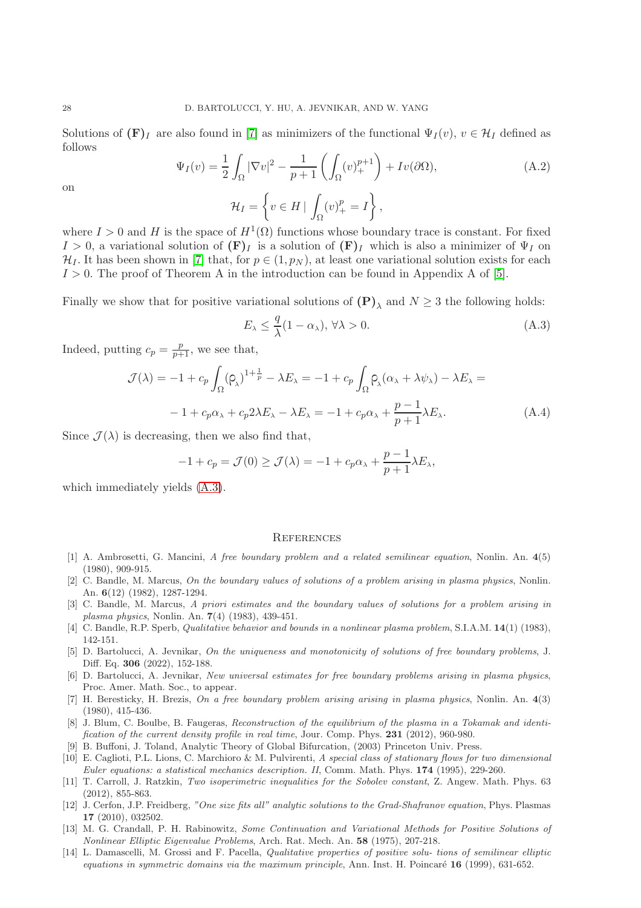Solutions of $\mathbf{(F)}_I$ are also found in [7] as minimizers of the functional $\Psi_I(v)$, $v \in \mathcal{H}_I$ defined as follows

$$\Psi_I(v) = \frac{1}{2}\int_\Omega |\nabla v|^2 - \frac{1}{p+1}\left(\int_\Omega (v)_+^{p+1}\right) + Iv(\partial\Omega), \tag{A.2}$$

on

$$\mathcal{H}_I = \left\{ v \in H \mid \int_\Omega (v)_+^p = I \right\},$$

where $I > 0$ and $H$ is the space of $H^1(\Omega)$ functions whose boundary trace is constant. For fixed $I > 0$, a variational solution of $\mathbf{(F)}_I$ is a solution of $\mathbf{(F)}_I$ which is also a minimizer of $\Psi_I$ on $\mathcal{H}_I$. It has been shown in [7] that, for $p \in (1, p_N)$, at least one variational solution exists for each $I > 0$. The proof of Theorem A in the introduction can be found in Appendix A of [5].

Finally we show that for positive variational solutions of $\mathbf{(P)}_\lambda$ and $N \geq 3$ the following holds:

$$E_\lambda \leq \frac{q}{\lambda}(1 - \alpha_\lambda),\ \forall \lambda > 0. \tag{A.3}$$

Indeed, putting $c_p = \frac{p}{p+1}$, we see that,

$$\begin{aligned}\mathcal{J}(\lambda) &= -1 + c_p \int_\Omega (\rho_\lambda)^{1+\frac{1}{p}} - \lambda E_\lambda = -1 + c_p \int_\Omega \rho_\lambda(\alpha_\lambda + \lambda\psi_\lambda) - \lambda E_\lambda = \\ &- 1 + c_p\alpha_\lambda + c_p 2\lambda E_\lambda - \lambda E_\lambda = -1 + c_p\alpha_\lambda + \frac{p-1}{p+1}\lambda E_\lambda.\end{aligned} \tag{A.4}$$

Since $\mathcal{J}(\lambda)$ is decreasing, then we also find that,

$$-1 + c_p = \mathcal{J}(0) \geq \mathcal{J}(\lambda) = -1 + c_p\alpha_\lambda + \frac{p-1}{p+1}\lambda E_\lambda,$$

which immediately yields (A.3).

## References

[1] A. Ambrosetti, G. Mancini, *A free boundary problem and a related semilinear equation*, Nonlin. An. **4**(5) (1980), 909-915.

[2] C. Bandle, M. Marcus, *On the boundary values of solutions of a problem arising in plasma physics*, Nonlin. An. **6**(12) (1982), 1287-1294.

[3] C. Bandle, M. Marcus, *A priori estimates and the boundary values of solutions for a problem arising in plasma physics*, Nonlin. An. **7**(4) (1983), 439-451.

[4] C. Bandle, R.P. Sperb, *Qualitative behavior and bounds in a nonlinear plasma problem*, S.I.A.M. **14**(1) (1983), 142-151.

[5] D. Bartolucci, A. Jevnikar, *On the uniqueness and monotonicity of solutions of free boundary problems*, J. Diff. Eq. **306** (2022), 152-188.

[6] D. Bartolucci, A. Jevnikar, *New universal estimates for free boundary problems arising in plasma physics*, Proc. Amer. Math. Soc., to appear.

[7] H. Beresticky, H. Brezis, *On a free boundary problem arising arising in plasma physics*, Nonlin. An. **4**(3) (1980), 415-436.

[8] J. Blum, C. Boulbe, B. Faugeras, *Reconstruction of the equilibrium of the plasma in a Tokamak and identification of the current density profile in real time*, Jour. Comp. Phys. **231** (2012), 960-980.

[9] B. Buffoni, J. Toland, Analytic Theory of Global Bifurcation, (2003) Princeton Univ. Press.

[10] E. Caglioti, P.L. Lions, C. Marchioro & M. Pulvirenti, *A special class of stationary flows for two dimensional Euler equations: a statistical mechanics description. II*, Comm. Math. Phys. **174** (1995), 229-260.

[11] T. Carroll, J. Ratzkin, *Two isoperimetric inequalities for the Sobolev constant*, Z. Angew. Math. Phys. 63 (2012), 855-863.

[12] J. Cerfon, J.P. Freidberg, *"One size fits all" analytic solutions to the Grad-Shafranov equation*, Phys. Plasmas **17** (2010), 032502.

[13] M. G. Crandall, P. H. Rabinowitz, *Some Continuation and Variational Methods for Positive Solutions of Nonlinear Elliptic Eigenvalue Problems*, Arch. Rat. Mech. An. **58** (1975), 207-218.

[14] L. Damascelli, M. Grossi and F. Pacella, *Qualitative properties of positive solu- tions of semilinear elliptic equations in symmetric domains via the maximum principle*, Ann. Inst. H. Poincaré **16** (1999), 631-652.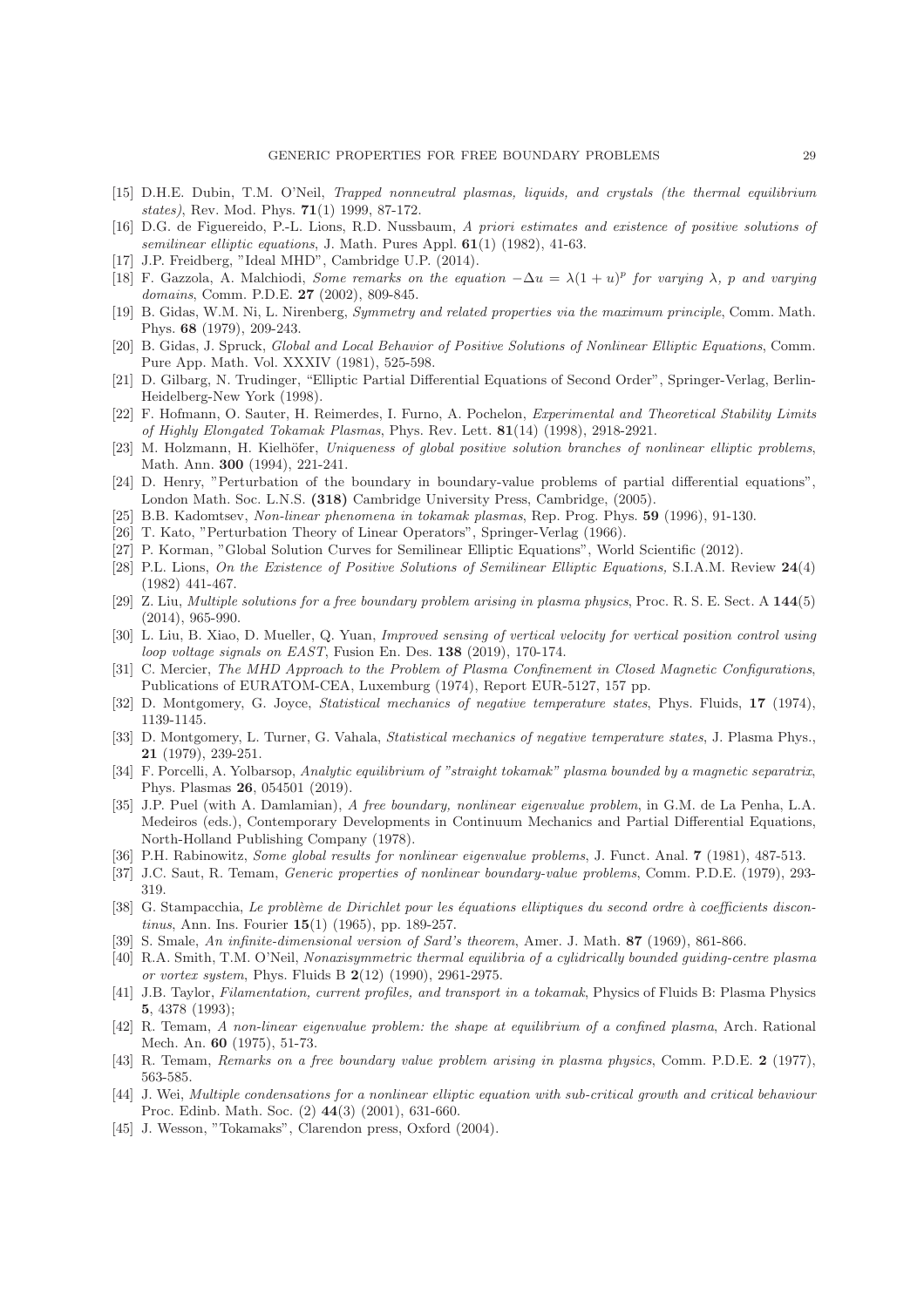[15] D.H.E. Dubin, T.M. O'Neil, *Trapped nonneutral plasmas, liquids, and crystals (the thermal equilibrium states)*, Rev. Mod. Phys. **71**(1) 1999, 87-172.

[16] D.G. de Figuereido, P.-L. Lions, R.D. Nussbaum, *A priori estimates and existence of positive solutions of semilinear elliptic equations*, J. Math. Pures Appl. **61**(1) (1982), 41-63.

[17] J.P. Freidberg, "Ideal MHD", Cambridge U.P. (2014).

[18] F. Gazzola, A. Malchiodi, *Some remarks on the equation $-\Delta u = \lambda(1+u)^p$ for varying $\lambda$, $p$ and varying domains*, Comm. P.D.E. **27** (2002), 809-845.

[19] B. Gidas, W.M. Ni, L. Nirenberg, *Symmetry and related properties via the maximum principle*, Comm. Math. Phys. **68** (1979), 209-243.

[20] B. Gidas, J. Spruck, *Global and Local Behavior of Positive Solutions of Nonlinear Elliptic Equations*, Comm. Pure App. Math. Vol. XXXIV (1981), 525-598.

[21] D. Gilbarg, N. Trudinger, "Elliptic Partial Differential Equations of Second Order", Springer-Verlag, Berlin-Heidelberg-New York (1998).

[22] F. Hofmann, O. Sauter, H. Reimerdes, I. Furno, A. Pochelon, *Experimental and Theoretical Stability Limits of Highly Elongated Tokamak Plasmas*, Phys. Rev. Lett. **81**(14) (1998), 2918-2921.

[23] M. Holzmann, H. Kielhöfer, *Uniqueness of global positive solution branches of nonlinear elliptic problems*, Math. Ann. **300** (1994), 221-241.

[24] D. Henry, "Perturbation of the boundary in boundary-value problems of partial differential equations", London Math. Soc. L.N.S. **(318)** Cambridge University Press, Cambridge, (2005).

[25] B.B. Kadomtsev, *Non-linear phenomena in tokamak plasmas*, Rep. Prog. Phys. **59** (1996), 91-130.

[26] T. Kato, "Perturbation Theory of Linear Operators", Springer-Verlag (1966).

[27] P. Korman, "Global Solution Curves for Semilinear Elliptic Equations", World Scientific (2012).

[28] P.L. Lions, *On the Existence of Positive Solutions of Semilinear Elliptic Equations*, S.I.A.M. Review **24**(4) (1982) 441-467.

[29] Z. Liu, *Multiple solutions for a free boundary problem arising in plasma physics*, Proc. R. S. E. Sect. A **144**(5) (2014), 965-990.

[30] L. Liu, B. Xiao, D. Mueller, Q. Yuan, *Improved sensing of vertical velocity for vertical position control using loop voltage signals on EAST*, Fusion En. Des. **138** (2019), 170-174.

[31] C. Mercier, *The MHD Approach to the Problem of Plasma Confinement in Closed Magnetic Configurations*, Publications of EURATOM-CEA, Luxemburg (1974), Report EUR-5127, 157 pp.

[32] D. Montgomery, G. Joyce, *Statistical mechanics of negative temperature states*, Phys. Fluids, **17** (1974), 1139-1145.

[33] D. Montgomery, L. Turner, G. Vahala, *Statistical mechanics of negative temperature states*, J. Plasma Phys., **21** (1979), 239-251.

[34] F. Porcelli, A. Yolbarsop, *Analytic equilibrium of "straight tokamak" plasma bounded by a magnetic separatrix*, Phys. Plasmas **26**, 054501 (2019).

[35] J.P. Puel (with A. Damlamian), *A free boundary, nonlinear eigenvalue problem*, in G.M. de La Penha, L.A. Medeiros (eds.), Contemporary Developments in Continuum Mechanics and Partial Differential Equations, North-Holland Publishing Company (1978).

[36] P.H. Rabinowitz, *Some global results for nonlinear eigenvalue problems*, J. Funct. Anal. **7** (1981), 487-513.

[37] J.C. Saut, R. Temam, *Generic properties of nonlinear boundary-value problems*, Comm. P.D.E. (1979), 293-319.

[38] G. Stampacchia, *Le problème de Dirichlet pour les équations elliptiques du second ordre à coefficients discontinus*, Ann. Ins. Fourier **15**(1) (1965), pp. 189-257.

[39] S. Smale, *An infinite-dimensional version of Sard's theorem*, Amer. J. Math. **87** (1969), 861-866.

[40] R.A. Smith, T.M. O'Neil, *Nonaxisymmetric thermal equilibria of a cylidrically bounded guiding-centre plasma or vortex system*, Phys. Fluids B **2**(12) (1990), 2961-2975.

[41] J.B. Taylor, *Filamentation, current profiles, and transport in a tokamak*, Physics of Fluids B: Plasma Physics **5**, 4378 (1993);

[42] R. Temam, *A non-linear eigenvalue problem: the shape at equilibrium of a confined plasma*, Arch. Rational Mech. An. **60** (1975), 51-73.

[43] R. Temam, *Remarks on a free boundary value problem arising in plasma physics*, Comm. P.D.E. **2** (1977), 563-585.

[44] J. Wei, *Multiple condensations for a nonlinear elliptic equation with sub-critical growth and critical behaviour* Proc. Edinb. Math. Soc. (2) **44**(3) (2001), 631-660.

[45] J. Wesson, "Tokamaks", Clarendon press, Oxford (2004).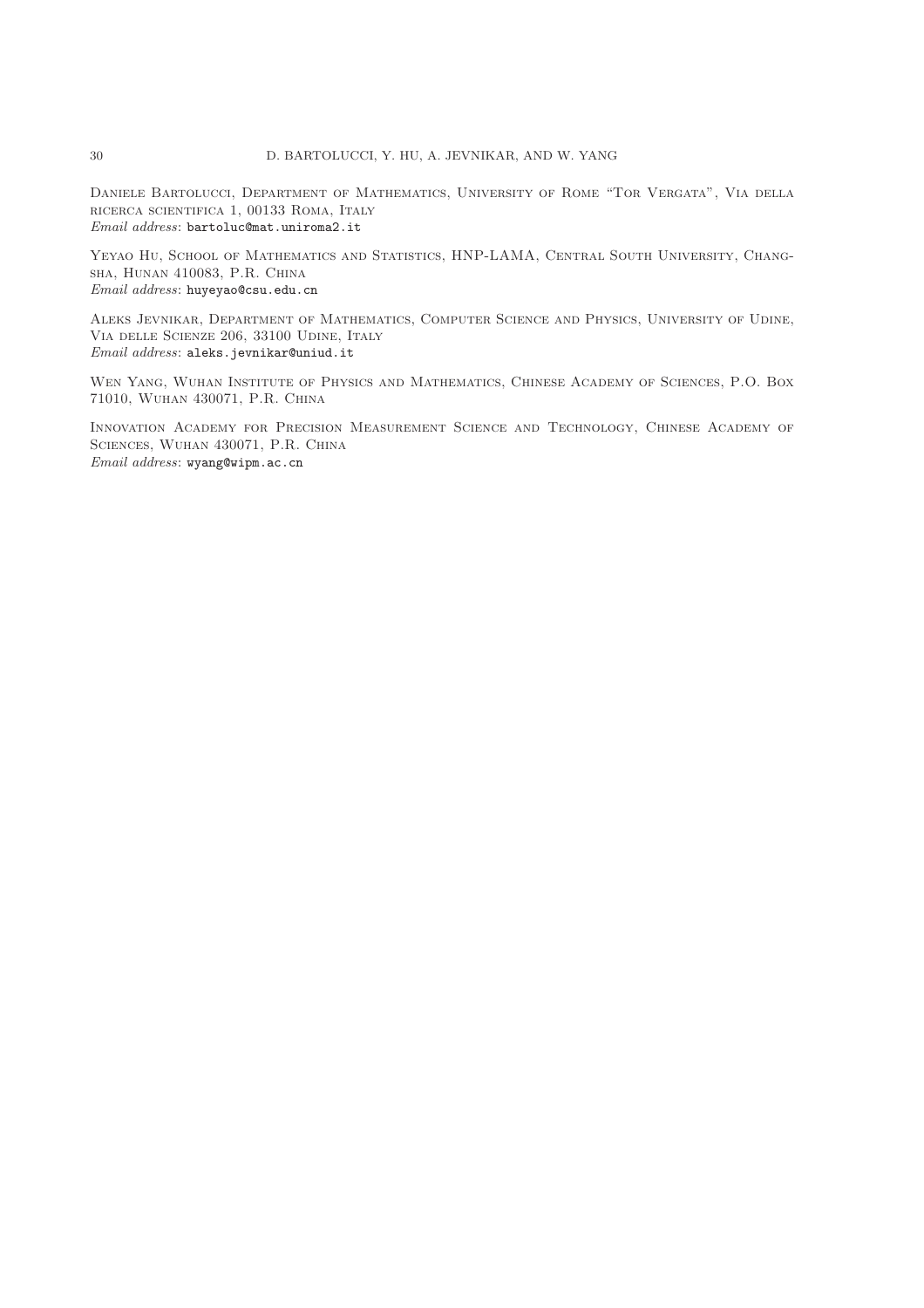Daniele Bartolucci, Department of Mathematics, University of Rome "Tor Vergata", Via della ricerca scientifica 1, 00133 Roma, Italy
*Email address*: bartoluc@mat.uniroma2.it

Yeyao Hu, School of Mathematics and Statistics, HNP-LAMA, Central South University, Changsha, Hunan 410083, P.R. China
*Email address*: huyeyao@csu.edu.cn

Aleks Jevnikar, Department of Mathematics, Computer Science and Physics, University of Udine, Via delle Scienze 206, 33100 Udine, Italy
*Email address*: aleks.jevnikar@uniud.it

Wen Yang, Wuhan Institute of Physics and Mathematics, Chinese Academy of Sciences, P.O. Box 71010, Wuhan 430071, P.R. China

Innovation Academy for Precision Measurement Science and Technology, Chinese Academy of Sciences, Wuhan 430071, P.R. China
*Email address*: wyang@wipm.ac.cn